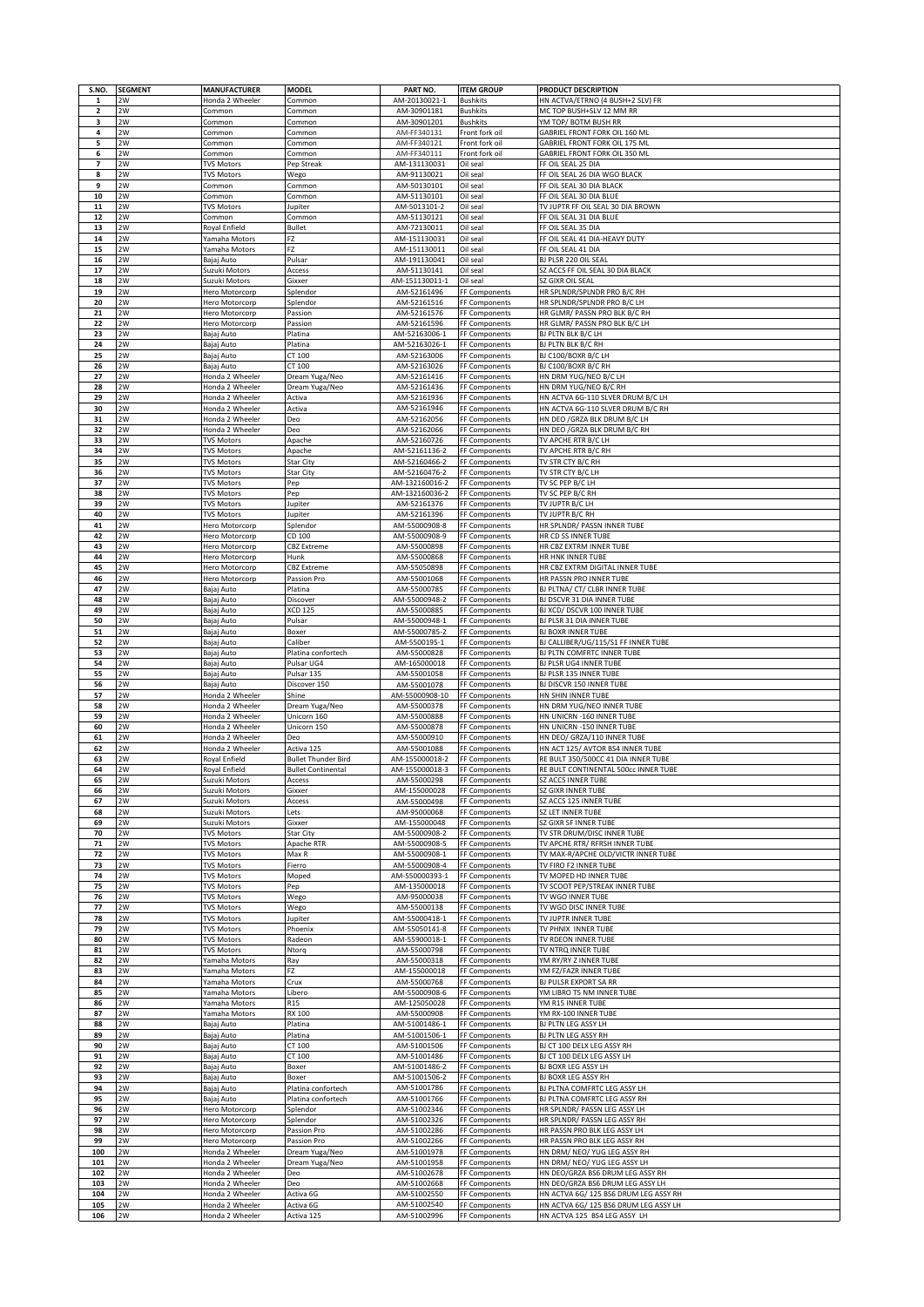| S.NO. | SEGMENT | MANUFACTURER | MODEL | PART NO. | ITEM GROUP | PRODUCT DESCRIPTION |
|---|---|---|---|---|---|---|
| 1 | 2W | Honda 2 Wheeler | Common | AM-20130021-1 | Bushkits | HN ACTVA/ETRNO (4 BUSH+2 SLV) FR |
| 2 | 2W | Common | Common | AM-30901181 | Bushkits | MC TOP BUSH+SLV 12 MM RR |
| 3 | 2W | Common | Common | AM-30901201 | Bushkits | YM TOP/ BOTM BUSH RR |
| 4 | 2W | Common | Common | AM-FF340131 | Front fork oil | GABRIEL FRONT FORK OIL 160 ML |
| 5 | 2W | Common | Common | AM-FF340121 | Front fork oil | GABRIEL FRONT FORK OIL 175 ML |
| 6 | 2W | Common | Common | AM-FF340111 | Front fork oil | GABRIEL FRONT FORK OIL 350 ML |
| 7 | 2W | TVS Motors | Pep Streak | AM-131130031 | Oil seal | FF OIL SEAL 25 DIA |
| 8 | 2W | TVS Motors | Wego | AM-91130021 | Oil seal | FF OIL SEAL 26 DIA WGO BLACK |
| 9 | 2W | Common | Common | AM-50130101 | Oil seal | FF OIL SEAL 30 DIA BLACK |
| 10 | 2W | Common | Common | AM-51130101 | Oil seal | FF OIL SEAL 30 DIA BLUE |
| 11 | 2W | TVS Motors | Jupiter | AM-5013101-2 | Oil seal | TV JUPTR FF OIL SEAL 30 DIA BROWN |
| 12 | 2W | Common | Common | AM-51130121 | Oil seal | FF OIL SEAL 31 DIA BLUE |
| 13 | 2W | Royal Enfield | Bullet | AM-72130011 | Oil seal | FF OIL SEAL 35 DIA |
| 14 | 2W | Yamaha Motors | FZ | AM-151130031 | Oil seal | FF OIL SEAL 41 DIA-HEAVY DUTY |
| 15 | 2W | Yamaha Motors | FZ | AM-151130011 | Oil seal | FF OIL SEAL 41 DIA |
| 16 | 2W | Bajaj Auto | Pulsar | AM-191130041 | Oil seal | BJ PLSR 220 OIL SEAL |
| 17 | 2W | Suzuki Motors | Access | AM-51130141 | Oil seal | SZ ACCS FF OIL SEAL 30 DIA BLACK |
| 18 | 2W | Suzuki Motors | Gixxer | AM-151130011-1 | Oil seal | SZ GIXR OIL SEAL |
| 19 | 2W | Hero Motorcorp | Splendor | AM-52161496 | FF Components | HR SPLNDR/SPLNDR PRO B/C RH |
| 20 | 2W | Hero Motorcorp | Splendor | AM-52161516 | FF Components | HR SPLNDR/SPLNDR PRO B/C LH |
| 21 | 2W | Hero Motorcorp | Passion | AM-52161576 | FF Components | HR GLMR/ PASSN PRO BLK B/C RH |
| 22 | 2W | Hero Motorcorp | Passion | AM-52161596 | FF Components | HR GLMR/ PASSN PRO BLK B/C LH |
| 23 | 2W | Bajaj Auto | Platina | AM-52163006-1 | FF Components | BJ PLTN BLK B/C LH |
| 24 | 2W | Bajaj Auto | Platina | AM-52163026-1 | FF Components | BJ PLTN BLK B/C RH |
| 25 | 2W | Bajaj Auto | CT 100 | AM-52163006 | FF Components | BJ C100/BOXR B/C LH |
| 26 | 2W | Bajaj Auto | CT 100 | AM-52163026 | FF Components | BJ C100/BOXR B/C RH |
| 27 | 2W | Honda 2 Wheeler | Dream Yuga/Neo | AM-52161416 | FF Components | HN DRM YUG/NEO B/C LH |
| 28 | 2W | Honda 2 Wheeler | Dream Yuga/Neo | AM-52161436 | FF Components | HN DRM YUG/NEO B/C RH |
| 29 | 2W | Honda 2 Wheeler | Activa | AM-52161936 | FF Components | HN ACTVA 6G-110 SLVER DRUM B/C LH |
| 30 | 2W | Honda 2 Wheeler | Activa | AM-52161946 | FF Components | HN ACTVA 6G-110 SLVER DRUM B/C RH |
| 31 | 2W | Honda 2 Wheeler | Deo | AM-52162056 | FF Components | HN DEO /GRZA BLK DRUM B/C LH |
| 32 | 2W | Honda 2 Wheeler | Deo | AM-52162066 | FF Components | HN DEO /GRZA BLK DRUM B/C RH |
| 33 | 2W | TVS Motors | Apache | AM-52160726 | FF Components | TV APCHE RTR B/C LH |
| 34 | 2W | TVS Motors | Apache | AM-52161136-2 | FF Components | TV APCHE RTR B/C RH |
| 35 | 2W | TVS Motors | Star City | AM-52160466-2 | FF Components | TV STR CTY B/C RH |
| 36 | 2W | TVS Motors | Star City | AM-52160476-2 | FF Components | TV STR CTY B/C LH |
| 37 | 2W | TVS Motors | Pep | AM-132160016-2 | FF Components | TV SC PEP B/C LH |
| 38 | 2W | TVS Motors | Pep | AM-132160036-2 | FF Components | TV SC PEP B/C RH |
| 39 | 2W | TVS Motors | Jupiter | AM-52161376 | FF Components | TV JUPTR B/C LH |
| 40 | 2W | TVS Motors | Jupiter | AM-52161396 | FF Components | TV JUPTR B/C RH |
| 41 | 2W | Hero Motorcorp | Splendor | AM-55000908-8 | FF Components | HR SPLNDR/ PASSN INNER TUBE |
| 42 | 2W | Hero Motorcorp | CD 100 | AM-55000908-9 | FF Components | HR CD SS INNER TUBE |
| 43 | 2W | Hero Motorcorp | CBZ Extreme | AM-55000898 | FF Components | HR CBZ EXTRM INNER TUBE |
| 44 | 2W | Hero Motorcorp | Hunk | AM-55000868 | FF Components | HR HNK INNER TUBE |
| 45 | 2W | Hero Motorcorp | CBZ Extreme | AM-55050898 | FF Components | HR CBZ EXTRM DIGITAL INNER TUBE |
| 46 | 2W | Hero Motorcorp | Passion Pro | AM-55001068 | FF Components | HR PASSN PRO INNER TUBE |
| 47 | 2W | Bajaj Auto | Platina | AM-55000785 | FF Components | BJ PLTNA/ CT/ CLBR INNER TUBE |
| 48 | 2W | Bajaj Auto | Discover | AM-55000948-2 | FF Components | BJ DSCVR 31 DIA INNER TUBE |
| 49 | 2W | Bajaj Auto | XCD 125 | AM-55000885 | FF Components | BJ XCD/ DSCVR 100 INNER TUBE |
| 50 | 2W | Bajaj Auto | Pulsar | AM-55000948-1 | FF Components | BJ PLSR 31 DIA INNER TUBE |
| 51 | 2W | Bajaj Auto | Boxer | AM-55000785-2 | FF Components | BJ BOXR INNER TUBE |
| 52 | 2W | Bajaj Auto | Caliber | AM-5500195-1 | FF Components | BJ CALLIBER/UG/115/S1 FF INNER TUBE |
| 53 | 2W | Bajaj Auto | Platina confortech | AM-55000828 | FF Components | BJ PLTN COMFRTC INNER TUBE |
| 54 | 2W | Bajaj Auto | Pulsar UG4 | AM-165000018 | FF Components | BJ PLSR UG4 INNER TUBE |
| 55 | 2W | Bajaj Auto | Pulsar 135 | AM-55001058 | FF Components | BJ PLSR 135 INNER TUBE |
| 56 | 2W | Bajaj Auto | Discover 150 | AM-55001078 | FF Components | BJ DISCVR 150 INNER TUBE |
| 57 | 2W | Honda 2 Wheeler | Shine | AM-55000908-10 | FF Components | HN SHIN INNER TUBE |
| 58 | 2W | Honda 2 Wheeler | Dream Yuga/Neo | AM-55000378 | FF Components | HN DRM YUG/NEO INNER TUBE |
| 59 | 2W | Honda 2 Wheeler | Unicorn 160 | AM-55000888 | FF Components | HN UNICRN -160 INNER TUBE |
| 60 | 2W | Honda 2 Wheeler | Unicorn 150 | AM-55000878 | FF Components | HN UNICRN -150 INNER TUBE |
| 61 | 2W | Honda 2 Wheeler | Deo | AM-55000910 | FF Components | HN DEO/ GRZA/110 INNER TUBE |
| 62 | 2W | Honda 2 Wheeler | Activa 125 | AM-55001088 | FF Components | HN ACT 125/ AVTOR BS4 INNER TUBE |
| 63 | 2W | Royal Enfield | Bullet Thunder Bird | AM-155000018-2 | FF Components | RE BULT 350/500CC 41 DIA INNER TUBE |
| 64 | 2W | Royal Enfield | Bullet Continental | AM-155000018-3 | FF Components | RE BULT CONTINENTAL 500cc INNER TUBE |
| 65 | 2W | Suzuki Motors | Access | AM-55000298 | FF Components | SZ ACCS INNER TUBE |
| 66 | 2W | Suzuki Motors | Gixxer | AM-155000028 | FF Components | SZ GIXR INNER TUBE |
| 67 | 2W | Suzuki Motors | Access | AM-55000498 | FF Components | SZ ACCS 125 INNER TUBE |
| 68 | 2W | Suzuki Motors | Lets | AM-95000068 | FF Components | SZ LET INNER TUBE |
| 69 | 2W | Suzuki Motors | Gixxer | AM-155000048 | FF Components | SZ GIXR SF INNER TUBE |
| 70 | 2W | TVS Motors | Star City | AM-55000908-2 | FF Components | TV STR DRUM/DISC INNER TUBE |
| 71 | 2W | TVS Motors | Apache RTR | AM-55000908-5 | FF Components | TV APCHE RTR/ RFRSH INNER TUBE |
| 72 | 2W | TVS Motors | Max R | AM-55000908-1 | FF Components | TV MAX-R/APCHE OLD/VICTR INNER TUBE |
| 73 | 2W | TVS Motors | Fierro | AM-55000908-4 | FF Components | TV FIRO F2 INNER TUBE |
| 74 | 2W | TVS Motors | Moped | AM-550000393-1 | FF Components | TV MOPED HD INNER TUBE |
| 75 | 2W | TVS Motors | Pep | AM-135000018 | FF Components | TV SCOOT PEP/STREAK INNER TUBE |
| 76 | 2W | TVS Motors | Wego | AM-95000038 | FF Components | TV WGO INNER TUBE |
| 77 | 2W | TVS Motors | Wego | AM-55000138 | FF Components | TV WGO DISC INNER TUBE |
| 78 | 2W | TVS Motors | Jupiter | AM-55000418-1 | FF Components | TV JUPTR INNER TUBE |
| 79 | 2W | TVS Motors | Phoenix | AM-55050141-8 | FF Components | TV PHNIX INNER TUBE |
| 80 | 2W | TVS Motors | Radeon | AM-55900018-1 | FF Components | TV RDEON INNER TUBE |
| 81 | 2W | TVS Motors | Ntorq | AM-55000798 | FF Components | TV NTRQ INNER TUBE |
| 82 | 2W | Yamaha Motors | Ray | AM-55000318 | FF Components | YM RY/RY Z INNER TUBE |
| 83 | 2W | Yamaha Motors | FZ | AM-155000018 | FF Components | YM FZ/FAZR INNER TUBE |
| 84 | 2W | Yamaha Motors | Crux | AM-55000768 | FF Components | BJ PULSR EXPORT SA RR |
| 85 | 2W | Yamaha Motors | Libero | AM-55000908-6 | FF Components | YM LIBRO T5 NM INNER TUBE |
| 86 | 2W | Yamaha Motors | R15 | AM-125050028 | FF Components | YM R15 INNER TUBE |
| 87 | 2W | Yamaha Motors | RX 100 | AM-55000908 | FF Components | YM RX-100 INNER TUBE |
| 88 | 2W | Bajaj Auto | Platina | AM-51001486-1 | FF Components | BJ PLTN LEG ASSY LH |
| 89 | 2W | Bajaj Auto | Platina | AM-51001506-1 | FF Components | BJ PLTN LEG ASSY RH |
| 90 | 2W | Bajaj Auto | CT 100 | AM-51001506 | FF Components | BJ CT 100 DELX LEG ASSY RH |
| 91 | 2W | Bajaj Auto | CT 100 | AM-51001486 | FF Components | BJ CT 100 DELX LEG ASSY LH |
| 92 | 2W | Bajaj Auto | Boxer | AM-51001486-2 | FF Components | BJ BOXR LEG ASSY LH |
| 93 | 2W | Bajaj Auto | Boxer | AM-51001506-2 | FF Components | BJ BOXR LEG ASSY RH |
| 94 | 2W | Bajaj Auto | Platina confortech | AM-51001786 | FF Components | BJ PLTNA COMFRTC LEG ASSY LH |
| 95 | 2W | Bajaj Auto | Platina confortech | AM-51001766 | FF Components | BJ PLTNA COMFRTC LEG ASSY RH |
| 96 | 2W | Hero Motorcorp | Splendor | AM-51002346 | FF Components | HR SPLNDR/ PASSN LEG ASSY LH |
| 97 | 2W | Hero Motorcorp | Splendor | AM-51002326 | FF Components | HR SPLNDR/ PASSN LEG ASSY RH |
| 98 | 2W | Hero Motorcorp | Passion Pro | AM-51002286 | FF Components | HR PASSN PRO BLK LEG ASSY LH |
| 99 | 2W | Hero Motorcorp | Passion Pro | AM-51002266 | FF Components | HR PASSN PRO BLK LEG ASSY RH |
| 100 | 2W | Honda 2 Wheeler | Dream Yuga/Neo | AM-51001978 | FF Components | HN DRM/ NEO/ YUG LEG ASSY RH |
| 101 | 2W | Honda 2 Wheeler | Dream Yuga/Neo | AM-51001958 | FF Components | HN DRM/ NEO/ YUG LEG ASSY LH |
| 102 | 2W | Honda 2 Wheeler | Deo | AM-51002678 | FF Components | HN DEO/GRZA BS6 DRUM LEG ASSY RH |
| 103 | 2W | Honda 2 Wheeler | Deo | AM-51002668 | FF Components | HN DEO/GRZA BS6 DRUM LEG ASSY LH |
| 104 | 2W | Honda 2 Wheeler | Activa 6G | AM-51002550 | FF Components | HN ACTVA 6G/ 125 BS6 DRUM LEG ASSY RH |
| 105 | 2W | Honda 2 Wheeler | Activa 6G | AM-51002540 | FF Components | HN ACTVA 6G/ 125 BS6 DRUM LEG ASSY LH |
| 106 | 2W | Honda 2 Wheeler | Activa 125 | AM-51002996 | FF Components | HN ACTVA 125 BS4 LEG ASSY LH |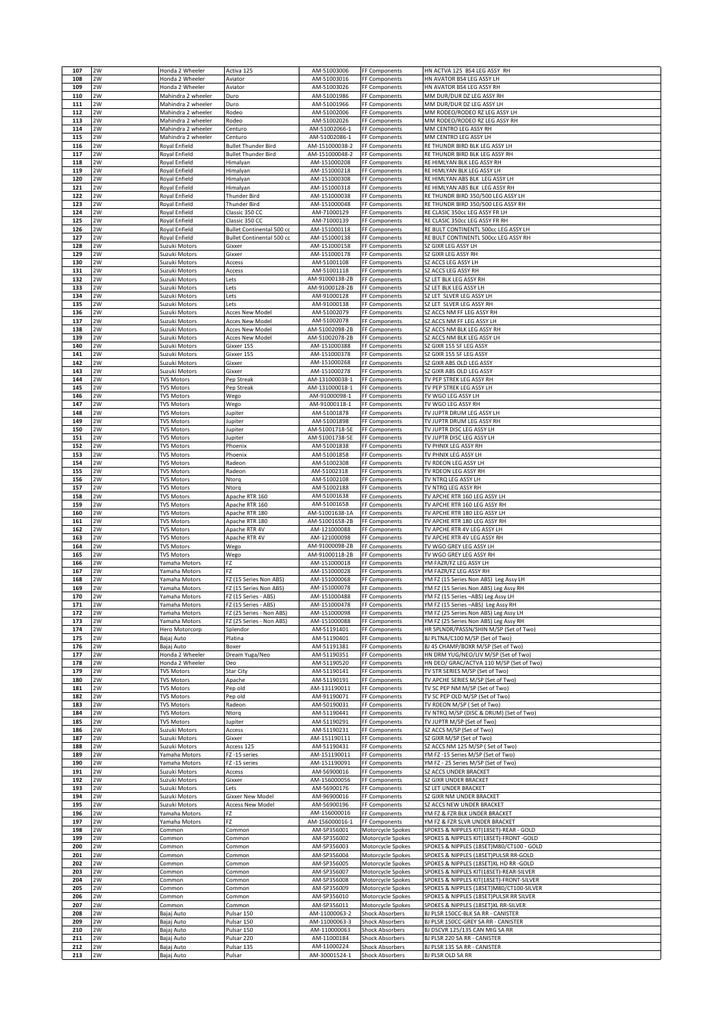| | | | | | | |
|---|---|---|---|---|---|---|
| 107 | 2W | Honda 2 Wheeler | Activa 125 | AM-51003006 | FF Components | HN ACTVA 125 BS4 LEG ASSY RH |
| 108 | 2W | Honda 2 Wheeler | Aviator | AM-51003016 | FF Components | HN AVATOR BS4 LEG ASSY LH |
| 109 | 2W | Honda 2 Wheeler | Aviator | AM-51003026 | FF Components | HN AVATOR BS4 LEG ASSY RH |
| 110 | 2W | Mahindra 2 wheeler | Duro | AM-51001986 | FF Components | MM DUR/DUR DZ LEG ASSY RH |
| 111 | 2W | Mahindra 2 wheeler | Duro | AM-51001966 | FF Components | MM DUR/DUR DZ LEG ASSY LH |
| 112 | 2W | Mahindra 2 wheeler | Rodeo | AM-51002006 | FF Components | MM RODEO/RODEO RZ LEG ASSY LH |
| 113 | 2W | Mahindra 2 wheeler | Rodeo | AM-51002026 | FF Components | MM RODEO/RODEO RZ LEG ASSY RH |
| 114 | 2W | Mahindra 2 wheeler | Centuro | AM-51002066-1 | FF Components | MM CENTRO LEG ASSY RH |
| 115 | 2W | Mahindra 2 wheeler | Centuro | AM-51002086-1 | FF Components | MM CENTRO LEG ASSY LH |
| 116 | 2W | Royal Enfield | Bullet Thunder Bird | AM-151000038-2 | FF Components | RE THUNDR BIRD BLK LEG ASSY LH |
| 117 | 2W | Royal Enfield | Bullet Thunder Bird | AM-151000048-2 | FF Components | RE THUNDR BIRD BLK LEG ASSY RH |
| 118 | 2W | Royal Enfield | Himalyan | AM-151000208 | FF Components | RE HIMLYAN BLK LEG ASSY RH |
| 119 | 2W | Royal Enfield | Himalyan | AM-151000218 | FF Components | RE HIMLYAN BLK LEG ASSY LH |
| 120 | 2W | Royal Enfield | Himalyan | AM-151000308 | FF Components | RE HIMLYAN ABS BLK LEG ASSY LH |
| 121 | 2W | Royal Enfield | Himalyan | AM-151000318 | FF Components | RE HIMLYAN ABS BLK LEG ASSY RH |
| 122 | 2W | Royal Enfield | Thunder Bird | AM-151000038 | FF Components | RE THUNDR BIRD 350/500 LEG ASSY LH |
| 123 | 2W | Royal Enfield | Thunder Bird | AM-151000048 | FF Components | RE THUNDR BIRD 350/500 LEG ASSY RH |
| 124 | 2W | Royal Enfield | Classic 350 CC | AM-71000129 | FF Components | RE CLASIC 350cc LEG ASSY FR LH |
| 125 | 2W | Royal Enfield | Classic 350 CC | AM-71000139 | FF Components | RE CLASIC 350cc LEG ASSY FR RH |
| 126 | 2W | Royal Enfield | Bullet Continental 500 cc | AM-151000118 | FF Components | RE BULT CONTINENTL 500cc LEG ASSY LH |
| 127 | 2W | Royal Enfield | Bullet Continental 500 cc | AM-151000138 | FF Components | RE BULT CONTINENTL 500cc LEG ASSY RH |
| 128 | 2W | Suzuki Motors | Gixxer | AM-151000158 | FF Components | SZ GIXR LEG ASSY LH |
| 129 | 2W | Suzuki Motors | Gixxer | AM-151000178 | FF Components | SZ GIXR LEG ASSY RH |
| 130 | 2W | Suzuki Motors | Access | AM-51001108 | FF Components | SZ ACCS LEG ASSY LH |
| 131 | 2W | Suzuki Motors | Access | AM-51001118 | FF Components | SZ ACCS LEG ASSY RH |
| 132 | 2W | Suzuki Motors | Lets | AM-91000138-2B | FF Components | SZ LET BLK LEG ASSY RH |
| 133 | 2W | Suzuki Motors | Lets | AM-91000128-2B | FF Components | SZ LET BLK LEG ASSY LH |
| 134 | 2W | Suzuki Motors | Lets | AM-91000128 | FF Components | SZ LET SLVER LEG ASSY LH |
| 135 | 2W | Suzuki Motors | Lets | AM-91000138 | FF Components | SZ LET SLVER LEG ASSY RH |
| 136 | 2W | Suzuki Motors | Acces New Model | AM-51002079 | FF Components | SZ ACCS NM FF LEG ASSY RH |
| 137 | 2W | Suzuki Motors | Acces New Model | AM-51002078 | FF Components | SZ ACCS NM FF LEG ASSY LH |
| 138 | 2W | Suzuki Motors | Acces New Model | AM-51002098-2B | FF Components | SZ ACCS NM BLK LEG ASSY RH |
| 139 | 2W | Suzuki Motors | Acces New Model | AM-51002078-2B | FF Components | SZ ACCS NM BLK LEG ASSY LH |
| 140 | 2W | Suzuki Motors | Gixxer 155 | AM-151000388 | FF Components | SZ GIXR 155 SF LEG ASSY |
| 141 | 2W | Suzuki Motors | Gixxer 155 | AM-151000378 | FF Components | SZ GIXR 155 SF LEG ASSY |
| 142 | 2W | Suzuki Motors | Gixxer | AM-151000268 | FF Components | SZ GIXR ABS OLD LEG ASSY |
| 143 | 2W | Suzuki Motors | Gixxer | AM-151000278 | FF Components | SZ GIXR ABS OLD LEG ASSY |
| 144 | 2W | TVS Motors | Pep Streak | AM-131000038-1 | FF Components | TV PEP STREK LEG ASSY RH |
| 145 | 2W | TVS Motors | Pep Streak | AM-131000018-1 | FF Components | TV PEP STREK LEG ASSY LH |
| 146 | 2W | TVS Motors | Wego | AM-91000098-1 | FF Components | TV WGO LEG ASSY LH |
| 147 | 2W | TVS Motors | Wego | AM-91000118-1 | FF Components | TV WGO LEG ASSY RH |
| 148 | 2W | TVS Motors | Jupiter | AM-51001878 | FF Components | TV JUPTR DRUM LEG ASSY LH |
| 149 | 2W | TVS Motors | Jupiter | AM-51001898 | FF Components | TV JUPTR DRUM LEG ASSY RH |
| 150 | 2W | TVS Motors | Jupiter | AM-51001718-5E | FF Components | TV JUPTR DISC LEG ASSY LH |
| 151 | 2W | TVS Motors | Jupiter | AM-51001738-5E | FF Components | TV JUPTR DISC LEG ASSY LH |
| 152 | 2W | TVS Motors | Phoenix | AM-51001838 | FF Components | TV PHNIX LEG ASSY RH |
| 153 | 2W | TVS Motors | Phoenix | AM-51001858 | FF Components | TV PHNIX LEG ASSY LH |
| 154 | 2W | TVS Motors | Radeon | AM-51002308 | FF Components | TV RDEON LEG ASSY LH |
| 155 | 2W | TVS Motors | Radeon | AM-51002318 | FF Components | TV RDEON LEG ASSY RH |
| 156 | 2W | TVS Motors | Ntorq | AM-51002108 | FF Components | TV NTRQ LEG ASSY LH |
| 157 | 2W | TVS Motors | Ntorq | AM-51002188 | FF Components | TV NTRQ LEG ASSY RH |
| 158 | 2W | TVS Motors | Apache RTR 160 | AM-51001638 | FF Components | TV APCHE RTR 160 LEG ASSY LH |
| 159 | 2W | TVS Motors | Apache RTR 160 | AM-51001658 | FF Components | TV APCHE RTR 160 LEG ASSY RH |
| 160 | 2W | TVS Motors | Apache RTR 180 | AM-51001638-1A | FF Components | TV APCHE RTR 180 LEG ASSY LH |
| 161 | 2W | TVS Motors | Apache RTR 180 | AM-51001658-2B | FF Components | TV APCHE RTR 180 LEG ASSY RH |
| 162 | 2W | TVS Motors | Apache RTR 4V | AM-121000088 | FF Components | TV APCHE RTR 4V LEG ASSY LH |
| 163 | 2W | TVS Motors | Apache RTR 4V | AM-121000098 | FF Components | TV APCHE RTR 4V LEG ASSY RH |
| 164 | 2W | TVS Motors | Wego | AM-91000098-2B | FF Components | TV WGO GREY LEG ASSY LH |
| 165 | 2W | TVS Motors | Wego | AM-91000118-2B | FF Components | TV WGO GREY LEG ASSY RH |
| 166 | 2W | Yamaha Motors | FZ | AM-151000018 | FF Components | YM FAZR/FZ LEG ASSY LH |
| 167 | 2W | Yamaha Motors | FZ | AM-151000028 | FF Components | YM FAZR/FZ LEG ASSY RH |
| 168 | 2W | Yamaha Motors | FZ (15 Series Non ABS) | AM-151000068 | FF Components | YM FZ (15 Series Non ABS) Leg Assy LH |
| 169 | 2W | Yamaha Motors | FZ (15 Series Non ABS) | AM-151000078 | FF Components | YM FZ (15 Series Non ABS) Leg Assy RH |
| 170 | 2W | Yamaha Motors | FZ (15 Series - ABS) | AM-151000488 | FF Components | YM FZ (15 Series –ABS) Leg Assy LH |
| 171 | 2W | Yamaha Motors | FZ (15 Series - ABS) | AM-151000478 | FF Components | YM FZ (15 Series –ABS) Leg Assy RH |
| 172 | 2W | Yamaha Motors | FZ (25 Series - Non ABS) | AM-151000098 | FF Components | YM FZ (25 Series Non ABS) Leg Assy LH |
| 173 | 2W | Yamaha Motors | FZ (25 Series - Non ABS) | AM-151000088 | FF Components | YM FZ (25 Series Non ABS) Leg Assy RH |
| 174 | 2W | Hero Motorcorp | Splendor | AM-51191401 | FF Components | HR SPLNDR/PASSN/SHIN M/SP (Set of Two) |
| 175 | 2W | Bajaj Auto | Platina | AM-51190401 | FF Components | BJ PLTNA/C100 M/SP (Set of Two) |
| 176 | 2W | Bajaj Auto | Boxer | AM-51191381 | FF Components | BJ 4S CHAMP/BOXR M/SP (Set of Two) |
| 177 | 2W | Honda 2 Wheeler | Dream Yuga/Neo | AM-51190351 | FF Components | HN DRM YUG/NEO/LIV M/SP (Set of Two) |
| 178 | 2W | Honda 2 Wheeler | Deo | AM-51190520 | FF Components | HN DEO/ GRAC/ACTVA 110 M/SP (Set of Two) |
| 179 | 2W | TVS Motors | Star City | AM-51190141 | FF Components | TV STR SERIES M/SP (Set of Two) |
| 180 | 2W | TVS Motors | Apache | AM-51190191 | FF Components | TV APCHE SERIES M/SP (Set of Two) |
| 181 | 2W | TVS Motors | Pep old | AM-131190011 | FF Components | TV SC PEP NM M/SP (Set of Two) |
| 182 | 2W | TVS Motors | Pep old | AM-91190071 | FF Components | TV SC PEP OLD M/SP (Set of Two) |
| 183 | 2W | TVS Motors | Radeon | AM-50190031 | FF Components | TV RDEON M/SP ( Set of Two) |
| 184 | 2W | TVS Motors | Ntorq | AM-51190441 | FF Components | TV NTRQ M/SP (DISC & DRUM) (Set of Two) |
| 185 | 2W | TVS Motors | Jupiter | AM-51190291 | FF Components | TV JUPTR M/SP (Set of Two) |
| 186 | 2W | Suzuki Motors | Access | AM-51190231 | FF Components | SZ ACCS M/SP (Set of Two) |
| 187 | 2W | Suzuki Motors | Gixxer | AM-151190111 | FF Components | SZ GIXR M/SP (Set of Two) |
| 188 | 2W | Suzuki Motors | Access 125 | AM-51190431 | FF Components | SZ ACCS NM 125 M/SP ( Set of Two) |
| 189 | 2W | Yamaha Motors | FZ -15 series | AM-151190011 | FF Components | YM FZ -15 Series M/SP (Set of Two) |
| 190 | 2W | Yamaha Motors | FZ -15 series | AM-151190091 | FF Components | YM FZ - 25 Series M/SP (Set of Two) |
| 191 | 2W | Suzuki Motors | Access | AM-56900016 | FF Components | SZ ACCS UNDER BRACKET |
| 192 | 2W | Suzuki Motors | Gixxer | AM-156000056 | FF Components | SZ GIXR UNDER BRACKET |
| 193 | 2W | Suzuki Motors | Lets | AM-56900176 | FF Components | SZ LET UNDER BRACKET |
| 194 | 2W | Suzuki Motors | Gixxer New Model | AM-96900016 | FF Components | SZ GIXR NM UNDER BRACKET |
| 195 | 2W | Suzuki Motors | Access New Model | AM-56900196 | FF Components | SZ ACCS NEW UNDER BRACKET |
| 196 | 2W | Yamaha Motors | FZ | AM-156000016 | FF Components | YM FZ & FZR BLK UNDER BRACKET |
| 197 | 2W | Yamaha Motors | FZ | AM-156000016-1 | FF Components | YM FZ & FZR SLVR UNDER BRACKET |
| 198 | 2W | Common | Common | AM-SP356001 | Motorcycle Spokes | SPOKES & NIPPLES KIT(18SET)-REAR - GOLD |
| 199 | 2W | Common | Common | AM-SP356002 | Motorcycle Spokes | SPOKES & NIPPLES KIT(18SET)-FRONT -GOLD |
| 200 | 2W | Common | Common | AM-SP356003 | Motorcycle Spokes | SPOKES & NIPPLES (18SET)M80/CT100 - GOLD |
| 201 | 2W | Common | Common | AM-SP356004 | Motorcycle Spokes | SPOKES & NIPPLES (18SET)PULSR RR-GOLD |
| 202 | 2W | Common | Common | AM-SP356005 | Motorcycle Spokes | SPOKES & NIPPLES (18SET)XL HD RR -GOLD |
| 203 | 2W | Common | Common | AM-SP356007 | Motorcycle Spokes | SPOKES & NIPPLES KIT(18SET)-REAR-SILVER |
| 204 | 2W | Common | Common | AM-SP356008 | Motorcycle Spokes | SPOKES & NIPPLES KIT(18SET)-FRONT-SILVER |
| 205 | 2W | Common | Common | AM-SP356009 | Motorcycle Spokes | SPOKES & NIPPLES (18SET)M80/CT100-SILVER |
| 206 | 2W | Common | Common | AM-SP356010 | Motorcycle Spokes | SPOKES & NIPPLES (18SET)PULSR RR SILVER |
| 207 | 2W | Common | Common | AM-SP356011 | Motorcycle Spokes | SPOKES & NIPPLES (18SET)XL RR-SILVER |
| 208 | 2W | Bajaj Auto | Pulsar 150 | AM-11000063-2 | Shock Absorbers | BJ PLSR 150CC-BLK SA RR - CANISTER |
| 209 | 2W | Bajaj Auto | Pulsar 150 | AM-11000063-3 | Shock Absorbers | BJ PLSR 150CC-GREY SA RR - CANISTER |
| 210 | 2W | Bajaj Auto | Pulsar 150 | AM-110000063 | Shock Absorbers | BJ DSCVR 125/135 CAN MIG SA RR |
| 211 | 2W | Bajaj Auto | Pulsar 220 | AM-11000184 | Shock Absorbers | BJ PLSR 220 SA RR - CANISTER |
| 212 | 2W | Bajaj Auto | Pulsar 135 | AM-11000224 | Shock Absorbers | BJ PLSR 135 SA RR - CANISTER |
| 213 | 2W | Bajaj Auto | Pulsar | AM-30001524-1 | Shock Absorbers | BJ PLSR OLD SA RR |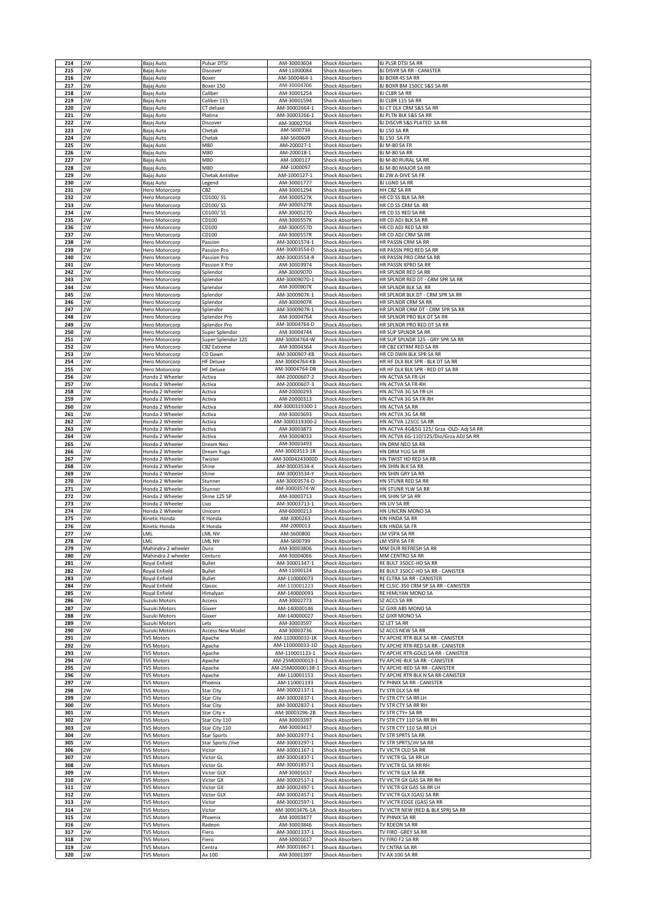| | | | | | | |
|---|---|---|---|---|---|---|
| 214 | 2W | Bajaj Auto | Pulsar DTSI | AM-30003604 | Shock Absorbers | BJ PLSR DTSI SA RR |
| 215 | 2W | Bajaj Auto | Discover | AM-11000084 | Shock Absorbers | BJ DISVR SA RR - CANISTER |
| 216 | 2W | Bajaj Auto | Boxer | AM-3000464-1 | Shock Absorbers | BJ BOXR 4S SA RR |
| 217 | 2W | Bajaj Auto | Boxer 150 | AM-30004706 | Shock Absorbers | BJ BOXR BM 150CC S&S SA RR |
| 218 | 2W | Bajaj Auto | Caliber | AM-30001254 | Shock Absorbers | BJ CLBR SA RR |
| 219 | 2W | Bajaj Auto | Caliber 115 | AM-30001594 | Shock Absorbers | BJ CLBR 115 SA RR |
| 220 | 2W | Bajaj Auto | CT deluxe | AM-30002664-1 | Shock Absorbers | BJ CT DLX CRM S&S SA RR |
| 221 | 2W | Bajaj Auto | Platina | AM-30003266-1 | Shock Absorbers | BJ PLTN BLK S&S SA RR |
| 222 | 2W | Bajaj Auto | Discover | AM-30002704 | Shock Absorbers | BJ DISCVR S&S PLATED SA RR |
| 223 | 2W | Bajaj Auto | Chetak | AM-5600734 | Shock Absorbers | BJ 150 SA RR |
| 224 | 2W | Bajaj Auto | Chetak | AM-5600609 | Shock Absorbers | BJ 150 SA FR |
| 225 | 2W | Bajaj Auto | M80 | AM-200027-1 | Shock Absorbers | BJ M-80 SA FR |
| 226 | 2W | Bajaj Auto | M80 | AM-200018-1 | Shock Absorbers | BJ M-80 SA RR |
| 227 | 2W | Bajaj Auto | M80 | AM-1000117 | Shock Absorbers | BJ M-80 RURAL SA RR |
| 228 | 2W | Bajaj Auto | M80 | AM-1000097 | Shock Absorbers | BJ M-80 MAJOR SA RR |
| 229 | 2W | Bajaj Auto | Chetak Antidive | AM-1000127-1 | Shock Absorbers | BJ 2W A-DIVE SA FR |
| 230 | 2W | Bajaj Auto | Legend | AM-30001777 | Shock Absorbers | BJ LGND SA RR |
| 231 | 2W | Hero Motorcorp | CBZ | AM-30001294 | Shock Absorbers | HH CBZ SA RR |
| 232 | 2W | Hero Motorcorp | CD100/ SS | AM-3000527K | Shock Absorbers | HR CD SS BLK SA RR |
| 233 | 2W | Hero Motorcorp | CD100/ SS | AM-3000527R | Shock Absorbers | HR CD SS CRM SA RR |
| 234 | 2W | Hero Motorcorp | CD100/ SS | AM-3000527D | Shock Absorbers | HR CD SS RED SA RR |
| 235 | 2W | Hero Motorcorp | CD100 | AM-3000557K | Shock Absorbers | HR CD ADJ BLK SA RR |
| 236 | 2W | Hero Motorcorp | CD100 | AM-3000557D | Shock Absorbers | HR CD ADJ RED SA RR |
| 237 | 2W | Hero Motorcorp | CD100 | AM-3000557R | Shock Absorbers | HR CD ADJ CRM SA RR |
| 238 | 2W | Hero Motorcorp | Passion | AM-30001574-1 | Shock Absorbers | HR PASSN CRM SA RR |
| 239 | 2W | Hero Motorcorp | Passion Pro | AM-30003554-D | Shock Absorbers | HR PASSN PRO RED SA RR |
| 240 | 2W | Hero Motorcorp | Passion Pro | AM-30003554-R | Shock Absorbers | HR PASSN PRO CRM SA RR |
| 241 | 2W | Hero Motorcorp | Passion X Pro | AM-30003974 | Shock Absorbers | HR PASSN XPRO SA RR |
| 242 | 2W | Hero Motorcorp | Splendor | AM-3000907D | Shock Absorbers | HR SPLNDR RED SA RR |
| 243 | 2W | Hero Motorcorp | Splendor | AM-3000907D-1 | Shock Absorbers | HR SPLNDR RED DT - CRM SPR SA RR |
| 244 | 2W | Hero Motorcorp | Splendor | AM-3000907K | Shock Absorbers | HR SPLNDR BLK SA RR |
| 245 | 2W | Hero Motorcorp | Splendor | AM-3000907K-1 | Shock Absorbers | HR SPLNDR BLK DT - CRM SPR SA RR |
| 246 | 2W | Hero Motorcorp | Splendor | AM-3000907R | Shock Absorbers | HR SPLNDR CRM SA RR |
| 247 | 2W | Hero Motorcorp | Splendor | AM-3000907R-1 | Shock Absorbers | HR SPLNDR CRM DT - CRM SPR SA RR |
| 248 | 2W | Hero Motorcorp | Splendor Pro | AM-30004764 | Shock Absorbers | HR SPLNDR PRO BLK DT SA RR |
| 249 | 2W | Hero Motorcorp | Splendor Pro | AM-30004764-D | Shock Absorbers | HR SPLNDR PRO RED DT SA RR |
| 250 | 2W | Hero Motorcorp | Super Splendor | AM-30004744 | Shock Absorbers | HR SUP SPLNDR SA RR |
| 251 | 2W | Hero Motorcorp | Super Splendor 125 | AM-30004764-W | Shock Absorbers | HR SUP SPLNDR 125 - GRY SPR SA RR |
| 252 | 2W | Hero Motorcorp | CBZ Extreme | AM-30004364 | Shock Absorbers | HR CBZ EXTRM RED SA RR |
| 253 | 2W | Hero Motorcorp | CD Dawn | AM-3000907-KB | Shock Absorbers | HR CD DWN BLK SPR SA RR |
| 254 | 2W | Hero Motorcorp | HF Deluxe | AM-30004764-KB | Shock Absorbers | HR HF DLX BLK SPR - BLK DT SA RR |
| 255 | 2W | Hero Motorcorp | HF Deluxe | AM-30004764-DB | Shock Absorbers | HR HF DLX BLK SPR - RED DT SA RR |
| 256 | 2W | Honda 2 Wheeler | Activa | AM-20000607-2 | Shock Absorbers | HN ACTVA SA FR-LH |
| 257 | 2W | Honda 2 Wheeler | Activa | AM-20000607-3 | Shock Absorbers | HN ACTVA SA FR-RH |
| 258 | 2W | Honda 2 Wheeler | Activa | AM-20000293 | Shock Absorbers | HN ACTVA 3G SA FR-LH |
| 259 | 2W | Honda 2 Wheeler | Activa | AM-20000313 | Shock Absorbers | HN ACTVA 3G SA FR-RH |
| 260 | 2W | Honda 2 Wheeler | Activa | AM-3000319300-1 | Shock Absorbers | HN ACTVA SA RR |
| 261 | 2W | Honda 2 Wheeler | Activa | AM-30003693 | Shock Absorbers | HN ACTVA 3G SA RR |
| 262 | 2W | Honda 2 Wheeler | Activa | AM-3000319300-2 | Shock Absorbers | HN ACTVA 125CC SA RR |
| 263 | 2W | Honda 2 Wheeler | Activa | AM-30003873 | Shock Absorbers | HN ACTVA 4G&5G 125/ Grza -OLD- Adj SA RR |
| 264 | 2W | Honda 2 Wheeler | Activa | AM-30004033 | Shock Absorbers | HN ACTVA 6G-110/125/Dio/Grza ADJ SA RR |
| 265 | 2W | Honda 2 Wheeler | Dream Neo | AM-30003493 | Shock Absorbers | HN DRM NEO SA RR |
| 266 | 2W | Honda 2 Wheeler | Dream Yuga | AM-30003513-1R | Shock Absorbers | HN DRM YUG SA RR |
| 267 | 2W | Honda 2 Wheeler | Twister | AM-30004243000D | Shock Absorbers | HN TWIST HD RED SA RR |
| 268 | 2W | Honda 2 Wheeler | Shine | AM-30003534-K | Shock Absorbers | HN SHIN BLK SA RR |
| 269 | 2W | Honda 2 Wheeler | Shine | AM-30003534-Y | Shock Absorbers | HN SHIN GRY SA RR |
| 270 | 2W | Honda 2 Wheeler | Stunner | AM-30003574-D | Shock Absorbers | HN STUNR RED SA RR |
| 271 | 2W | Honda 2 Wheeler | Stunner | AM-30003574-W | Shock Absorbers | HN STUNR YLW SA RR |
| 272 | 2W | Honda 2 Wheeler | Shine 125 SP | AM-30003713 | Shock Absorbers | HN SHIN SP SA RR |
| 273 | 2W | Honda 2 Wheeler | Livo | AM-30003713-1 | Shock Absorbers | HN LIV SA RR |
| 274 | 2W | Honda 2 Wheeler | Unicorn | AM-60000213 | Shock Absorbers | HN UNICRN MONO SA |
| 275 | 2W | Kinetic Honda | K Honda | AM-3000263 | Shock Absorbers | KIN HNDA SA RR |
| 276 | 2W | Kinetic Honda | K Honda | AM-2000013 | Shock Absorbers | KIN HNDA SA FR |
| 277 | 2W | LML | LML NV | AM-5600800 | Shock Absorbers | LM VSPA SA RR |
| 278 | 2W | LML | LML NV | AM-5600799 | Shock Absorbers | LM VSPA SA FR |
| 279 | 2W | Mahindra 2 wheeler | Duro | AM-30003806 | Shock Absorbers | MM DUR REFRESH SA RR |
| 280 | 2W | Mahindra 2 wheeler | Centuro | AM-30004066 | Shock Absorbers | MM CENTRO SA RR |
| 281 | 2W | Royal Enfield | Bullet | AM-30001347-1 | Shock Absorbers | RE BULT 350CC-HD SA RR |
| 282 | 2W | Royal Enfield | Bullet | AM-11000124 | Shock Absorbers | RE BULT 350CC-HD SA RR - CANISTER |
| 283 | 2W | Royal Enfield | Bullet | AM-110000073 | Shock Absorbers | RE ELTRA SA RR - CANISTER |
| 284 | 2W | Royal Enfield | Classic | AM-110001223 | Shock Absorbers | RE CLSIC-350 CRM SP SA RR - CANISTER |
| 285 | 2W | Royal Enfield | Himalyan | AM-140000093 | Shock Absorbers | RE HIMLYAN MONO SA |
| 286 | 2W | Suzuki Motors | Access | AM-30002773 | Shock Absorbers | SZ ACCS SA RR |
| 287 | 2W | Suzuki Motors | Gixxer | AM-140000146 | Shock Absorbers | SZ GIXR ABS MONO SA |
| 288 | 2W | Suzuki Motors | Gixxer | AM-140000027 | Shock Absorbers | SZ GIXR MONO SA |
| 289 | 2W | Suzuki Motors | Lets | AM-30003597 | Shock Absorbers | SZ LET SA RR |
| 290 | 2W | Suzuki Motors | Access New Model | AM-30003736 | Shock Absorbers | SZ ACCS NEW SA RR |
| 291 | 2W | TVS Motors | Apache | AM-110000033-1K | Shock Absorbers | TV APCHE RTR-BLK SA RR - CANISTER |
| 292 | 2W | TVS Motors | Apache | AM-110000033-1D | Shock Absorbers | TV APCHE RTR-RED SA RR - CANISTER |
| 293 | 2W | TVS Motors | Apache | AM-110001133-1 | Shock Absorbers | TV APCHE RTR-GOLD SA RR - CANISTER |
| 294 | 2W | TVS Motors | Apache | AM-25M0000013-1 | Shock Absorbers | TV APCHE-BLK SA RR - CANISTER |
| 295 | 2W | TVS Motors | Apache | AM-25M0000013R-1 | Shock Absorbers | TV APCHE-RED SA RR - CANISTER |
| 296 | 2W | TVS Motors | Apache | AM-110001153 | Shock Absorbers | TV APCHE RTR BLK N SA RR-CANISTER |
| 297 | 2W | TVS Motors | Phoenix | AM-110001193 | Shock Absorbers | TV PHNIX SA RR - CANISTER |
| 298 | 2W | TVS Motors | Star City | AM-30002137-1 | Shock Absorbers | TV STR DLX SA RR |
| 299 | 2W | TVS Motors | Star City | AM-30002637-1 | Shock Absorbers | TV STR CTY SA RR LH |
| 300 | 2W | TVS Motors | Star City | AM-30002837-1 | Shock Absorbers | TV STR CTY SA RR RH |
| 301 | 2W | TVS Motors | Star City + | AM-30003296-2B | Shock Absorbers | TV STR CTY+ SA RR |
| 302 | 2W | TVS Motors | Star City 110 | AM-30003397 | Shock Absorbers | TV STR CTY 110 SA RR RH |
| 303 | 2W | TVS Motors | Star City 110 | AM-30003417 | Shock Absorbers | TV STR CTY 110 SA RR LH |
| 304 | 2W | TVS Motors | Star Sports | AM-30002977-1 | Shock Absorbers | TV STR SPRTS SA RR |
| 305 | 2W | TVS Motors | Star Sports /Jive | AM-30003297-1 | Shock Absorbers | TV STR SPRTS/JIV SA RR |
| 306 | 2W | TVS Motors | Victor | AM-30001167-1 | Shock Absorbers | TV VICTR OLD SA RR |
| 307 | 2W | TVS Motors | Victor GL | AM-30001837-1 | Shock Absorbers | TV VICTR GL SA RR LH |
| 308 | 2W | TVS Motors | Victor GL | AM-30001857-1 | Shock Absorbers | TV VICTR GL SA RR RH |
| 309 | 2W | TVS Motors | Victor GLX | AM-30001637 | Shock Absorbers | TV VICTR GLX SA RR |
| 310 | 2W | TVS Motors | Victor GX | AM-30002517-1 | Shock Absorbers | TV VICTR GX GAS SA RR RH |
| 311 | 2W | TVS Motors | Victor GX | AM-30002497-1 | Shock Absorbers | TV VICTR GX GAS SA RR LH |
| 312 | 2W | TVS Motors | Victor GLX | AM-30002457-1 | Shock Absorbers | TV VICTR GLX (GAS) SA RR |
| 313 | 2W | TVS Motors | Victor | AM-30002597-1 | Shock Absorbers | TV VICTR EDGE (GAS) SA RR |
| 314 | 2W | TVS Motors | Victor | AM-30003476-1A | Shock Absorbers | TV VICTR NEW (RED & BLK SPR) SA RR |
| 315 | 2W | TVS Motors | Phoenix | AM-30003477 | Shock Absorbers | TV PHNIX SA RR |
| 316 | 2W | TVS Motors | Radeon | AM-30003846 | Shock Absorbers | TV RDEON SA RR |
| 317 | 2W | TVS Motors | Fiero | AM-30001337-1 | Shock Absorbers | TV FIRO -GREY SA RR |
| 318 | 2W | TVS Motors | Fiero | AM-30001617 | Shock Absorbers | TV FIRO F2 SA RR |
| 319 | 2W | TVS Motors | Centra | AM-30001667-1 | Shock Absorbers | TV CNTRA SA RR |
| 320 | 2W | TVS Motors | Ax 100 | AM-30001397 | Shock Absorbers | TV AX-100 SA RR |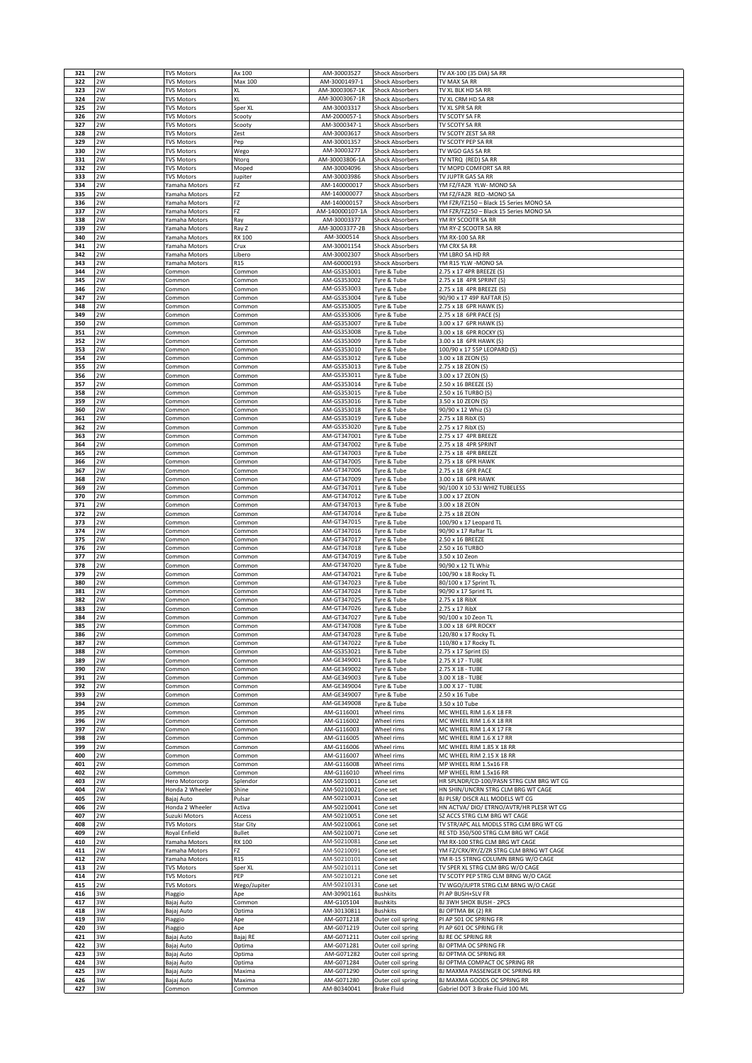| | | | | | | |
|---|---|---|---|---|---|---|
| 321 | 2W | TVS Motors | Ax 100 | AM-30003527 | Shock Absorbers | TV AX-100 (35 DIA) SA RR |
| 322 | 2W | TVS Motors | Max 100 | AM-30001497-1 | Shock Absorbers | TV MAX SA RR |
| 323 | 2W | TVS Motors | XL | AM-30003067-1K | Shock Absorbers | TV XL BLK HD SA RR |
| 324 | 2W | TVS Motors | XL | AM-30003067-1R | Shock Absorbers | TV XL CRM HD SA RR |
| 325 | 2W | TVS Motors | Sper XL | AM-30003317 | Shock Absorbers | TV XL SPR SA RR |
| 326 | 2W | TVS Motors | Scooty | AM-2000057-1 | Shock Absorbers | TV SCOTY SA FR |
| 327 | 2W | TVS Motors | Scooty | AM-3000347-1 | Shock Absorbers | TV SCOTY SA RR |
| 328 | 2W | TVS Motors | Zest | AM-30003617 | Shock Absorbers | TV SCOTY ZEST SA RR |
| 329 | 2W | TVS Motors | Pep | AM-30001357 | Shock Absorbers | TV SCOTY PEP SA RR |
| 330 | 2W | TVS Motors | Wego | AM-30003277 | Shock Absorbers | TV WGO GAS SA RR |
| 331 | 2W | TVS Motors | Ntorq | AM-30003806-1A | Shock Absorbers | TV NTRQ (RED) SA RR |
| 332 | 2W | TVS Motors | Moped | AM-30004096 | Shock Absorbers | TV MOPD COMFORT SA RR |
| 333 | 2W | TVS Motors | Jupiter | AM-30003986 | Shock Absorbers | TV JUPTR GAS SA RR |
| 334 | 2W | Yamaha Motors | FZ | AM-140000017 | Shock Absorbers | YM FZ/FAZR YLW- MONO SA |
| 335 | 2W | Yamaha Motors | FZ | AM-140000077 | Shock Absorbers | YM FZ/FAZR RED -MONO SA |
| 336 | 2W | Yamaha Motors | FZ | AM-140000157 | Shock Absorbers | YM FZR/FZ150 – Black 15 Series MONO SA |
| 337 | 2W | Yamaha Motors | FZ | AM-140000107-1A | Shock Absorbers | YM FZR/FZ250 – Black 15 Series MONO SA |
| 338 | 2W | Yamaha Motors | Ray | AM-30003377 | Shock Absorbers | YM RY SCOOTR SA RR |
| 339 | 2W | Yamaha Motors | Ray Z | AM-30003377-2B | Shock Absorbers | YM RY-Z SCOOTR SA RR |
| 340 | 2W | Yamaha Motors | RX 100 | AM-3000514 | Shock Absorbers | YM RX-100 SA RR |
| 341 | 2W | Yamaha Motors | Crux | AM-30001154 | Shock Absorbers | YM CRX SA RR |
| 342 | 2W | Yamaha Motors | Libero | AM-30002307 | Shock Absorbers | YM LBRO SA HD RR |
| 343 | 2W | Yamaha Motors | R15 | AM-60000193 | Shock Absorbers | YM R15 YLW -MONO SA |
| 344 | 2W | Common | Common | AM-GS353001 | Tyre & Tube | 2.75 x 17 4PR BREEZE (S) |
| 345 | 2W | Common | Common | AM-GS353002 | Tyre & Tube | 2.75 x 18 4PR SPRINT (S) |
| 346 | 2W | Common | Common | AM-GS353003 | Tyre & Tube | 2.75 x 18 4PR BREEZE (S) |
| 347 | 2W | Common | Common | AM-GS353004 | Tyre & Tube | 90/90 x 17 49P RAFTAR (S) |
| 348 | 2W | Common | Common | AM-GS353005 | Tyre & Tube | 2.75 x 18 6PR HAWK (S) |
| 349 | 2W | Common | Common | AM-GS353006 | Tyre & Tube | 2.75 x 18 6PR PACE (S) |
| 350 | 2W | Common | Common | AM-GS353007 | Tyre & Tube | 3.00 x 17 6PR HAWK (S) |
| 351 | 2W | Common | Common | AM-GS353008 | Tyre & Tube | 3.00 x 18 6PR ROCKY (S) |
| 352 | 2W | Common | Common | AM-GS353009 | Tyre & Tube | 3.00 x 18 6PR HAWK (S) |
| 353 | 2W | Common | Common | AM-GS353010 | Tyre & Tube | 100/90 x 17 55P LEOPARD (S) |
| 354 | 2W | Common | Common | AM-GS353012 | Tyre & Tube | 3.00 x 18 ZEON (S) |
| 355 | 2W | Common | Common | AM-GS353013 | Tyre & Tube | 2.75 x 18 ZEON (S) |
| 356 | 2W | Common | Common | AM-GS353011 | Tyre & Tube | 3.00 x 17 ZEON (S) |
| 357 | 2W | Common | Common | AM-GS353014 | Tyre & Tube | 2.50 x 16 BREEZE (S) |
| 358 | 2W | Common | Common | AM-GS353015 | Tyre & Tube | 2.50 x 16 TURBO (S) |
| 359 | 2W | Common | Common | AM-GS353016 | Tyre & Tube | 3.50 x 10 ZEON (S) |
| 360 | 2W | Common | Common | AM-GS353018 | Tyre & Tube | 90/90 x 12 Whiz (S) |
| 361 | 2W | Common | Common | AM-GS353019 | Tyre & Tube | 2.75 x 18 RibX (S) |
| 362 | 2W | Common | Common | AM-GS353020 | Tyre & Tube | 2.75 x 17 RibX (S) |
| 363 | 2W | Common | Common | AM-GT347001 | Tyre & Tube | 2.75 x 17 4PR BREEZE |
| 364 | 2W | Common | Common | AM-GT347002 | Tyre & Tube | 2.75 x 18 4PR SPRINT |
| 365 | 2W | Common | Common | AM-GT347003 | Tyre & Tube | 2.75 x 18 4PR BREEZE |
| 366 | 2W | Common | Common | AM-GT347005 | Tyre & Tube | 2.75 x 18 6PR HAWK |
| 367 | 2W | Common | Common | AM-GT347006 | Tyre & Tube | 2.75 x 18 6PR PACE |
| 368 | 2W | Common | Common | AM-GT347009 | Tyre & Tube | 3.00 x 18 6PR HAWK |
| 369 | 2W | Common | Common | AM-GT347011 | Tyre & Tube | 90/100 X 10 53J WHIZ TUBELESS |
| 370 | 2W | Common | Common | AM-GT347012 | Tyre & Tube | 3.00 x 17 ZEON |
| 371 | 2W | Common | Common | AM-GT347013 | Tyre & Tube | 3.00 x 18 ZEON |
| 372 | 2W | Common | Common | AM-GT347014 | Tyre & Tube | 2.75 x 18 ZEON |
| 373 | 2W | Common | Common | AM-GT347015 | Tyre & Tube | 100/90 x 17 Leopard TL |
| 374 | 2W | Common | Common | AM-GT347016 | Tyre & Tube | 90/90 x 17 Raftar TL |
| 375 | 2W | Common | Common | AM-GT347017 | Tyre & Tube | 2.50 x 16 BREEZE |
| 376 | 2W | Common | Common | AM-GT347018 | Tyre & Tube | 2.50 x 16 TURBO |
| 377 | 2W | Common | Common | AM-GT347019 | Tyre & Tube | 3.50 x 10 Zeon |
| 378 | 2W | Common | Common | AM-GT347020 | Tyre & Tube | 90/90 x 12 TL Whiz |
| 379 | 2W | Common | Common | AM-GT347021 | Tyre & Tube | 100/90 x 18 Rocky TL |
| 380 | 2W | Common | Common | AM-GT347023 | Tyre & Tube | 80/100 x 17 Sprint TL |
| 381 | 2W | Common | Common | AM-GT347024 | Tyre & Tube | 90/90 x 17 Sprint TL |
| 382 | 2W | Common | Common | AM-GT347025 | Tyre & Tube | 2.75 x 18 RibX |
| 383 | 2W | Common | Common | AM-GT347026 | Tyre & Tube | 2.75 x 17 RibX |
| 384 | 2W | Common | Common | AM-GT347027 | Tyre & Tube | 90/100 x 10 Zeon TL |
| 385 | 2W | Common | Common | AM-GT347008 | Tyre & Tube | 3.00 x 18 6PR ROCKY |
| 386 | 2W | Common | Common | AM-GT347028 | Tyre & Tube | 120/80 x 17 Rocky TL |
| 387 | 2W | Common | Common | AM-GT347022 | Tyre & Tube | 110/80 x 17 Rocky TL |
| 388 | 2W | Common | Common | AM-GS353021 | Tyre & Tube | 2.75 x 17 Sprint (S) |
| 389 | 2W | Common | Common | AM-GE349001 | Tyre & Tube | 2.75 X 17 - TUBE |
| 390 | 2W | Common | Common | AM-GE349002 | Tyre & Tube | 2.75 X 18 - TUBE |
| 391 | 2W | Common | Common | AM-GE349003 | Tyre & Tube | 3.00 X 18 - TUBE |
| 392 | 2W | Common | Common | AM-GE349004 | Tyre & Tube | 3.00 X 17 - TUBE |
| 393 | 2W | Common | Common | AM-GE349007 | Tyre & Tube | 2.50 x 16 Tube |
| 394 | 2W | Common | Common | AM-GE349008 | Tyre & Tube | 3.50 x 10 Tube |
| 395 | 2W | Common | Common | AM-G116001 | Wheel rims | MC WHEEL RIM 1.6 X 18 FR |
| 396 | 2W | Common | Common | AM-G116002 | Wheel rims | MC WHEEL RIM 1.6 X 18 RR |
| 397 | 2W | Common | Common | AM-G116003 | Wheel rims | MC WHEEL RIM 1.4 X 17 FR |
| 398 | 2W | Common | Common | AM-G116005 | Wheel rims | MC WHEEL RIM 1.6 X 17 RR |
| 399 | 2W | Common | Common | AM-G116006 | Wheel rims | MC WHEEL RIM 1.85 X 18 RR |
| 400 | 2W | Common | Common | AM-G116007 | Wheel rims | MC WHEEL RIM 2.15 X 18 RR |
| 401 | 2W | Common | Common | AM-G116008 | Wheel rims | MP WHEEL RIM 1.5x16 FR |
| 402 | 2W | Common | Common | AM-G116010 | Wheel rims | MP WHEEL RIM 1.5x16 RR |
| 403 | 2W | Hero Motorcorp | Splendor | AM-50210011 | Cone set | HR SPLNDR/CD-100/PASN STRG CLM BRG WT CG |
| 404 | 2W | Honda 2 Wheeler | Shine | AM-50210021 | Cone set | HN SHIN/UNCRN STRG CLM BRG WT CAGE |
| 405 | 2W | Bajaj Auto | Pulsar | AM-50210031 | Cone set | BJ PLSR/ DISCR ALL MODELS WT CG |
| 406 | 2W | Honda 2 Wheeler | Activa | AM-50210041 | Cone set | HN ACTVA/ DIO/ ETRNO/AVTR/HR PLESR WT CG |
| 407 | 2W | Suzuki Motors | Access | AM-50210051 | Cone set | SZ ACCS STRG CLM BRG WT CAGE |
| 408 | 2W | TVS Motors | Star City | AM-50210061 | Cone set | TV STR/APC ALL MODLS STRG CLM BRG WT CG |
| 409 | 2W | Royal Enfield | Bullet | AM-50210071 | Cone set | RE STD 350/500 STRG CLM BRG WT CAGE |
| 410 | 2W | Yamaha Motors | RX 100 | AM-50210081 | Cone set | YM RX-100 STRG CLM BRG WT CAGE |
| 411 | 2W | Yamaha Motors | FZ | AM-50210091 | Cone set | YM FZ/CRX/RY/Z/ZR STRG CLM BRG WT CAGE |
| 412 | 2W | Yamaha Motors | R15 | AM-50210101 | Cone set | YM R-15 STRNG COLUMN BRNG W/O CAGE |
| 413 | 2W | TVS Motors | Sper XL | AM-50210111 | Cone set | TV SPER XL STRG CLM BRG W/O CAGE |
| 414 | 2W | TVS Motors | PEP | AM-50210121 | Cone set | TV SCOTY PEP STRG CLM BRNG W/O CAGE |
| 415 | 2W | TVS Motors | Wego/Jupiter | AM-50210131 | Cone set | TV WGO/JUPTR STRG CLM BRNG W/O CAGE |
| 416 | 3W | Piaggio | Ape | AM-30901161 | Bushkits | PI AP BUSH+SLV FR |
| 417 | 3W | Bajaj Auto | Common | AM-G105104 | Bushkits | BJ 3WH SHOX BUSH - 2PCS |
| 418 | 3W | Bajaj Auto | Optima | AM-30130811 | Bushkits | BJ OPTMA BK (2) RR |
| 419 | 3W | Piaggio | Ape | AM-G071218 | Outer coil spring | PI AP 501 OC SPRING FR |
| 420 | 3W | Piaggio | Ape | AM-G071219 | Outer coil spring | PI AP 601 OC SPRING FR |
| 421 | 3W | Bajaj Auto | Bajaj RE | AM-G071211 | Outer coil spring | BJ RE OC SPRING RR |
| 422 | 3W | Bajaj Auto | Optima | AM-G071281 | Outer coil spring | BJ OPTMA OC SPRING FR |
| 423 | 3W | Bajaj Auto | Optima | AM-G071282 | Outer coil spring | BJ OPTMA OC SPRING RR |
| 424 | 3W | Bajaj Auto | Optima | AM-G071284 | Outer coil spring | BJ OPTMA COMPACT OC SPRING RR |
| 425 | 3W | Bajaj Auto | Maxima | AM-G071290 | Outer coil spring | BJ MAXMA PASSENGER OC SPRING RR |
| 426 | 3W | Bajaj Auto | Maxima | AM-G071280 | Outer coil spring | BJ MAXMA GOODS OC SPRING RR |
| 427 | 3W | Common | Common | AM-B0340041 | Brake Fluid | Gabriel DOT 3 Brake Fluid 100 ML |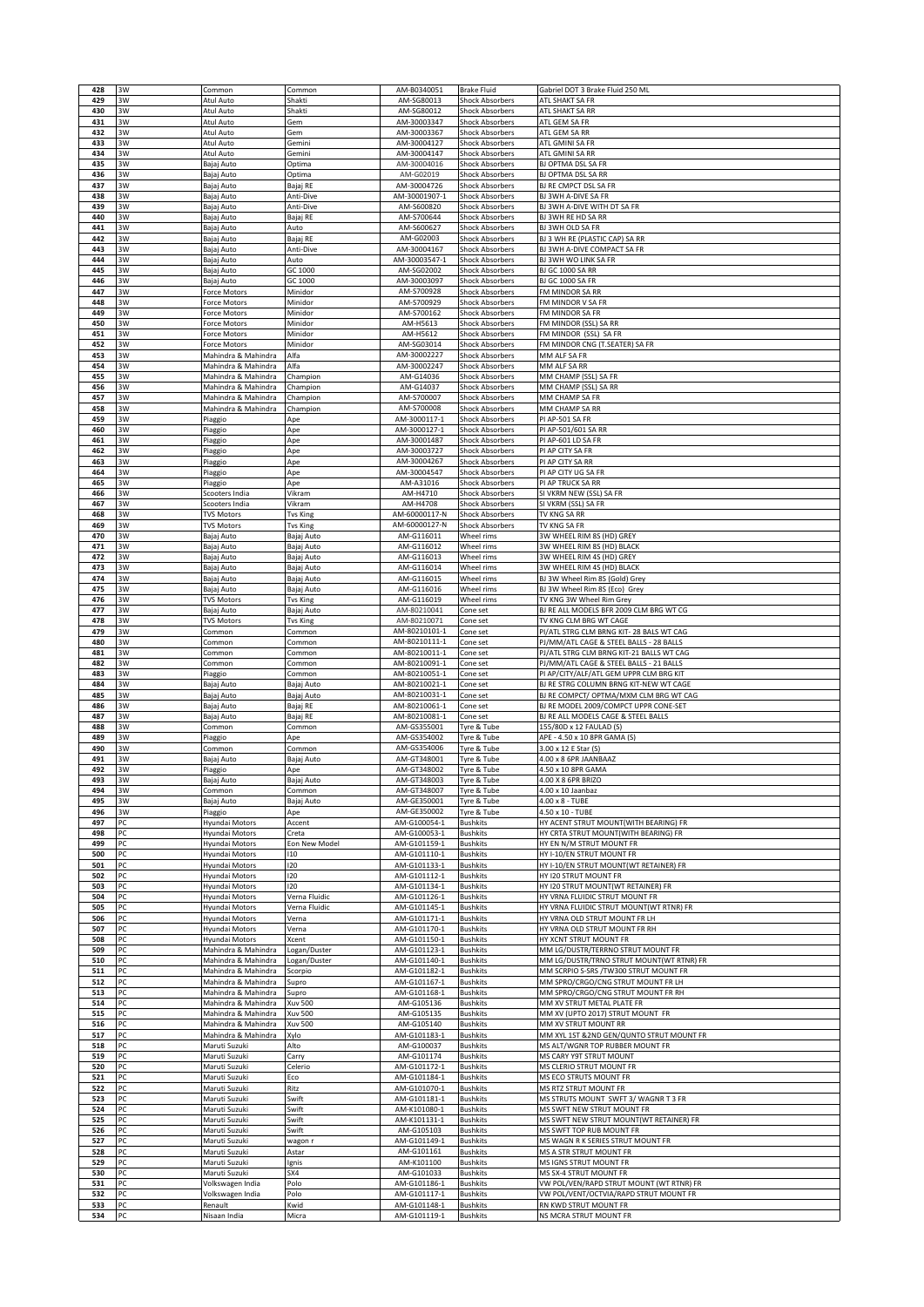| | | | | | | |
|---|---|---|---|---|---|---|
| 428 | 3W | Common | Common | AM-B0340051 | Brake Fluid | Gabriel DOT 3 Brake Fluid 250 ML |
| 429 | 3W | Atul Auto | Shakti | AM-SG80013 | Shock Absorbers | ATL SHAKT SA FR |
| 430 | 3W | Atul Auto | Shakti | AM-SG80012 | Shock Absorbers | ATL SHAKT SA RR |
| 431 | 3W | Atul Auto | Gem | AM-30003347 | Shock Absorbers | ATL GEM SA FR |
| 432 | 3W | Atul Auto | Gem | AM-30003367 | Shock Absorbers | ATL GEM SA RR |
| 433 | 3W | Atul Auto | Gemini | AM-30004127 | Shock Absorbers | ATL GMINI SA FR |
| 434 | 3W | Atul Auto | Gemini | AM-30004147 | Shock Absorbers | ATL GMINI SA RR |
| 435 | 3W | Bajaj Auto | Optima | AM-30004016 | Shock Absorbers | BJ OPTMA DSL SA FR |
| 436 | 3W | Bajaj Auto | Optima | AM-G02019 | Shock Absorbers | BJ OPTMA DSL SA RR |
| 437 | 3W | Bajaj Auto | Bajaj RE | AM-30004726 | Shock Absorbers | BJ RE CMPCT DSL SA FR |
| 438 | 3W | Bajaj Auto | Anti-Dive | AM-30001907-1 | Shock Absorbers | BJ 3WH A-DIVE SA FR |
| 439 | 3W | Bajaj Auto | Anti-Dive | AM-S600820 | Shock Absorbers | BJ 3WH A-DIVE WITH DT SA FR |
| 440 | 3W | Bajaj Auto | Bajaj RE | AM-S700644 | Shock Absorbers | BJ 3WH RE HD SA RR |
| 441 | 3W | Bajaj Auto | Auto | AM-S600627 | Shock Absorbers | BJ 3WH OLD SA FR |
| 442 | 3W | Bajaj Auto | Bajaj RE | AM-G02003 | Shock Absorbers | BJ 3 WH RE (PLASTIC CAP) SA RR |
| 443 | 3W | Bajaj Auto | Anti-Dive | AM-30004167 | Shock Absorbers | BJ 3WH A-DIVE COMPACT SA FR |
| 444 | 3W | Bajaj Auto | Auto | AM-30003547-1 | Shock Absorbers | BJ 3WH WO LINK SA FR |
| 445 | 3W | Bajaj Auto | GC 1000 | AM-SG02002 | Shock Absorbers | BJ GC 1000 SA RR |
| 446 | 3W | Bajaj Auto | GC 1000 | AM-30003097 | Shock Absorbers | BJ GC 1000 SA FR |
| 447 | 3W | Force Motors | Minidor | AM-S700928 | Shock Absorbers | FM MINDOR SA RR |
| 448 | 3W | Force Motors | Minidor | AM-S700929 | Shock Absorbers | FM MINDOR V SA FR |
| 449 | 3W | Force Motors | Minidor | AM-S700162 | Shock Absorbers | FM MINDOR SA FR |
| 450 | 3W | Force Motors | Minidor | AM-H5613 | Shock Absorbers | FM MINDOR (SSL) SA RR |
| 451 | 3W | Force Motors | Minidor | AM-H5612 | Shock Absorbers | FM MINDOR (SSL) SA FR |
| 452 | 3W | Force Motors | Minidor | AM-SG03014 | Shock Absorbers | FM MINDOR CNG (T.SEATER) SA FR |
| 453 | 3W | Mahindra & Mahindra | Alfa | AM-30002227 | Shock Absorbers | MM ALF SA FR |
| 454 | 3W | Mahindra & Mahindra | Alfa | AM-30002247 | Shock Absorbers | MM ALF SA RR |
| 455 | 3W | Mahindra & Mahindra | Champion | AM-G14036 | Shock Absorbers | MM CHAMP (SSL) SA FR |
| 456 | 3W | Mahindra & Mahindra | Champion | AM-G14037 | Shock Absorbers | MM CHAMP (SSL) SA RR |
| 457 | 3W | Mahindra & Mahindra | Champion | AM-S700007 | Shock Absorbers | MM CHAMP SA FR |
| 458 | 3W | Mahindra & Mahindra | Champion | AM-S700008 | Shock Absorbers | MM CHAMP SA RR |
| 459 | 3W | Piaggio | Ape | AM-3000117-1 | Shock Absorbers | PI AP-501 SA FR |
| 460 | 3W | Piaggio | Ape | AM-3000127-1 | Shock Absorbers | PI AP-501/601 SA RR |
| 461 | 3W | Piaggio | Ape | AM-30001487 | Shock Absorbers | PI AP-601 LD SA FR |
| 462 | 3W | Piaggio | Ape | AM-30003727 | Shock Absorbers | PI AP CITY SA FR |
| 463 | 3W | Piaggio | Ape | AM-30004267 | Shock Absorbers | PI AP CITY SA RR |
| 464 | 3W | Piaggio | Ape | AM-30004547 | Shock Absorbers | PI AP CITY UG SA FR |
| 465 | 3W | Piaggio | Ape | AM-A31016 | Shock Absorbers | PI AP TRUCK SA RR |
| 466 | 3W | Scooters India | Vikram | AM-H4710 | Shock Absorbers | SI VKRM NEW (SSL) SA FR |
| 467 | 3W | Scooters India | Vikram | AM-H4708 | Shock Absorbers | SI VKRM (SSL) SA FR |
| 468 | 3W | TVS Motors | Tvs King | AM-60000117-N | Shock Absorbers | TV KNG SA RR |
| 469 | 3W | TVS Motors | Tvs King | AM-60000127-N | Shock Absorbers | TV KNG SA FR |
| 470 | 3W | Bajaj Auto | Bajaj Auto | AM-G116011 | Wheel rims | 3W WHEEL RIM 8S (HD) GREY |
| 471 | 3W | Bajaj Auto | Bajaj Auto | AM-G116012 | Wheel rims | 3W WHEEL RIM 8S (HD) BLACK |
| 472 | 3W | Bajaj Auto | Bajaj Auto | AM-G116013 | Wheel rims | 3W WHEEL RIM 4S (HD) GREY |
| 473 | 3W | Bajaj Auto | Bajaj Auto | AM-G116014 | Wheel rims | 3W WHEEL RIM 4S (HD) BLACK |
| 474 | 3W | Bajaj Auto | Bajaj Auto | AM-G116015 | Wheel rims | BJ 3W Wheel Rim 8S (Gold) Grey |
| 475 | 3W | Bajaj Auto | Bajaj Auto | AM-G116016 | Wheel rims | BJ 3W Wheel Rim 8S (Eco) Grey |
| 476 | 3W | TVS Motors | Tvs King | AM-G116019 | Wheel rims | TV KNG 3W Wheel Rim Grey |
| 477 | 3W | Bajaj Auto | Bajaj Auto | AM-80210041 | Cone set | BJ RE ALL MODELS BFR 2009 CLM BRG WT CG |
| 478 | 3W | TVS Motors | Tvs King | AM-80210071 | Cone set | TV KNG CLM BRG WT CAGE |
| 479 | 3W | Common | Common | AM-80210101-1 | Cone set | PI/ATL STRG CLM BRNG KIT- 28 BALS WT CAG |
| 480 | 3W | Common | Common | AM-80210111-1 | Cone set | PJ/MM/ATL CAGE & STEEL BALLS - 28 BALLS |
| 481 | 3W | Common | Common | AM-80210011-1 | Cone set | PJ/ATL STRG CLM BRNG KIT-21 BALLS WT CAG |
| 482 | 3W | Common | Common | AM-80210091-1 | Cone set | PJ/MM/ATL CAGE & STEEL BALLS - 21 BALLS |
| 483 | 3W | Piaggio | Common | AM-80210051-1 | Cone set | PI AP/CITY/ALF/ATL GEM UPPR CLM BRG KIT |
| 484 | 3W | Bajaj Auto | Bajaj Auto | AM-80210021-1 | Cone set | BJ RE STRG COLUMN BRNG KIT-NEW WT CAGE |
| 485 | 3W | Bajaj Auto | Bajaj Auto | AM-80210031-1 | Cone set | BJ RE COMPCT/ OPTMA/MXM CLM BRG WT CAG |
| 486 | 3W | Bajaj Auto | Bajaj RE | AM-80210061-1 | Cone set | BJ RE MODEL 2009/COMPCT UPPR CONE-SET |
| 487 | 3W | Bajaj Auto | Bajaj RE | AM-80210081-1 | Cone set | BJ RE ALL MODELS CAGE & STEEL BALLS |
| 488 | 3W | Common | Common | AM-GS355001 | Tyre & Tube | 155/80D x 12 FAULAD (S) |
| 489 | 3W | Piaggio | Ape | AM-GS354002 | Tyre & Tube | APE - 4.50 x 10 8PR GAMA (S) |
| 490 | 3W | Common | Common | AM-GS354006 | Tyre & Tube | 3.00 x 12 E Star (S) |
| 491 | 3W | Bajaj Auto | Bajaj Auto | AM-GT348001 | Tyre & Tube | 4.00 x 8 6PR JAANBAAZ |
| 492 | 3W | Piaggio | Ape | AM-GT348002 | Tyre & Tube | 4.50 x 10 8PR GAMA |
| 493 | 3W | Bajaj Auto | Bajaj Auto | AM-GT348003 | Tyre & Tube | 4.00 X 8 6PR BRIZO |
| 494 | 3W | Common | Common | AM-GT348007 | Tyre & Tube | 4.00 x 10 Jaanbaz |
| 495 | 3W | Bajaj Auto | Bajaj Auto | AM-GE350001 | Tyre & Tube | 4.00 x 8 - TUBE |
| 496 | 3W | Piaggio | Ape | AM-GE350002 | Tyre & Tube | 4.50 x 10 - TUBE |
| 497 | PC | Hyundai Motors | Accent | AM-G100054-1 | Bushkits | HY ACENT STRUT MOUNT(WITH BEARING) FR |
| 498 | PC | Hyundai Motors | Creta | AM-G100053-1 | Bushkits | HY CRTA STRUT MOUNT(WITH BEARING) FR |
| 499 | PC | Hyundai Motors | Eon New Model | AM-G101159-1 | Bushkits | HY EN N/M STRUT MOUNT FR |
| 500 | PC | Hyundai Motors | I10 | AM-G101110-1 | Bushkits | HY I-10/EN STRUT MOUNT FR |
| 501 | PC | Hyundai Motors | I20 | AM-G101133-1 | Bushkits | HY I-10/EN STRUT MOUNT(WT RETAINER) FR |
| 502 | PC | Hyundai Motors | I20 | AM-G101112-1 | Bushkits | HY I20 STRUT MOUNT FR |
| 503 | PC | Hyundai Motors | I20 | AM-G101134-1 | Bushkits | HY I20 STRUT MOUNT(WT RETAINER) FR |
| 504 | PC | Hyundai Motors | Verna Fluidic | AM-G101126-1 | Bushkits | HY VRNA FLUIDIC STRUT MOUNT FR |
| 505 | PC | Hyundai Motors | Verna Fluidic | AM-G101145-1 | Bushkits | HY VRNA FLUIDIC STRUT MOUNT(WT RTNR) FR |
| 506 | PC | Hyundai Motors | Verna | AM-G101171-1 | Bushkits | HY VRNA OLD STRUT MOUNT FR LH |
| 507 | PC | Hyundai Motors | Verna | AM-G101170-1 | Bushkits | HY VRNA OLD STRUT MOUNT FR RH |
| 508 | PC | Hyundai Motors | Xcent | AM-G101150-1 | Bushkits | HY XCNT STRUT MOUNT FR |
| 509 | PC | Mahindra & Mahindra | Logan/Duster | AM-G101123-1 | Bushkits | MM LG/DUSTR/TERRNO STRUT MOUNT FR |
| 510 | PC | Mahindra & Mahindra | Logan/Duster | AM-G101140-1 | Bushkits | MM LG/DUSTR/TRNO STRUT MOUNT(WT RTNR) FR |
| 511 | PC | Mahindra & Mahindra | Scorpio | AM-G101182-1 | Bushkits | MM SCRPIO S-SRS /TW300 STRUT MOUNT FR |
| 512 | PC | Mahindra & Mahindra | Supro | AM-G101167-1 | Bushkits | MM SPRO/CRGO/CNG STRUT MOUNT FR LH |
| 513 | PC | Mahindra & Mahindra | Supro | AM-G101168-1 | Bushkits | MM SPRO/CRGO/CNG STRUT MOUNT FR RH |
| 514 | PC | Mahindra & Mahindra | Xuv 500 | AM-G105136 | Bushkits | MM XV STRUT METAL PLATE FR |
| 515 | PC | Mahindra & Mahindra | Xuv 500 | AM-G105135 | Bushkits | MM XV (UPTO 2017) STRUT MOUNT FR |
| 516 | PC | Mahindra & Mahindra | Xuv 500 | AM-G105140 | Bushkits | MM XV STRUT MOUNT RR |
| 517 | PC | Mahindra & Mahindra | Xylo | AM-G101183-1 | Bushkits | MM XYL 1ST &2ND GEN/QUNTO STRUT MOUNT FR |
| 518 | PC | Maruti Suzuki | Alto | AM-G100037 | Bushkits | MS ALT/WGNR TOP RUBBER MOUNT FR |
| 519 | PC | Maruti Suzuki | Carry | AM-G101174 | Bushkits | MS CARY Y9T STRUT MOUNT |
| 520 | PC | Maruti Suzuki | Celerio | AM-G101172-1 | Bushkits | MS CLERIO STRUT MOUNT FR |
| 521 | PC | Maruti Suzuki | Eco | AM-G101184-1 | Bushkits | MS ECO STRUTS MOUNT FR |
| 522 | PC | Maruti Suzuki | Ritz | AM-G101070-1 | Bushkits | MS RTZ STRUT MOUNT FR |
| 523 | PC | Maruti Suzuki | Swift | AM-G101181-1 | Bushkits | MS STRUTS MOUNT SWFT 3/ WAGNR T 3 FR |
| 524 | PC | Maruti Suzuki | Swift | AM-K101080-1 | Bushkits | MS SWFT NEW STRUT MOUNT FR |
| 525 | PC | Maruti Suzuki | Swift | AM-K101131-1 | Bushkits | MS SWFT NEW STRUT MOUNT(WT RETAINER) FR |
| 526 | PC | Maruti Suzuki | Swift | AM-G105103 | Bushkits | MS SWFT TOP RUB MOUNT FR |
| 527 | PC | Maruti Suzuki | wagon r | AM-G101149-1 | Bushkits | MS WAGN R K SERIES STRUT MOUNT FR |
| 528 | PC | Maruti Suzuki | Astar | AM-G101161 | Bushkits | MS A STR STRUT MOUNT FR |
| 529 | PC | Maruti Suzuki | Ignis | AM-K101100 | Bushkits | MS IGNS STRUT MOUNT FR |
| 530 | PC | Maruti Suzuki | SX4 | AM-G101033 | Bushkits | MS SX-4 STRUT MOUNT FR |
| 531 | PC | Volkswagen India | Polo | AM-G101186-1 | Bushkits | VW POL/VEN/RAPD STRUT MOUNT (WT RTNR) FR |
| 532 | PC | Volkswagen India | Polo | AM-G101117-1 | Bushkits | VW POL/VENT/OCTVIA/RAPD STRUT MOUNT FR |
| 533 | PC | Renault | Kwid | AM-G101148-1 | Bushkits | RN KWD STRUT MOUNT FR |
| 534 | PC | Nisaan India | Micra | AM-G101119-1 | Bushkits | NS MCRA STRUT MOUNT FR |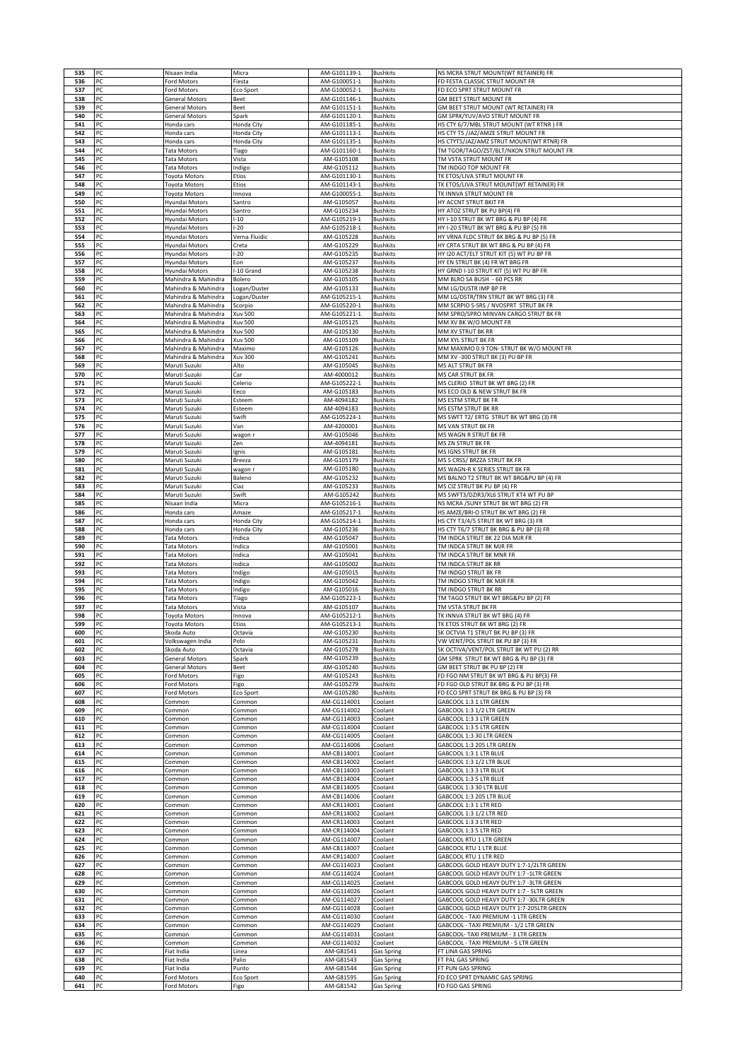| | | | | | | |
|---|---|---|---|---|---|---|
| 535 | PC | Nisaan India | Micra | AM-G101139-1 | Bushkits | NS MCRA STRUT MOUNT(WT RETAINER) FR |
| 536 | PC | Ford Motors | Fiesta | AM-G100051-1 | Bushkits | FD FESTA CLASSIC STRUT MOUNT FR |
| 537 | PC | Ford Motors | Eco Sport | AM-G100052-1 | Bushkits | FD ECO SPRT STRUT MOUNT FR |
| 538 | PC | General Motors | Beet | AM-G101146-1 | Bushkits | GM BEET STRUT MOUNT FR |
| 539 | PC | General Motors | Beet | AM-G101151-1 | Bushkits | GM BEET STRUT MOUNT (WT RETAINER) FR |
| 540 | PC | General Motors | Spark | AM-G101120-1 | Bushkits | GM SPRK/YUV/AVO STRUT MOUNT FR |
| 541 | PC | Honda cars | Honda City | AM-G101185-1 | Bushkits | HS CTY 6/7/MBL STRUT MOUNT (WT RTNR ) FR |
| 542 | PC | Honda cars | Honda City | AM-G101113-1 | Bushkits | HS CTY T5 /JAZ/AMZE STRUT MOUNT FR |
| 543 | PC | Honda cars | Honda City | AM-G101135-1 | Bushkits | HS CTYT5/JAZ/AMZ STRUT MOUNT(WT RTNR) FR |
| 544 | PC | Tata Motors | Tiago | AM-G101160-1 | Bushkits | TM TGOR/TAGO/ZST/BLT/NXON STRUT MOUNT FR |
| 545 | PC | Tata Motors | Vista | AM-G105108 | Bushkits | TM VSTA STRUT MOUNT FR |
| 546 | PC | Tata Motors | Indigo | AM-G105112 | Bushkits | TM INDGO TOP MOUNT FR |
| 547 | PC | Toyota Motors | Etios | AM-G101130-1 | Bushkits | TK ETOS/LIVA STRUT MOUNT FR |
| 548 | PC | Toyota Motors | Etios | AM-G101143-1 | Bushkits | TK ETOS/LIVA STRUT MOUNT(WT RETAINER) FR |
| 549 | PC | Toyota Motors | Innova | AM-G100055-1 | Bushkits | TK INNVA STRUT MOUNT FR |
| 550 | PC | Hyundai Motors | Santro | AM-G105057 | Bushkits | HY ACCNT STRUT BKIT FR |
| 551 | PC | Hyundai Motors | Santro | AM-G105234 | Bushkits | HY ATOZ STRUT BK PU BP(4) FR |
| 552 | PC | Hyundai Motors | I-10 | AM-G105219-1 | Bushkits | HY I-10 STRUT BK WT BRG & PU BP (4) FR |
| 553 | PC | Hyundai Motors | I-20 | AM-G105218-1 | Bushkits | HY I-20 STRUT BK WT BRG & PU BP (5) FR |
| 554 | PC | Hyundai Motors | Verna Fluidic | AM-G105228 | Bushkits | HY VRNA FLDC STRUT BK BRG & PU BP (5) FR |
| 555 | PC | Hyundai Motors | Creta | AM-G105229 | Bushkits | HY CRTA STRUT BK WT BRG & PU BP (4) FR |
| 556 | PC | Hyundai Motors | I-20 | AM-G105235 | Bushkits | HY I20 ACT/ELT STRUT KIT (5) WT PU BP FR |
| 557 | PC | Hyundai Motors | Eon | AM-G105237 | Bushkits | HY EN STRUT BK (4) FR WT BRG FR |
| 558 | PC | Hyundai Motors | I-10 Grand | AM-G105238 | Bushkits | HY GRND I-10 STRUT KIT (5) WT PU BP FR |
| 559 | PC | Mahindra & Mahindra | Bolero | AM-G105105 | Bushkits | MM BLRO SA BUSH - 60 PCS RR |
| 560 | PC | Mahindra & Mahindra | Logan/Duster | AM-G105133 | Bushkits | MM LG/DUSTR IMP BP FR |
| 561 | PC | Mahindra & Mahindra | Logan/Duster | AM-G105215-1 | Bushkits | MM LG/DSTR/TRN STRUT BK WT BRG (3) FR |
| 562 | PC | Mahindra & Mahindra | Scorpio | AM-G105220-1 | Bushkits | MM SCRPIO S-SRS / NVOSPRT STRUT BK FR |
| 563 | PC | Mahindra & Mahindra | Xuv 500 | AM-G105221-1 | Bushkits | MM SPRO/SPRO MINVAN CARGO STRUT BK FR |
| 564 | PC | Mahindra & Mahindra | Xuv 500 | AM-G105125 | Bushkits | MM XV BK W/O MOUNT FR |
| 565 | PC | Mahindra & Mahindra | Xuv 500 | AM-G105130 | Bushkits | MM XV STRUT BK RR |
| 566 | PC | Mahindra & Mahindra | Xuv 500 | AM-G105109 | Bushkits | MM XYL STRUT BK FR |
| 567 | PC | Mahindra & Mahindra | Maximo | AM-G105126 | Bushkits | MM MAXIMO 0.9 TON- STRUT BK W/O MOUNT FR |
| 568 | PC | Mahindra & Mahindra | Xuv 300 | AM-G105241 | Bushkits | MM XV -300 STRUT BK (3) PU BP FR |
| 569 | PC | Maruti Suzuki | Alto | AM-G105045 | Bushkits | MS ALT STRUT BK FR |
| 570 | PC | Maruti Suzuki | Car | AM-4000012 | Bushkits | MS CAR STRUT BK FR |
| 571 | PC | Maruti Suzuki | Celerio | AM-G105222-1 | Bushkits | MS CLERIO STRUT BK WT BRG (2) FR |
| 572 | PC | Maruti Suzuki | Eeco | AM-G105183 | Bushkits | MS ECO OLD & NEW STRUT BK FR |
| 573 | PC | Maruti Suzuki | Esteem | AM-4094182 | Bushkits | MS ESTM STRUT BK FR |
| 574 | PC | Maruti Suzuki | Esteem | AM-4094183 | Bushkits | MS ESTM STRUT BK RR |
| 575 | PC | Maruti Suzuki | Swift | AM-G105224-1 | Bushkits | MS SWFT T2/ ERTG STRUT BK WT BRG (3) FR |
| 576 | PC | Maruti Suzuki | Van | AM-4200001 | Bushkits | MS VAN STRUT BK FR |
| 577 | PC | Maruti Suzuki | wagon r | AM-G105046 | Bushkits | MS WAGN R STRUT BK FR |
| 578 | PC | Maruti Suzuki | Zen | AM-4094181 | Bushkits | MS ZN STRUT BK FR |
| 579 | PC | Maruti Suzuki | Ignis | AM-G105181 | Bushkits | MS IGNS STRUT BK FR |
| 580 | PC | Maruti Suzuki | Breeza | AM-G105179 | Bushkits | MS S CRSS/ BRZZA STRUT BK FR |
| 581 | PC | Maruti Suzuki | wagon r | AM-G105180 | Bushkits | MS WAGN-R K SERIES STRUT BK FR |
| 582 | PC | Maruti Suzuki | Baleno | AM-G105232 | Bushkits | MS BALNO T2 STRUT BK WT BRG&PU BP (4) FR |
| 583 | PC | Maruti Suzuki | Ciaz | AM-G105233 | Bushkits | MS CIZ STRUT BK PU BP (4) FR |
| 584 | PC | Maruti Suzuki | Swift | AM-G105242 | Bushkits | MS SWFT3/DZIR3/XL6 STRUT KT4 WT PU BP |
| 585 | PC | Nisaan India | Micra | AM-G105216-1 | Bushkits | NS MCRA /SUNY STRUT BK WT BRG (2) FR |
| 586 | PC | Honda cars | Amaze | AM-G105217-1 | Bushkits | HS AMZE/BRI-O STRUT BK WT BRG (2) FR |
| 587 | PC | Honda cars | Honda City | AM-G105214-1 | Bushkits | HS CTY T3/4/5 STRUT BK WT BRG (3) FR |
| 588 | PC | Honda cars | Honda City | AM-G105236 | Bushkits | HS CTY T6/7 STRUT BK BRG & PU BP (3) FR |
| 589 | PC | Tata Motors | Indica | AM-G105047 | Bushkits | TM INDCA STRUT BK 22 DIA MJR FR |
| 590 | PC | Tata Motors | Indica | AM-G105001 | Bushkits | TM INDCA STRUT BK MJR FR |
| 591 | PC | Tata Motors | Indica | AM-G105041 | Bushkits | TM INDCA STRUT BK MNR FR |
| 592 | PC | Tata Motors | Indica | AM-G105002 | Bushkits | TM INDCA STRUT BK RR |
| 593 | PC | Tata Motors | Indigo | AM-G105015 | Bushkits | TM INDGO STRUT BK FR |
| 594 | PC | Tata Motors | Indigo | AM-G105042 | Bushkits | TM INDGO STRUT BK MJR FR |
| 595 | PC | Tata Motors | Indigo | AM-G105016 | Bushkits | TM INDGO STRUT BK RR |
| 596 | PC | Tata Motors | Tiago | AM-G105223-1 | Bushkits | TM TAGO STRUT BK WT BRG&PU BP (2) FR |
| 597 | PC | Tata Motors | Vista | AM-G105107 | Bushkits | TM VSTA STRUT BK FR |
| 598 | PC | Toyota Motors | Innova | AM-G105212-1 | Bushkits | TK INNVA STRUT BK WT BRG (4) FR |
| 599 | PC | Toyota Motors | Etios | AM-G105213-1 | Bushkits | TK ETOS STRUT BK WT BRG (2) FR |
| 600 | PC | Skoda Auto | Octavia | AM-G105230 | Bushkits | SK OCTVIA T1 STRUT BK PU BP (3) FR |
| 601 | PC | Volkswagen India | Polo | AM-G105231 | Bushkits | VW VENT/POL STRUT BK PU BP (3) FR |
| 602 | PC | Skoda Auto | Octavia | AM-G105278 | Bushkits | SK OCTIVA/VENT/POL STRUT BK WT PU (2) RR |
| 603 | PC | General Motors | Spark | AM-G105239 | Bushkits | GM SPRK STRUT BK WT BRG & PU BP (3) FR |
| 604 | PC | General Motors | Beet | AM-G105240 | Bushkits | GM BEET STRUT BK PU BP (2) FR |
| 605 | PC | Ford Motors | Figo | AM-G105243 | Bushkits | FD FGO NM STRUT BK WT BRG & PU BP(3) FR |
| 606 | PC | Ford Motors | Figo | AM-G105279 | Bushkits | FD FGO OLD STRUT BK BRG & PU BP (3) FR |
| 607 | PC | Ford Motors | Eco Sport | AM-G105280 | Bushkits | FD ECO SPRT STRUT BK BRG & PU BP (3) FR |
| 608 | PC | Common | Common | AM-CG114001 | Coolant | GABCOOL 1:3 1 LTR GREEN |
| 609 | PC | Common | Common | AM-CG114002 | Coolant | GABCOOL 1:3 1/2 LTR GREEN |
| 610 | PC | Common | Common | AM-CG114003 | Coolant | GABCOOL 1:3 3 LTR GREEN |
| 611 | PC | Common | Common | AM-CG114004 | Coolant | GABCOOL 1:3 5 LTR GREEN |
| 612 | PC | Common | Common | AM-CG114005 | Coolant | GABCOOL 1:3 30 LTR GREEN |
| 613 | PC | Common | Common | AM-CG114006 | Coolant | GABCOOL 1:3 205 LTR GREEN |
| 614 | PC | Common | Common | AM-CB114001 | Coolant | GABCOOL 1:3 1 LTR BLUE |
| 615 | PC | Common | Common | AM-CB114002 | Coolant | GABCOOL 1:3 1/2 LTR BLUE |
| 616 | PC | Common | Common | AM-CB114003 | Coolant | GABCOOL 1:3 3 LTR BLUE |
| 617 | PC | Common | Common | AM-CB114004 | Coolant | GABCOOL 1:3 5 LTR BLUE |
| 618 | PC | Common | Common | AM-CB114005 | Coolant | GABCOOL 1:3 30 LTR BLUE |
| 619 | PC | Common | Common | AM-CB114006 | Coolant | GABCOOL 1:3 205 LTR BLUE |
| 620 | PC | Common | Common | AM-CR114001 | Coolant | GABCOOL 1:3 1 LTR RED |
| 621 | PC | Common | Common | AM-CR114002 | Coolant | GABCOOL 1:3 1/2 LTR RED |
| 622 | PC | Common | Common | AM-CR114003 | Coolant | GABCOOL 1:3 3 LTR RED |
| 623 | PC | Common | Common | AM-CR114004 | Coolant | GABCOOL 1:3 5 LTR RED |
| 624 | PC | Common | Common | AM-CG114007 | Coolant | GABCOOL RTU 1 LTR GREEN |
| 625 | PC | Common | Common | AM-CB114007 | Coolant | GABCOOL RTU 1 LTR BLUE |
| 626 | PC | Common | Common | AM-CR114007 | Coolant | GABCOOL RTU 1 LTR RED |
| 627 | PC | Common | Common | AM-CG114023 | Coolant | GABCOOL GOLD HEAVY DUTY 1:7-1/2LTR GREEN |
| 628 | PC | Common | Common | AM-CG114024 | Coolant | GABCOOL GOLD HEAVY DUTY 1:7 -1LTR GREEN |
| 629 | PC | Common | Common | AM-CG114025 | Coolant | GABCOOL GOLD HEAVY DUTY 1:7 -3LTR GREEN |
| 630 | PC | Common | Common | AM-CG114026 | Coolant | GABCOOL GOLD HEAVY DUTY 1:7 - 5LTR GREEN |
| 631 | PC | Common | Common | AM-CG114027 | Coolant | GABCOOL GOLD HEAVY DUTY 1:7 -30LTR GREEN |
| 632 | PC | Common | Common | AM-CG114028 | Coolant | GABCOOL GOLD HEAVY DUTY 1:7-205LTR GREEN |
| 633 | PC | Common | Common | AM-CG114030 | Coolant | GABCOOL - TAXI PREMIUM -1 LTR GREEN |
| 634 | PC | Common | Common | AM-CG114029 | Coolant | GABCOOL - TAXI PREMIUM - 1/2 LTR GREEN |
| 635 | PC | Common | Common | AM-CG114031 | Coolant | GABCOOL- TAXI PREMIUM - 3 LTR GREEN |
| 636 | PC | Common | Common | AM-CG114032 | Coolant | GABCOOL - TAXI PREMIUM - 5 LTR GREEN |
| 637 | PC | Fiat India | Linea | AM-G81541 | Gas Spring | FT LINA GAS SPRING |
| 638 | PC | Fiat India | Palio | AM-G81543 | Gas Spring | FT PAL GAS SPRING |
| 639 | PC | Fiat India | Punto | AM-G81544 | Gas Spring | FT PUN GAS SPRING |
| 640 | PC | Ford Motors | Eco Sport | AM-G81595 | Gas Spring | FD ECO SPRT DYNAMIC GAS SPRING |
| 641 | PC | Ford Motors | Figo | AM-G81542 | Gas Spring | FD FGO GAS SPRING |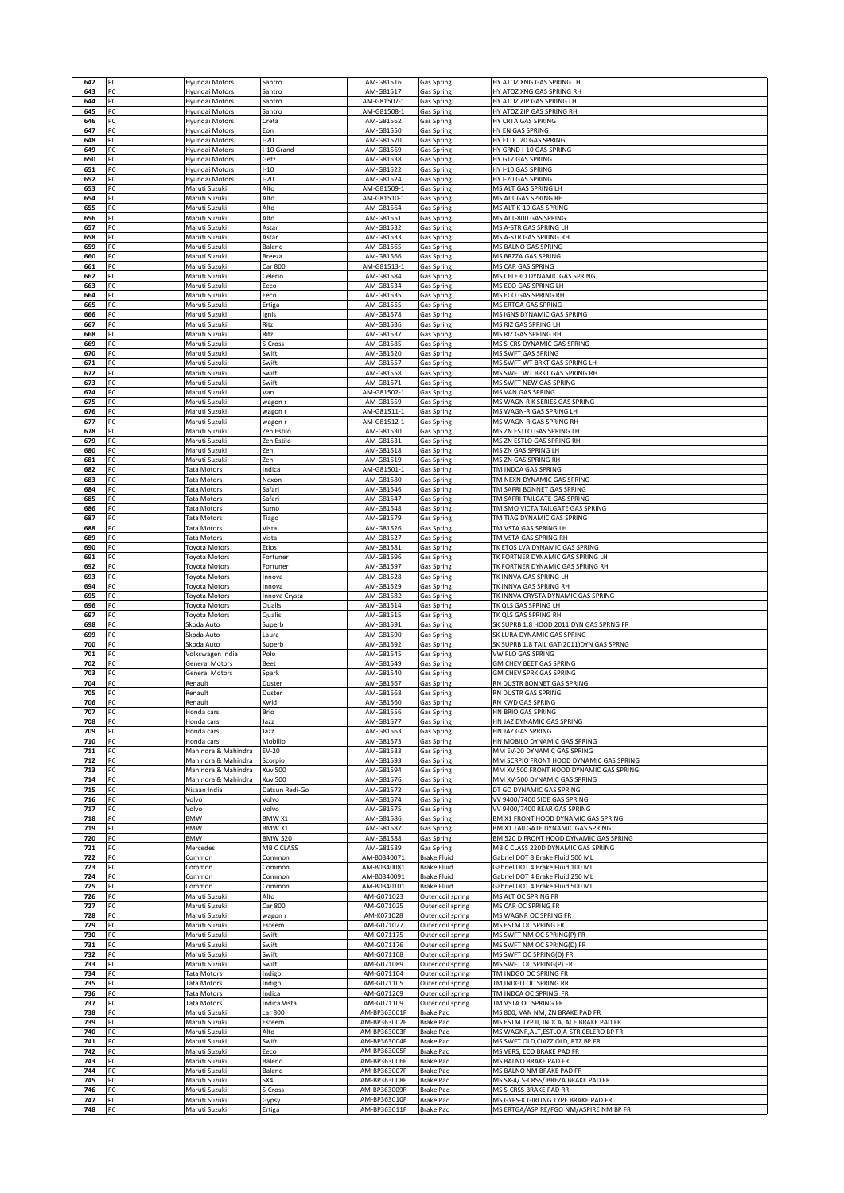| | | | | | | |
|---|---|---|---|---|---|---|
| 642 | PC | Hyundai Motors | Santro | AM-G81516 | Gas Spring | HY ATOZ XNG GAS SPRING LH |
| 643 | PC | Hyundai Motors | Santro | AM-G81517 | Gas Spring | HY ATOZ XNG GAS SPRING RH |
| 644 | PC | Hyundai Motors | Santro | AM-G81507-1 | Gas Spring | HY ATOZ ZIP GAS SPRING LH |
| 645 | PC | Hyundai Motors | Santro | AM-G81508-1 | Gas Spring | HY ATOZ ZIP GAS SPRING RH |
| 646 | PC | Hyundai Motors | Creta | AM-G81562 | Gas Spring | HY CRTA GAS SPRING |
| 647 | PC | Hyundai Motors | Eon | AM-G81550 | Gas Spring | HY EN GAS SPRING |
| 648 | PC | Hyundai Motors | I-20 | AM-G81570 | Gas Spring | HY ELTE I20 GAS SPRING |
| 649 | PC | Hyundai Motors | I-10 Grand | AM-G81569 | Gas Spring | HY GRND I-10 GAS SPRING |
| 650 | PC | Hyundai Motors | Getz | AM-G81538 | Gas Spring | HY GTZ GAS SPRING |
| 651 | PC | Hyundai Motors | I-10 | AM-G81522 | Gas Spring | HY I-10 GAS SPRING |
| 652 | PC | Hyundai Motors | I-20 | AM-G81524 | Gas Spring | HY I-20 GAS SPRING |
| 653 | PC | Maruti Suzuki | Alto | AM-G81509-1 | Gas Spring | MS ALT GAS SPRING LH |
| 654 | PC | Maruti Suzuki | Alto | AM-G81510-1 | Gas Spring | MS ALT GAS SPRING RH |
| 655 | PC | Maruti Suzuki | Alto | AM-G81564 | Gas Spring | MS ALT K-10 GAS SPRING |
| 656 | PC | Maruti Suzuki | Alto | AM-G81551 | Gas Spring | MS ALT-800 GAS SPRING |
| 657 | PC | Maruti Suzuki | Astar | AM-G81532 | Gas Spring | MS A-STR GAS SPRING LH |
| 658 | PC | Maruti Suzuki | Astar | AM-G81533 | Gas Spring | MS A-STR GAS SPRING RH |
| 659 | PC | Maruti Suzuki | Baleno | AM-G81565 | Gas Spring | MS BALNO GAS SPRING |
| 660 | PC | Maruti Suzuki | Breeza | AM-G81566 | Gas Spring | MS BRZZA GAS SPRING |
| 661 | PC | Maruti Suzuki | Car 800 | AM-G81513-1 | Gas Spring | MS CAR GAS SPRING |
| 662 | PC | Maruti Suzuki | Celerio | AM-G81584 | Gas Spring | MS CELERO DYNAMIC GAS SPRING |
| 663 | PC | Maruti Suzuki | Eeco | AM-G81534 | Gas Spring | MS ECO GAS SPRING LH |
| 664 | PC | Maruti Suzuki | Eeco | AM-G81535 | Gas Spring | MS ECO GAS SPRING RH |
| 665 | PC | Maruti Suzuki | Ertiga | AM-G81555 | Gas Spring | MS ERTGA GAS SPRING |
| 666 | PC | Maruti Suzuki | Ignis | AM-G81578 | Gas Spring | MS IGNS DYNAMIC GAS SPRING |
| 667 | PC | Maruti Suzuki | Ritz | AM-G81536 | Gas Spring | MS RIZ GAS SPRING LH |
| 668 | PC | Maruti Suzuki | Ritz | AM-G81537 | Gas Spring | MS RIZ GAS SPRING RH |
| 669 | PC | Maruti Suzuki | S-Cross | AM-G81585 | Gas Spring | MS S-CRS DYNAMIC GAS SPRING |
| 670 | PC | Maruti Suzuki | Swift | AM-G81520 | Gas Spring | MS SWFT GAS SPRING |
| 671 | PC | Maruti Suzuki | Swift | AM-G81557 | Gas Spring | MS SWFT WT BRKT GAS SPRING LH |
| 672 | PC | Maruti Suzuki | Swift | AM-G81558 | Gas Spring | MS SWFT WT BRKT GAS SPRING RH |
| 673 | PC | Maruti Suzuki | Swift | AM-G81571 | Gas Spring | MS SWFT NEW GAS SPRING |
| 674 | PC | Maruti Suzuki | Van | AM-G81502-1 | Gas Spring | MS VAN GAS SPRING |
| 675 | PC | Maruti Suzuki | wagon r | AM-G81559 | Gas Spring | MS WAGN R K SERIES GAS SPRING |
| 676 | PC | Maruti Suzuki | wagon r | AM-G81511-1 | Gas Spring | MS WAGN-R GAS SPRING LH |
| 677 | PC | Maruti Suzuki | wagon r | AM-G81512-1 | Gas Spring | MS WAGN-R GAS SPRING RH |
| 678 | PC | Maruti Suzuki | Zen Estilo | AM-G81530 | Gas Spring | MS ZN ESTLO GAS SPRING LH |
| 679 | PC | Maruti Suzuki | Zen Estilo | AM-G81531 | Gas Spring | MS ZN ESTLO GAS SPRING RH |
| 680 | PC | Maruti Suzuki | Zen | AM-G81518 | Gas Spring | MS ZN GAS SPRING LH |
| 681 | PC | Maruti Suzuki | Zen | AM-G81519 | Gas Spring | MS ZN GAS SPRING RH |
| 682 | PC | Tata Motors | Indica | AM-G81501-1 | Gas Spring | TM INDCA GAS SPRING |
| 683 | PC | Tata Motors | Nexon | AM-G81580 | Gas Spring | TM NEXN DYNAMIC GAS SPRING |
| 684 | PC | Tata Motors | Safari | AM-G81546 | Gas Spring | TM SAFRI BONNET GAS SPRING |
| 685 | PC | Tata Motors | Safari | AM-G81547 | Gas Spring | TM SAFRI TAILGATE GAS SPRING |
| 686 | PC | Tata Motors | Sumo | AM-G81548 | Gas Spring | TM SMO VICTA TAILGATE GAS SPRING |
| 687 | PC | Tata Motors | Tiago | AM-G81579 | Gas Spring | TM TIAG DYNAMIC GAS SPRING |
| 688 | PC | Tata Motors | Vista | AM-G81526 | Gas Spring | TM VSTA GAS SPRING LH |
| 689 | PC | Tata Motors | Vista | AM-G81527 | Gas Spring | TM VSTA GAS SPRING RH |
| 690 | PC | Toyota Motors | Etios | AM-G81581 | Gas Spring | TK ETOS LVA DYNAMIC GAS SPRING |
| 691 | PC | Toyota Motors | Fortuner | AM-G81596 | Gas Spring | TK FORTNER DYNAMIC GAS SPRING LH |
| 692 | PC | Toyota Motors | Fortuner | AM-G81597 | Gas Spring | TK FORTNER DYNAMIC GAS SPRING RH |
| 693 | PC | Toyota Motors | Innova | AM-G81528 | Gas Spring | TK INNVA GAS SPRING LH |
| 694 | PC | Toyota Motors | Innova | AM-G81529 | Gas Spring | TK INNVA GAS SPRING RH |
| 695 | PC | Toyota Motors | Innova Crysta | AM-G81582 | Gas Spring | TK INNVA CRYSTA DYNAMIC GAS SPRING |
| 696 | PC | Toyota Motors | Qualis | AM-G81514 | Gas Spring | TK QLS GAS SPRING LH |
| 697 | PC | Toyota Motors | Qualis | AM-G81515 | Gas Spring | TK QLS GAS SPRING RH |
| 698 | PC | Skoda Auto | Superb | AM-G81591 | Gas Spring | SK SUPRB 1.8 HOOD 2011 DYN GAS SPRNG FR |
| 699 | PC | Skoda Auto | Laura | AM-G81590 | Gas Spring | SK LURA DYNAMIC GAS SPRING |
| 700 | PC | Skoda Auto | Superb | AM-G81592 | Gas Spring | SK SUPRB 1.8 TAIL GAT(2011)DYN GAS SPRNG |
| 701 | PC | Volkswagen India | Polo | AM-G81545 | Gas Spring | VW PLO GAS SPRING |
| 702 | PC | General Motors | Beet | AM-G81549 | Gas Spring | GM CHEV BEET GAS SPRING |
| 703 | PC | General Motors | Spark | AM-G81540 | Gas Spring | GM CHEV SPRK GAS SPRING |
| 704 | PC | Renault | Duster | AM-G81567 | Gas Spring | RN DUSTR BONNET GAS SPRING |
| 705 | PC | Renault | Duster | AM-G81568 | Gas Spring | RN DUSTR GAS SPRING |
| 706 | PC | Renault | Kwid | AM-G81560 | Gas Spring | RN KWD GAS SPRING |
| 707 | PC | Honda cars | Brio | AM-G81556 | Gas Spring | HN BRIO GAS SPRING |
| 708 | PC | Honda cars | Jazz | AM-G81577 | Gas Spring | HN JAZ DYNAMIC GAS SPRING |
| 709 | PC | Honda cars | Jazz | AM-G81563 | Gas Spring | HN JAZ GAS SPRING |
| 710 | PC | Honda cars | Mobilio | AM-G81573 | Gas Spring | HN MOBILO DYNAMIC GAS SPRING |
| 711 | PC | Mahindra & Mahindra | EV-20 | AM-G81583 | Gas Spring | MM EV-20 DYNAMIC GAS SPRING |
| 712 | PC | Mahindra & Mahindra | Scorpio | AM-G81593 | Gas Spring | MM SCRPIO FRONT HOOD DYNAMIC GAS SPRING |
| 713 | PC | Mahindra & Mahindra | Xuv 500 | AM-G81594 | Gas Spring | MM XV 500 FRONT HOOD DYNAMIC GAS SPRING |
| 714 | PC | Mahindra & Mahindra | Xuv 500 | AM-G81576 | Gas Spring | MM XV-500 DYNAMIC GAS SPRING |
| 715 | PC | Nisaan India | Datsun Redi-Go | AM-G81572 | Gas Spring | DT GO DYNAMIC GAS SPRING |
| 716 | PC | Volvo | Volvo | AM-G81574 | Gas Spring | VV 9400/7400 SIDE GAS SPRING |
| 717 | PC | Volvo | Volvo | AM-G81575 | Gas Spring | VV 9400/7400 REAR GAS SPRING |
| 718 | PC | BMW | BMW X1 | AM-G81586 | Gas Spring | BM X1 FRONT HOOD DYNAMIC GAS SPRING |
| 719 | PC | BMW | BMW X1 | AM-G81587 | Gas Spring | BM X1 TAILGATE DYNAMIC GAS SPRING |
| 720 | PC | BMW | BMW 520 | AM-G81588 | Gas Spring | BM 520 D FRONT HOOD DYNAMIC GAS SPRING |
| 721 | PC | Mercedes | MB C CLASS | AM-G81589 | Gas Spring | MB C CLASS 220D DYNAMIC GAS SPRING |
| 722 | PC | Common | Common | AM-B0340071 | Brake Fluid | Gabriel DOT 3 Brake Fluid 500 ML |
| 723 | PC | Common | Common | AM-B0340081 | Brake Fluid | Gabriel DOT 4 Brake Fluid 100 ML |
| 724 | PC | Common | Common | AM-B0340091 | Brake Fluid | Gabriel DOT 4 Brake Fluid 250 ML |
| 725 | PC | Common | Common | AM-B0340101 | Brake Fluid | Gabriel DOT 4 Brake Fluid 500 ML |
| 726 | PC | Maruti Suzuki | Alto | AM-G071023 | Outer coil spring | MS ALT OC SPRING FR |
| 727 | PC | Maruti Suzuki | Car 800 | AM-G071025 | Outer coil spring | MS CAR OC SPRING FR |
| 728 | PC | Maruti Suzuki | wagon r | AM-K071028 | Outer coil spring | MS WAGNR OC SPRING FR |
| 729 | PC | Maruti Suzuki | Esteem | AM-G071027 | Outer coil spring | MS ESTM OC SPRING FR |
| 730 | PC | Maruti Suzuki | Swift | AM-G071175 | Outer coil spring | MS SWFT NM OC SPRING(P) FR |
| 731 | PC | Maruti Suzuki | Swift | AM-G071176 | Outer coil spring | MS SWFT NM OC SPRING(D) FR |
| 732 | PC | Maruti Suzuki | Swift | AM-G071108 | Outer coil spring | MS SWFT OC SPRING(D) FR |
| 733 | PC | Maruti Suzuki | Swift | AM-G071089 | Outer coil spring | MS SWFT OC SPRING(P) FR |
| 734 | PC | Tata Motors | Indigo | AM-G071104 | Outer coil spring | TM INDGO OC SPRING FR |
| 735 | PC | Tata Motors | Indigo | AM-G071105 | Outer coil spring | TM INDGO OC SPRING RR |
| 736 | PC | Tata Motors | Indica | AM-G071209 | Outer coil spring | TM INDCA OC SPRING FR |
| 737 | PC | Tata Motors | Indica Vista | AM-G071109 | Outer coil spring | TM VSTA OC SPRING FR |
| 738 | PC | Maruti Suzuki | car 800 | AM-BP363001F | Brake Pad | MS 800, VAN NM, ZN BRAKE PAD FR |
| 739 | PC | Maruti Suzuki | Esteem | AM-BP363002F | Brake Pad | MS ESTM TYP II, INDCA, ACE BRAKE PAD FR |
| 740 | PC | Maruti Suzuki | Alto | AM-BP363003F | Brake Pad | MS WAGNR,ALT,ESTLO,A-STR CELERO BP FR |
| 741 | PC | Maruti Suzuki | Swift | AM-BP363004F | Brake Pad | MS SWFT OLD,CIAZZ OLD, RTZ BP FR |
| 742 | PC | Maruti Suzuki | Eeco | AM-BP363005F | Brake Pad | MS VERS, ECO BRAKE PAD FR |
| 743 | PC | Maruti Suzuki | Baleno | AM-BP363006F | Brake Pad | MS BALNO BRAKE PAD FR |
| 744 | PC | Maruti Suzuki | Baleno | AM-BP363007F | Brake Pad | MS BALNO NM BRAKE PAD FR |
| 745 | PC | Maruti Suzuki | SX4 | AM-BP363008F | Brake Pad | MS SX-4/ S-CRSS/ BREZA BRAKE PAD FR |
| 746 | PC | Maruti Suzuki | S-Cross | AM-BP363009R | Brake Pad | MS S-CRSS BRAKE PAD RR |
| 747 | PC | Maruti Suzuki | Gypsy | AM-BP363010F | Brake Pad | MS GYPS-K GIRLING TYPE BRAKE PAD FR |
| 748 | PC | Maruti Suzuki | Ertiga | AM-BP363011F | Brake Pad | MS ERTGA/ASPIRE/FGO NM/ASPIRE NM BP FR |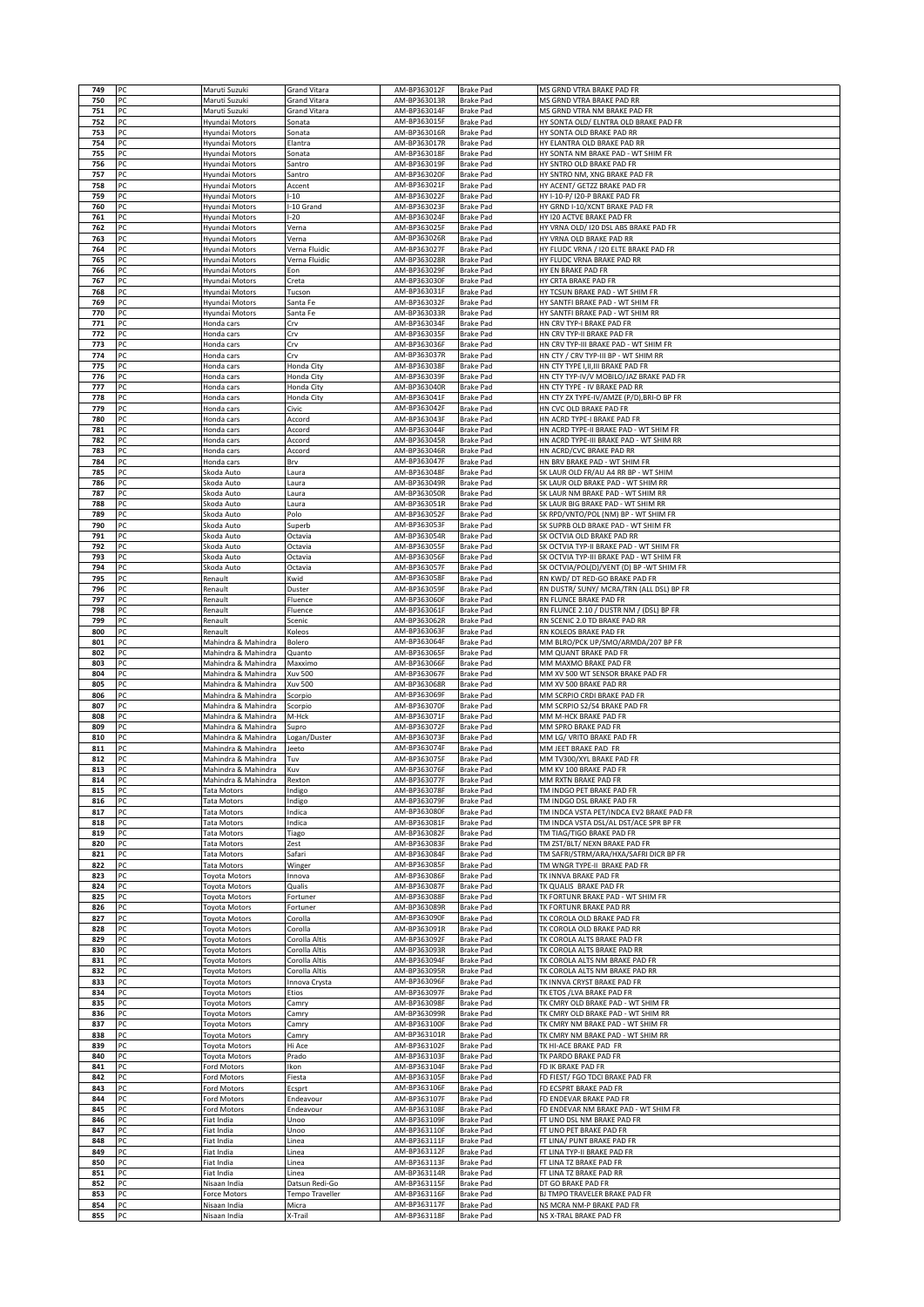| 749 | PC | Maruti Suzuki | Grand Vitara | AM-BP363012F | Brake Pad | MS GRND VTRA BRAKE PAD FR |
|---|---|---|---|---|---|---|
| 750 | PC | Maruti Suzuki | Grand Vitara | AM-BP363013R | Brake Pad | MS GRND VTRA BRAKE PAD RR |
| 751 | PC | Maruti Suzuki | Grand Vitara | AM-BP363014F | Brake Pad | MS GRND VTRA NM BRAKE PAD FR |
| 752 | PC | Hyundai Motors | Sonata | AM-BP363015F | Brake Pad | HY SONTA OLD/ ELNTRA OLD BRAKE PAD FR |
| 753 | PC | Hyundai Motors | Sonata | AM-BP363016R | Brake Pad | HY SONTA OLD BRAKE PAD RR |
| 754 | PC | Hyundai Motors | Elantra | AM-BP363017R | Brake Pad | HY ELANTRA OLD BRAKE PAD RR |
| 755 | PC | Hyundai Motors | Sonata | AM-BP363018F | Brake Pad | HY SONTA NM BRAKE PAD - WT SHIM FR |
| 756 | PC | Hyundai Motors | Santro | AM-BP363019F | Brake Pad | HY SNTRO OLD BRAKE PAD FR |
| 757 | PC | Hyundai Motors | Santro | AM-BP363020F | Brake Pad | HY SNTRO NM, XNG BRAKE PAD FR |
| 758 | PC | Hyundai Motors | Accent | AM-BP363021F | Brake Pad | HY ACENT/ GETZZ BRAKE PAD FR |
| 759 | PC | Hyundai Motors | I-10 | AM-BP363022F | Brake Pad | HY I-10-P/ I20-P BRAKE PAD FR |
| 760 | PC | Hyundai Motors | I-10 Grand | AM-BP363023F | Brake Pad | HY GRND I-10/XCNT BRAKE PAD FR |
| 761 | PC | Hyundai Motors | I-20 | AM-BP363024F | Brake Pad | HY I20 ACTVE BRAKE PAD FR |
| 762 | PC | Hyundai Motors | Verna | AM-BP363025F | Brake Pad | HY VRNA OLD/ I20 DSL ABS BRAKE PAD FR |
| 763 | PC | Hyundai Motors | Verna | AM-BP363026R | Brake Pad | HY VRNA OLD BRAKE PAD RR |
| 764 | PC | Hyundai Motors | Verna Fluidic | AM-BP363027F | Brake Pad | HY FLUDC VRNA / I20 ELTE BRAKE PAD FR |
| 765 | PC | Hyundai Motors | Verna Fluidic | AM-BP363028R | Brake Pad | HY FLUDC VRNA BRAKE PAD RR |
| 766 | PC | Hyundai Motors | Eon | AM-BP363029F | Brake Pad | HY EN BRAKE PAD FR |
| 767 | PC | Hyundai Motors | Creta | AM-BP363030F | Brake Pad | HY CRTA BRAKE PAD FR |
| 768 | PC | Hyundai Motors | Tucson | AM-BP363031F | Brake Pad | HY TCSUN BRAKE PAD - WT SHIM FR |
| 769 | PC | Hyundai Motors | Santa Fe | AM-BP363032F | Brake Pad | HY SANTFI BRAKE PAD - WT SHIM FR |
| 770 | PC | Hyundai Motors | Santa Fe | AM-BP363033R | Brake Pad | HY SANTFI BRAKE PAD - WT SHIM RR |
| 771 | PC | Honda cars | Crv | AM-BP363034F | Brake Pad | HN CRV TYP-I BRAKE PAD FR |
| 772 | PC | Honda cars | Crv | AM-BP363035F | Brake Pad | HN CRV TYP-II BRAKE PAD FR |
| 773 | PC | Honda cars | Crv | AM-BP363036F | Brake Pad | HN CRV TYP-III BRAKE PAD - WT SHIM FR |
| 774 | PC | Honda cars | Crv | AM-BP363037R | Brake Pad | HN CTY / CRV TYP-III BP - WT SHIM RR |
| 775 | PC | Honda cars | Honda City | AM-BP363038F | Brake Pad | HN CTY TYPE I,II,III BRAKE PAD FR |
| 776 | PC | Honda cars | Honda City | AM-BP363039F | Brake Pad | HN CTY TYP-IV/V MOBILO/JAZ BRAKE PAD FR |
| 777 | PC | Honda cars | Honda City | AM-BP363040R | Brake Pad | HN CTY TYPE - IV BRAKE PAD RR |
| 778 | PC | Honda cars | Honda City | AM-BP363041F | Brake Pad | HN CTY ZX TYPE-IV/AMZE (P/D),BRI-O BP FR |
| 779 | PC | Honda cars | Civic | AM-BP363042F | Brake Pad | HN CVC OLD BRAKE PAD FR |
| 780 | PC | Honda cars | Accord | AM-BP363043F | Brake Pad | HN ACRD TYPE-I BRAKE PAD FR |
| 781 | PC | Honda cars | Accord | AM-BP363044F | Brake Pad | HN ACRD TYPE-II BRAKE PAD - WT SHIM FR |
| 782 | PC | Honda cars | Accord | AM-BP363045R | Brake Pad | HN ACRD TYPE-III BRAKE PAD - WT SHIM RR |
| 783 | PC | Honda cars | Accord | AM-BP363046R | Brake Pad | HN ACRD/CVC BRAKE PAD RR |
| 784 | PC | Honda cars | Brv | AM-BP363047F | Brake Pad | HN BRV BRAKE PAD - WT SHIM FR |
| 785 | PC | Skoda Auto | Laura | AM-BP363048F | Brake Pad | SK LAUR OLD FR/AU A4 RR BP - WT SHIM |
| 786 | PC | Skoda Auto | Laura | AM-BP363049R | Brake Pad | SK LAUR OLD BRAKE PAD - WT SHIM RR |
| 787 | PC | Skoda Auto | Laura | AM-BP363050R | Brake Pad | SK LAUR NM BRAKE PAD - WT SHIM RR |
| 788 | PC | Skoda Auto | Laura | AM-BP363051R | Brake Pad | SK LAUR BIG BRAKE PAD - WT SHIM RR |
| 789 | PC | Skoda Auto | Polo | AM-BP363052F | Brake Pad | SK RPD/VNTO/POL (NM) BP - WT SHIM FR |
| 790 | PC | Skoda Auto | Superb | AM-BP363053F | Brake Pad | SK SUPRB OLD BRAKE PAD - WT SHIM FR |
| 791 | PC | Skoda Auto | Octavia | AM-BP363054R | Brake Pad | SK OCTVIA OLD BRAKE PAD RR |
| 792 | PC | Skoda Auto | Octavia | AM-BP363055F | Brake Pad | SK OCTVIA TYP-II BRAKE PAD - WT SHIM FR |
| 793 | PC | Skoda Auto | Octavia | AM-BP363056F | Brake Pad | SK OCTVIA TYP-III BRAKE PAD - WT SHIM FR |
| 794 | PC | Skoda Auto | Octavia | AM-BP363057F | Brake Pad | SK OCTVIA/POL(D)/VENT (D) BP -WT SHIM FR |
| 795 | PC | Renault | Kwid | AM-BP363058F | Brake Pad | RN KWD/ DT RED-GO BRAKE PAD FR |
| 796 | PC | Renault | Duster | AM-BP363059F | Brake Pad | RN DUSTR/ SUNY/ MCRA/TRN (ALL DSL) BP FR |
| 797 | PC | Renault | Fluence | AM-BP363060F | Brake Pad | RN FLUNCE BRAKE PAD FR |
| 798 | PC | Renault | Fluence | AM-BP363061F | Brake Pad | RN FLUNCE 2.10 / DUSTR NM / (DSL) BP FR |
| 799 | PC | Renault | Scenic | AM-BP363062R | Brake Pad | RN SCENIC 2.0 TD BRAKE PAD RR |
| 800 | PC | Renault | Koleos | AM-BP363063F | Brake Pad | RN KOLEOS BRAKE PAD FR |
| 801 | PC | Mahindra & Mahindra | Bolero | AM-BP363064F | Brake Pad | MM BLRO/PCK UP/SMO/ARMDA/207 BP FR |
| 802 | PC | Mahindra & Mahindra | Quanto | AM-BP363065F | Brake Pad | MM QUANT BRAKE PAD FR |
| 803 | PC | Mahindra & Mahindra | Maxximo | AM-BP363066F | Brake Pad | MM MAXMO BRAKE PAD FR |
| 804 | PC | Mahindra & Mahindra | Xuv 500 | AM-BP363067F | Brake Pad | MM XV 500 WT SENSOR BRAKE PAD FR |
| 805 | PC | Mahindra & Mahindra | Xuv 500 | AM-BP363068R | Brake Pad | MM XV 500 BRAKE PAD RR |
| 806 | PC | Mahindra & Mahindra | Scorpio | AM-BP363069F | Brake Pad | MM SCRPIO CRDI BRAKE PAD FR |
| 807 | PC | Mahindra & Mahindra | Scorpio | AM-BP363070F | Brake Pad | MM SCRPIO S2/S4 BRAKE PAD FR |
| 808 | PC | Mahindra & Mahindra | M-Hck | AM-BP363071F | Brake Pad | MM M-HCK BRAKE PAD FR |
| 809 | PC | Mahindra & Mahindra | Supro | AM-BP363072F | Brake Pad | MM SPRO BRAKE PAD FR |
| 810 | PC | Mahindra & Mahindra | Logan/Duster | AM-BP363073F | Brake Pad | MM LG/ VRITO BRAKE PAD FR |
| 811 | PC | Mahindra & Mahindra | Jeeto | AM-BP363074F | Brake Pad | MM JEET BRAKE PAD FR |
| 812 | PC | Mahindra & Mahindra | Tuv | AM-BP363075F | Brake Pad | MM TV300/XYL BRAKE PAD FR |
| 813 | PC | Mahindra & Mahindra | Kuv | AM-BP363076F | Brake Pad | MM KV 100 BRAKE PAD FR |
| 814 | PC | Mahindra & Mahindra | Rexton | AM-BP363077F | Brake Pad | MM RXTN BRAKE PAD FR |
| 815 | PC | Tata Motors | Indigo | AM-BP363078F | Brake Pad | TM INDGO PET BRAKE PAD FR |
| 816 | PC | Tata Motors | Indigo | AM-BP363079F | Brake Pad | TM INDGO DSL BRAKE PAD FR |
| 817 | PC | Tata Motors | Indica | AM-BP363080F | Brake Pad | TM INDCA VSTA PET/INDCA EV2 BRAKE PAD FR |
| 818 | PC | Tata Motors | Indica | AM-BP363081F | Brake Pad | TM INDCA VSTA DSL/AL DST/ACE SPR BP FR |
| 819 | PC | Tata Motors | Tiago | AM-BP363082F | Brake Pad | TM TIAG/TIGO BRAKE PAD FR |
| 820 | PC | Tata Motors | Zest | AM-BP363083F | Brake Pad | TM ZST/BLT/ NEXN BRAKE PAD FR |
| 821 | PC | Tata Motors | Safari | AM-BP363084F | Brake Pad | TM SAFRI/STRM/ARA/HXA/SAFRI DICR BP FR |
| 822 | PC | Tata Motors | Winger | AM-BP363085F | Brake Pad | TM WNGR TYPE-II BRAKE PAD FR |
| 823 | PC | Toyota Motors | Innova | AM-BP363086F | Brake Pad | TK INNVA BRAKE PAD FR |
| 824 | PC | Toyota Motors | Qualis | AM-BP363087F | Brake Pad | TK QUALIS BRAKE PAD FR |
| 825 | PC | Toyota Motors | Fortuner | AM-BP363088F | Brake Pad | TK FORTUNR BRAKE PAD - WT SHIM FR |
| 826 | PC | Toyota Motors | Fortuner | AM-BP363089R | Brake Pad | TK FORTUNR BRAKE PAD RR |
| 827 | PC | Toyota Motors | Corolla | AM-BP363090F | Brake Pad | TK COROLA OLD BRAKE PAD FR |
| 828 | PC | Toyota Motors | Corolla | AM-BP363091R | Brake Pad | TK COROLA OLD BRAKE PAD RR |
| 829 | PC | Toyota Motors | Corolla Altis | AM-BP363092F | Brake Pad | TK COROLA ALTS BRAKE PAD FR |
| 830 | PC | Toyota Motors | Corolla Altis | AM-BP363093R | Brake Pad | TK COROLA ALTS BRAKE PAD RR |
| 831 | PC | Toyota Motors | Corolla Altis | AM-BP363094F | Brake Pad | TK COROLA ALTS NM BRAKE PAD FR |
| 832 | PC | Toyota Motors | Corolla Altis | AM-BP363095R | Brake Pad | TK COROLA ALTS NM BRAKE PAD RR |
| 833 | PC | Toyota Motors | Innova Crysta | AM-BP363096F | Brake Pad | TK INNVA CRYST BRAKE PAD FR |
| 834 | PC | Toyota Motors | Etios | AM-BP363097F | Brake Pad | TK ETOS /LVA BRAKE PAD FR |
| 835 | PC | Toyota Motors | Camry | AM-BP363098F | Brake Pad | TK CMRY OLD BRAKE PAD - WT SHIM FR |
| 836 | PC | Toyota Motors | Camry | AM-BP363099R | Brake Pad | TK CMRY OLD BRAKE PAD - WT SHIM RR |
| 837 | PC | Toyota Motors | Camry | AM-BP363100F | Brake Pad | TK CMRY NM BRAKE PAD - WT SHIM FR |
| 838 | PC | Toyota Motors | Camry | AM-BP363101R | Brake Pad | TK CMRY NM BRAKE PAD - WT SHIM RR |
| 839 | PC | Toyota Motors | Hi Ace | AM-BP363102F | Brake Pad | TK HI-ACE BRAKE PAD FR |
| 840 | PC | Toyota Motors | Prado | AM-BP363103F | Brake Pad | TK PARDO BRAKE PAD FR |
| 841 | PC | Ford Motors | Ikon | AM-BP363104F | Brake Pad | FD IK BRAKE PAD FR |
| 842 | PC | Ford Motors | Fiesta | AM-BP363105F | Brake Pad | FD FIEST/ FGO TDCI BRAKE PAD FR |
| 843 | PC | Ford Motors | Ecsprt | AM-BP363106F | Brake Pad | FD ECSPRT BRAKE PAD FR |
| 844 | PC | Ford Motors | Endeavour | AM-BP363107F | Brake Pad | FD ENDEVAR BRAKE PAD FR |
| 845 | PC | Ford Motors | Endeavour | AM-BP363108F | Brake Pad | FD ENDEVAR NM BRAKE PAD - WT SHIM FR |
| 846 | PC | Fiat India | Unoo | AM-BP363109F | Brake Pad | FT UNO DSL NM BRAKE PAD FR |
| 847 | PC | Fiat India | Unoo | AM-BP363110F | Brake Pad | FT UNO PET BRAKE PAD FR |
| 848 | PC | Fiat India | Linea | AM-BP363111F | Brake Pad | FT LINA/ PUNT BRAKE PAD FR |
| 849 | PC | Fiat India | Linea | AM-BP363112F | Brake Pad | FT LINA TYP-II BRAKE PAD FR |
| 850 | PC | Fiat India | Linea | AM-BP363113F | Brake Pad | FT LINA TZ BRAKE PAD FR |
| 851 | PC | Fiat India | Linea | AM-BP363114R | Brake Pad | FT LINA TZ BRAKE PAD RR |
| 852 | PC | Nisaan India | Datsun Redi-Go | AM-BP363115F | Brake Pad | DT GO BRAKE PAD FR |
| 853 | PC | Force Motors | Tempo Traveller | AM-BP363116F | Brake Pad | BJ TMPO TRAVELER BRAKE PAD FR |
| 854 | PC | Nisaan India | Micra | AM-BP363117F | Brake Pad | NS MCRA NM-P BRAKE PAD FR |
| 855 | PC | Nisaan India | X-Trail | AM-BP363118F | Brake Pad | NS X-TRAL BRAKE PAD FR |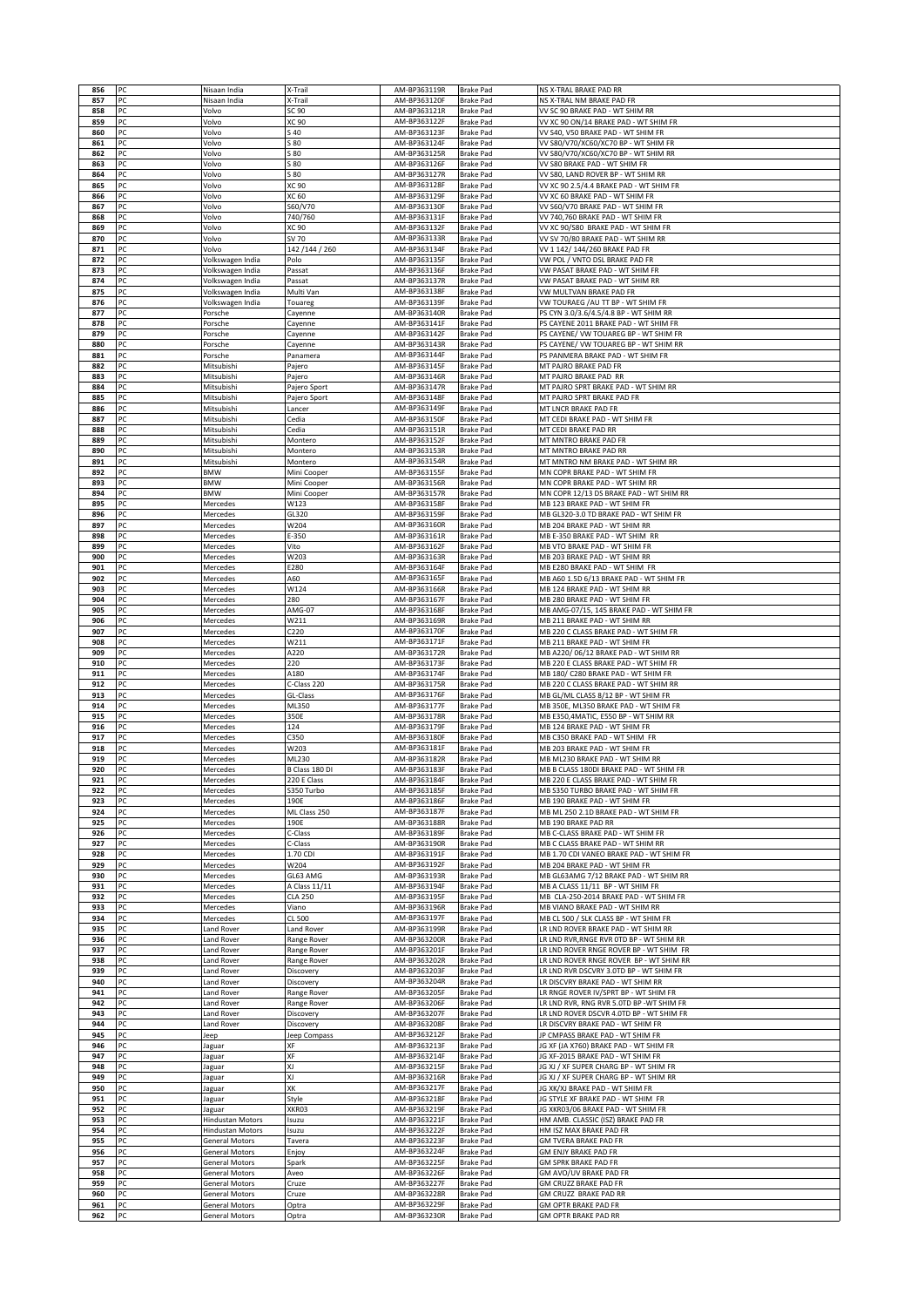| 856 | PC | Nisaan India | X-Trail | AM-BP363119R | Brake Pad | NS X-TRAL BRAKE PAD RR |
|---|---|---|---|---|---|---|
| 857 | PC | Nisaan India | X-Trail | AM-BP363120F | Brake Pad | NS X-TRAL NM BRAKE PAD FR |
| 858 | PC | Volvo | SC 90 | AM-BP363121R | Brake Pad | VV SC 90 BRAKE PAD - WT SHIM RR |
| 859 | PC | Volvo | XC 90 | AM-BP363122F | Brake Pad | VV XC 90 ON/14 BRAKE PAD - WT SHIM FR |
| 860 | PC | Volvo | S 40 | AM-BP363123F | Brake Pad | VV S40, V50 BRAKE PAD - WT SHIM FR |
| 861 | PC | Volvo | S 80 | AM-BP363124F | Brake Pad | VV S80/V70/XC60/XC70 BP - WT SHIM FR |
| 862 | PC | Volvo | S 80 | AM-BP363125R | Brake Pad | VV S80/V70/XC60/XC70 BP - WT SHIM RR |
| 863 | PC | Volvo | S 80 | AM-BP363126F | Brake Pad | VV S80 BRAKE PAD - WT SHIM FR |
| 864 | PC | Volvo | S 80 | AM-BP363127R | Brake Pad | VV S80, LAND ROVER BP - WT SHIM RR |
| 865 | PC | Volvo | XC 90 | AM-BP363128F | Brake Pad | VV XC 90 2.5/4.4 BRAKE PAD - WT SHIM FR |
| 866 | PC | Volvo | XC 60 | AM-BP363129F | Brake Pad | VV XC 60 BRAKE PAD - WT SHIM FR |
| 867 | PC | Volvo | S60/V70 | AM-BP363130F | Brake Pad | VV S60/V70 BRAKE PAD - WT SHIM FR |
| 868 | PC | Volvo | 740/760 | AM-BP363131F | Brake Pad | VV 740,760 BRAKE PAD - WT SHIM FR |
| 869 | PC | Volvo | XC 90 | AM-BP363132F | Brake Pad | VV XC 90/S80 BRAKE PAD - WT SHIM FR |
| 870 | PC | Volvo | SV 70 | AM-BP363133R | Brake Pad | VV SV 70/80 BRAKE PAD - WT SHIM RR |
| 871 | PC | Volvo | 142 /144 / 260 | AM-BP363134F | Brake Pad | VV 1 142/ 144/260 BRAKE PAD FR |
| 872 | PC | Volkswagen India | Polo | AM-BP363135F | Brake Pad | VW POL / VNTO DSL BRAKE PAD FR |
| 873 | PC | Volkswagen India | Passat | AM-BP363136F | Brake Pad | VW PASAT BRAKE PAD - WT SHIM FR |
| 874 | PC | Volkswagen India | Passat | AM-BP363137R | Brake Pad | VW PASAT BRAKE PAD - WT SHIM RR |
| 875 | PC | Volkswagen India | Multi Van | AM-BP363138F | Brake Pad | VW MULTVAN BRAKE PAD FR |
| 876 | PC | Volkswagen India | Touareg | AM-BP363139F | Brake Pad | VW TOURAEG /AU TT BP - WT SHIM FR |
| 877 | PC | Porsche | Cayenne | AM-BP363140R | Brake Pad | PS CYN 3.0/3.6/4.5/4.8 BP - WT SHIM RR |
| 878 | PC | Porsche | Cayenne | AM-BP363141F | Brake Pad | PS CAYENE 2011 BRAKE PAD - WT SHIM FR |
| 879 | PC | Porsche | Cayenne | AM-BP363142F | Brake Pad | PS CAYENE/ VW TOUAREG BP - WT SHIM FR |
| 880 | PC | Porsche | Cayenne | AM-BP363143R | Brake Pad | PS CAYENE/ VW TOUAREG BP - WT SHIM RR |
| 881 | PC | Porsche | Panamera | AM-BP363144F | Brake Pad | PS PANMERA BRAKE PAD - WT SHIM FR |
| 882 | PC | Mitsubishi | Pajero | AM-BP363145F | Brake Pad | MT PAJRO BRAKE PAD FR |
| 883 | PC | Mitsubishi | Pajero | AM-BP363146R | Brake Pad | MT PAJRO BRAKE PAD RR |
| 884 | PC | Mitsubishi | Pajero Sport | AM-BP363147R | Brake Pad | MT PAJRO SPRT BRAKE PAD - WT SHIM RR |
| 885 | PC | Mitsubishi | Pajero Sport | AM-BP363148F | Brake Pad | MT PAJRO SPRT BRAKE PAD FR |
| 886 | PC | Mitsubishi | Lancer | AM-BP363149F | Brake Pad | MT LNCR BRAKE PAD FR |
| 887 | PC | Mitsubishi | Cedia | AM-BP363150F | Brake Pad | MT CEDI BRAKE PAD - WT SHIM FR |
| 888 | PC | Mitsubishi | Cedia | AM-BP363151R | Brake Pad | MT CEDI BRAKE PAD RR |
| 889 | PC | Mitsubishi | Montero | AM-BP363152F | Brake Pad | MT MNTRO BRAKE PAD FR |
| 890 | PC | Mitsubishi | Montero | AM-BP363153R | Brake Pad | MT MNTRO BRAKE PAD RR |
| 891 | PC | Mitsubishi | Montero | AM-BP363154R | Brake Pad | MT MNTRO NM BRAKE PAD - WT SHIM RR |
| 892 | PC | BMW | Mini Cooper | AM-BP363155F | Brake Pad | MN COPR BRAKE PAD - WT SHIM FR |
| 893 | PC | BMW | Mini Cooper | AM-BP363156R | Brake Pad | MN COPR BRAKE PAD - WT SHIM RR |
| 894 | PC | BMW | Mini Cooper | AM-BP363157R | Brake Pad | MN COPR 12/13 DS BRAKE PAD - WT SHIM RR |
| 895 | PC | Mercedes | W123 | AM-BP363158F | Brake Pad | MB 123 BRAKE PAD - WT SHIM FR |
| 896 | PC | Mercedes | GL320 | AM-BP363159F | Brake Pad | MB GL320-3.0 TD BRAKE PAD - WT SHIM FR |
| 897 | PC | Mercedes | W204 | AM-BP363160R | Brake Pad | MB 204 BRAKE PAD - WT SHIM RR |
| 898 | PC | Mercedes | E-350 | AM-BP363161R | Brake Pad | MB E-350 BRAKE PAD - WT SHIM RR |
| 899 | PC | Mercedes | Vito | AM-BP363162F | Brake Pad | MB VTO BRAKE PAD - WT SHIM FR |
| 900 | PC | Mercedes | W203 | AM-BP363163R | Brake Pad | MB 203 BRAKE PAD - WT SHIM RR |
| 901 | PC | Mercedes | E280 | AM-BP363164F | Brake Pad | MB E280 BRAKE PAD - WT SHIM FR |
| 902 | PC | Mercedes | A60 | AM-BP363165F | Brake Pad | MB A60 1.5D 6/13 BRAKE PAD - WT SHIM FR |
| 903 | PC | Mercedes | W124 | AM-BP363166R | Brake Pad | MB 124 BRAKE PAD - WT SHIM RR |
| 904 | PC | Mercedes | 280 | AM-BP363167F | Brake Pad | MB 280 BRAKE PAD - WT SHIM FR |
| 905 | PC | Mercedes | AMG-07 | AM-BP363168F | Brake Pad | MB AMG-07/15, 145 BRAKE PAD - WT SHIM FR |
| 906 | PC | Mercedes | W211 | AM-BP363169R | Brake Pad | MB 211 BRAKE PAD - WT SHIM RR |
| 907 | PC | Mercedes | C220 | AM-BP363170F | Brake Pad | MB 220 C CLASS BRAKE PAD - WT SHIM FR |
| 908 | PC | Mercedes | W211 | AM-BP363171F | Brake Pad | MB 211 BRAKE PAD - WT SHIM FR |
| 909 | PC | Mercedes | A220 | AM-BP363172R | Brake Pad | MB A220/ 06/12 BRAKE PAD - WT SHIM RR |
| 910 | PC | Mercedes | 220 | AM-BP363173F | Brake Pad | MB 220 E CLASS BRAKE PAD - WT SHIM FR |
| 911 | PC | Mercedes | A180 | AM-BP363174F | Brake Pad | MB 180/ C280 BRAKE PAD - WT SHIM FR |
| 912 | PC | Mercedes | C-Class 220 | AM-BP363175R | Brake Pad | MB 220 C CLASS BRAKE PAD - WT SHIM RR |
| 913 | PC | Mercedes | GL-Class | AM-BP363176F | Brake Pad | MB GL/ML CLASS 8/12 BP - WT SHIM FR |
| 914 | PC | Mercedes | ML350 | AM-BP363177F | Brake Pad | MB 350E, ML350 BRAKE PAD - WT SHIM FR |
| 915 | PC | Mercedes | 350E | AM-BP363178R | Brake Pad | MB E350,4MATIC, E550 BP - WT SHIM RR |
| 916 | PC | Mercedes | 124 | AM-BP363179F | Brake Pad | MB 124 BRAKE PAD - WT SHIM FR |
| 917 | PC | Mercedes | C350 | AM-BP363180F | Brake Pad | MB C350 BRAKE PAD - WT SHIM FR |
| 918 | PC | Mercedes | W203 | AM-BP363181F | Brake Pad | MB 203 BRAKE PAD - WT SHIM FR |
| 919 | PC | Mercedes | ML230 | AM-BP363182R | Brake Pad | MB ML230 BRAKE PAD - WT SHIM RR |
| 920 | PC | Mercedes | B Class 180 DI | AM-BP363183F | Brake Pad | MB B CLASS 180DI BRAKE PAD - WT SHIM FR |
| 921 | PC | Mercedes | 220 E Class | AM-BP363184F | Brake Pad | MB 220 E CLASS BRAKE PAD - WT SHIM FR |
| 922 | PC | Mercedes | S350 Turbo | AM-BP363185F | Brake Pad | MB S350 TURBO BRAKE PAD - WT SHIM FR |
| 923 | PC | Mercedes | 190E | AM-BP363186F | Brake Pad | MB 190 BRAKE PAD - WT SHIM FR |
| 924 | PC | Mercedes | ML Class 250 | AM-BP363187F | Brake Pad | MB ML 250 2.1D BRAKE PAD - WT SHIM FR |
| 925 | PC | Mercedes | 190E | AM-BP363188R | Brake Pad | MB 190 BRAKE PAD RR |
| 926 | PC | Mercedes | C-Class | AM-BP363189F | Brake Pad | MB C-CLASS BRAKE PAD - WT SHIM FR |
| 927 | PC | Mercedes | C-Class | AM-BP363190R | Brake Pad | MB C CLASS BRAKE PAD - WT SHIM RR |
| 928 | PC | Mercedes | 1.70 CDI | AM-BP363191F | Brake Pad | MB 1.70 CDI VANEO BRAKE PAD - WT SHIM FR |
| 929 | PC | Mercedes | W204 | AM-BP363192F | Brake Pad | MB 204 BRAKE PAD - WT SHIM FR |
| 930 | PC | Mercedes | GL63 AMG | AM-BP363193R | Brake Pad | MB GL63AMG 7/12 BRAKE PAD - WT SHIM RR |
| 931 | PC | Mercedes | A Class 11/11 | AM-BP363194F | Brake Pad | MB A CLASS 11/11 BP - WT SHIM FR |
| 932 | PC | Mercedes | CLA 250 | AM-BP363195F | Brake Pad | MB CLA-250-2014 BRAKE PAD - WT SHIM FR |
| 933 | PC | Mercedes | Viano | AM-BP363196R | Brake Pad | MB VIANO BRAKE PAD - WT SHIM RR |
| 934 | PC | Mercedes | CL 500 | AM-BP363197F | Brake Pad | MB CL 500 / SLK CLASS BP - WT SHIM FR |
| 935 | PC | Land Rover | Land Rover | AM-BP363199R | Brake Pad | LR LND ROVER BRAKE PAD - WT SHIM RR |
| 936 | PC | Land Rover | Range Rover | AM-BP363200R | Brake Pad | LR LND RVR,RNGE RVR 0TD BP - WT SHIM RR |
| 937 | PC | Land Rover | Range Rover | AM-BP363201F | Brake Pad | LR LND ROVER RNGE ROVER BP - WT SHIM FR |
| 938 | PC | Land Rover | Range Rover | AM-BP363202R | Brake Pad | LR LND ROVER RNGE ROVER BP - WT SHIM RR |
| 939 | PC | Land Rover | Discovery | AM-BP363203F | Brake Pad | LR LND RVR DSCVRY 3.0TD BP - WT SHIM FR |
| 940 | PC | Land Rover | Discovery | AM-BP363204R | Brake Pad | LR DISCVRY BRAKE PAD - WT SHIM RR |
| 941 | PC | Land Rover | Range Rover | AM-BP363205F | Brake Pad | LR RNGE ROVER IV/SPRT BP - WT SHIM FR |
| 942 | PC | Land Rover | Range Rover | AM-BP363206F | Brake Pad | LR LND RVR, RNG RVR 5.0TD BP -WT SHIM FR |
| 943 | PC | Land Rover | Discovery | AM-BP363207F | Brake Pad | LR LND ROVER DSCVR 4.0TD BP - WT SHIM FR |
| 944 | PC | Land Rover | Discovery | AM-BP363208F | Brake Pad | LR DISCVRY BRAKE PAD - WT SHIM FR |
| 945 | PC | Jeep | Jeep Compass | AM-BP363212F | Brake Pad | JP CMPASS BRAKE PAD - WT SHIM FR |
| 946 | PC | Jaguar | XF | AM-BP363213F | Brake Pad | JG XF (JA X760) BRAKE PAD - WT SHIM FR |
| 947 | PC | Jaguar | XF | AM-BP363214F | Brake Pad | JG XF-2015 BRAKE PAD - WT SHIM FR |
| 948 | PC | Jaguar | XJ | AM-BP363215F | Brake Pad | JG XJ / XF SUPER CHARG BP - WT SHIM FR |
| 949 | PC | Jaguar | XJ | AM-BP363216R | Brake Pad | JG XJ / XF SUPER CHARG BP - WT SHIM RR |
| 950 | PC | Jaguar | XK | AM-BP363217F | Brake Pad | JG XK/XJ BRAKE PAD - WT SHIM FR |
| 951 | PC | Jaguar | Style | AM-BP363218F | Brake Pad | JG STYLE XF BRAKE PAD - WT SHIM FR |
| 952 | PC | Jaguar | XKR03 | AM-BP363219F | Brake Pad | JG XKR03/06 BRAKE PAD - WT SHIM FR |
| 953 | PC | Hindustan Motors | Isuzu | AM-BP363221F | Brake Pad | HM AMB. CLASSIC (ISZ) BRAKE PAD FR |
| 954 | PC | Hindustan Motors | Isuzu | AM-BP363222F | Brake Pad | HM ISZ MAX BRAKE PAD FR |
| 955 | PC | General Motors | Tavera | AM-BP363223F | Brake Pad | GM TVERA BRAKE PAD FR |
| 956 | PC | General Motors | Enjoy | AM-BP363224F | Brake Pad | GM ENJY BRAKE PAD FR |
| 957 | PC | General Motors | Spark | AM-BP363225F | Brake Pad | GM SPRK BRAKE PAD FR |
| 958 | PC | General Motors | Aveo | AM-BP363226F | Brake Pad | GM AVO/UV BRAKE PAD FR |
| 959 | PC | General Motors | Cruze | AM-BP363227F | Brake Pad | GM CRUZZ BRAKE PAD FR |
| 960 | PC | General Motors | Cruze | AM-BP363228R | Brake Pad | GM CRUZZ BRAKE PAD RR |
| 961 | PC | General Motors | Optra | AM-BP363229F | Brake Pad | GM OPTR BRAKE PAD FR |
| 962 | PC | General Motors | Optra | AM-BP363230R | Brake Pad | GM OPTR BRAKE PAD RR |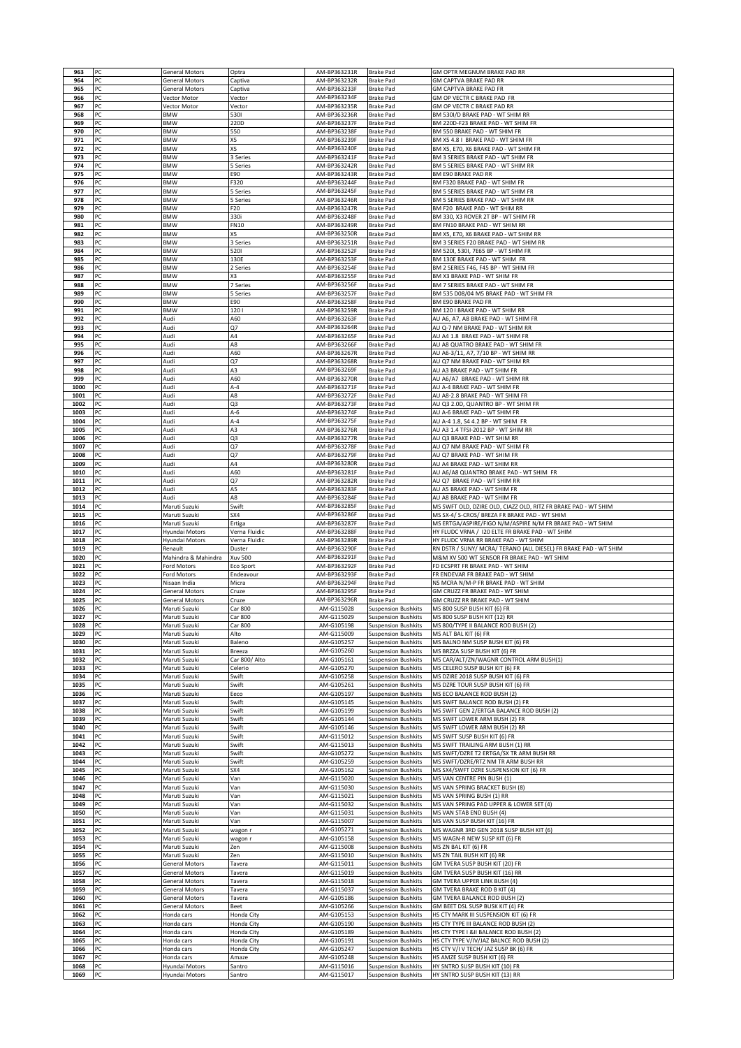| 963 | PC | General Motors | Optra | AM-BP363231R | Brake Pad | GM OPTR MEGNUM BRAKE PAD RR |
|---|---|---|---|---|---|---|
| 964 | PC | General Motors | Captiva | AM-BP363232R | Brake Pad | GM CAPTVA BRAKE PAD RR |
| 965 | PC | General Motors | Captiva | AM-BP363233F | Brake Pad | GM CAPTVA BRAKE PAD FR |
| 966 | PC | Vector Motor | Vector | AM-BP363234F | Brake Pad | GM OP VECTR C BRAKE PAD FR |
| 967 | PC | Vector Motor | Vector | AM-BP363235R | Brake Pad | GM OP VECTR C BRAKE PAD RR |
| 968 | PC | BMW | 530I | AM-BP363236R | Brake Pad | BM 530I/D BRAKE PAD - WT SHIM RR |
| 969 | PC | BMW | 220D | AM-BP363237F | Brake Pad | BM 220D-F23 BRAKE PAD - WT SHIM FR |
| 970 | PC | BMW | 550 | AM-BP363238F | Brake Pad | BM 550 BRAKE PAD - WT SHIM FR |
| 971 | PC | BMW | X5 | AM-BP363239F | Brake Pad | BM X5 4.8 I BRAKE PAD - WT SHIM FR |
| 972 | PC | BMW | X5 | AM-BP363240F | Brake Pad | BM X5, E70, X6 BRAKE PAD - WT SHIM FR |
| 973 | PC | BMW | 3 Series | AM-BP363241F | Brake Pad | BM 3 SERIES BRAKE PAD - WT SHIM FR |
| 974 | PC | BMW | 5 Series | AM-BP363242R | Brake Pad | BM 5 SERIES BRAKE PAD - WT SHIM RR |
| 975 | PC | BMW | E90 | AM-BP363243R | Brake Pad | BM E90 BRAKE PAD RR |
| 976 | PC | BMW | F320 | AM-BP363244F | Brake Pad | BM F320 BRAKE PAD - WT SHIM FR |
| 977 | PC | BMW | 5 Series | AM-BP363245F | Brake Pad | BM 5 SERIES BRAKE PAD - WT SHIM FR |
| 978 | PC | BMW | 5 Series | AM-BP363246R | Brake Pad | BM 5 SERIES BRAKE PAD - WT SHIM RR |
| 979 | PC | BMW | F20 | AM-BP363247R | Brake Pad | BM F20 BRAKE PAD - WT SHIM RR |
| 980 | PC | BMW | 330i | AM-BP363248F | Brake Pad | BM 330, X3 ROVER 2T BP - WT SHIM FR |
| 981 | PC | BMW | FN10 | AM-BP363249R | Brake Pad | BM FN10 BRAKE PAD - WT SHIM RR |
| 982 | PC | BMW | X5 | AM-BP363250R | Brake Pad | BM X5, E70, X6 BRAKE PAD - WT SHIM RR |
| 983 | PC | BMW | 3 Series | AM-BP363251R | Brake Pad | BM 3 SERIES F20 BRAKE PAD - WT SHIM RR |
| 984 | PC | BMW | 520I | AM-BP363252F | Brake Pad | BM 520I, 530I, 7E65 BP - WT SHIM FR |
| 985 | PC | BMW | 130E | AM-BP363253F | Brake Pad | BM 130E BRAKE PAD - WT SHIM FR |
| 986 | PC | BMW | 2 Series | AM-BP363254F | Brake Pad | BM 2 SERIES F46, F45 BP - WT SHIM FR |
| 987 | PC | BMW | X3 | AM-BP363255F | Brake Pad | BM X3 BRAKE PAD - WT SHIM FR |
| 988 | PC | BMW | 7 Series | AM-BP363256F | Brake Pad | BM 7 SERIES BRAKE PAD - WT SHIM FR |
| 989 | PC | BMW | 5 Series | AM-BP363257F | Brake Pad | BM 535 D08/04 M5 BRAKE PAD - WT SHIM FR |
| 990 | PC | BMW | E90 | AM-BP363258F | Brake Pad | BM E90 BRAKE PAD FR |
| 991 | PC | BMW | 120 I | AM-BP363259R | Brake Pad | BM 120 I BRAKE PAD - WT SHIM RR |
| 992 | PC | Audi | A60 | AM-BP363263F | Brake Pad | AU A6, A7, A8 BRAKE PAD - WT SHIM FR |
| 993 | PC | Audi | Q7 | AM-BP363264R | Brake Pad | AU Q-7 NM BRAKE PAD - WT SHIM RR |
| 994 | PC | Audi | A4 | AM-BP363265F | Brake Pad | AU A4 1.8 BRAKE PAD - WT SHIM FR |
| 995 | PC | Audi | A8 | AM-BP363266F | Brake Pad | AU A8 QUATRO BRAKE PAD - WT SHIM FR |
| 996 | PC | Audi | A60 | AM-BP363267R | Brake Pad | AU A6-3/11, A7, 7/10 BP - WT SHIM RR |
| 997 | PC | Audi | Q7 | AM-BP363268R | Brake Pad | AU Q7 NM BRAKE PAD - WT SHIM RR |
| 998 | PC | Audi | A3 | AM-BP363269F | Brake Pad | AU A3 BRAKE PAD - WT SHIM FR |
| 999 | PC | Audi | A60 | AM-BP363270R | Brake Pad | AU A6/A7 BRAKE PAD - WT SHIM RR |
| 1000 | PC | Audi | A-4 | AM-BP363271F | Brake Pad | AU A-4 BRAKE PAD - WT SHIM FR |
| 1001 | PC | Audi | A8 | AM-BP363272F | Brake Pad | AU A8-2.8 BRAKE PAD - WT SHIM FR |
| 1002 | PC | Audi | Q3 | AM-BP363273F | Brake Pad | AU Q3 2.0D, QUANTRO BP - WT SHIM FR |
| 1003 | PC | Audi | A-6 | AM-BP363274F | Brake Pad | AU A-6 BRAKE PAD - WT SHIM FR |
| 1004 | PC | Audi | A-4 | AM-BP363275F | Brake Pad | AU A-4 1.8, S4 4.2 BP - WT SHIM FR |
| 1005 | PC | Audi | A3 | AM-BP363276R | Brake Pad | AU A3 1.4 TFSI-2012 BP - WT SHIM RR |
| 1006 | PC | Audi | Q3 | AM-BP363277R | Brake Pad | AU Q3 BRAKE PAD - WT SHIM RR |
| 1007 | PC | Audi | Q7 | AM-BP363278F | Brake Pad | AU Q7 NM BRAKE PAD - WT SHIM FR |
| 1008 | PC | Audi | Q7 | AM-BP363279F | Brake Pad | AU Q7 BRAKE PAD - WT SHIM FR |
| 1009 | PC | Audi | A4 | AM-BP363280R | Brake Pad | AU A4 BRAKE PAD - WT SHIM RR |
| 1010 | PC | Audi | A60 | AM-BP363281F | Brake Pad | AU A6/A8 QUANTRO BRAKE PAD - WT SHIM FR |
| 1011 | PC | Audi | Q7 | AM-BP363282R | Brake Pad | AU Q7 BRAKE PAD - WT SHIM RR |
| 1012 | PC | Audi | A5 | AM-BP363283F | Brake Pad | AU A5 BRAKE PAD - WT SHIM FR |
| 1013 | PC | Audi | A8 | AM-BP363284F | Brake Pad | AU A8 BRAKE PAD - WT SHIM FR |
| 1014 | PC | Maruti Suzuki | Swift | AM-BP363285F | Brake Pad | MS SWFT OLD, DZIRE OLD, CIAZZ OLD, RITZ FR BRAKE PAD - WT SHIM |
| 1015 | PC | Maruti Suzuki | SX4 | AM-BP363286F | Brake Pad | MS SX-4/ S-CROS/ BREZA FR BRAKE PAD - WT SHIM |
| 1016 | PC | Maruti Suzuki | Ertiga | AM-BP363287F | Brake Pad | MS ERTGA/ASPIRE/FIGO N/M/ASPIRE N/M FR BRAKE PAD - WT SHIM |
| 1017 | PC | Hyundai Motors | Verna Fluidic | AM-BP363288F | Brake Pad | HY FLUDC VRNA / I20 ELTE FR BRAKE PAD - WT SHIM |
| 1018 | PC | Hyundai Motors | Verna Fluidic | AM-BP363289R | Brake Pad | HY FLUDC VRNA RR BRAKE PAD - WT SHIM |
| 1019 | PC | Renault | Duster | AM-BP363290F | Brake Pad | RN DSTR / SUNY/ MCRA/ TERANO (ALL DIESEL) FR BRAKE PAD - WT SHIM |
| 1020 | PC | Mahindra & Mahindra | Xuv 500 | AM-BP363291F | Brake Pad | M&M XV 500 WT SENSOR FR BRAKE PAD - WT SHIM |
| 1021 | PC | Ford Motors | Eco Sport | AM-BP363292F | Brake Pad | FD ECSPRT FR BRAKE PAD - WT SHIM |
| 1022 | PC | Ford Motors | Endeavour | AM-BP363293F | Brake Pad | FR ENDEVAR FR BRAKE PAD - WT SHIM |
| 1023 | PC | Nisaan India | Micra | AM-BP363294F | Brake Pad | NS MCRA N/M-P FR BRAKE PAD - WT SHIM |
| 1024 | PC | General Motors | Cruze | AM-BP363295F | Brake Pad | GM CRUZZ FR BRAKE PAD - WT SHIM |
| 1025 | PC | General Motors | Cruze | AM-BP363296R | Brake Pad | GM CRUZZ RR BRAKE PAD - WT SHIM |
| 1026 | PC | Maruti Suzuki | Car 800 | AM-G115028 | Suspension Bushkits | MS 800 SUSP BUSH KIT (6) FR |
| 1027 | PC | Maruti Suzuki | Car 800 | AM-G115029 | Suspension Bushkits | MS 800 SUSP BUSH KIT (12) RR |
| 1028 | PC | Maruti Suzuki | Car 800 | AM-G105198 | Suspension Bushkits | MS 800/TYPE II BALANCE ROD BUSH (2) |
| 1029 | PC | Maruti Suzuki | Alto | AM-G115009 | Suspension Bushkits | MS ALT BAL KIT (6) FR |
| 1030 | PC | Maruti Suzuki | Baleno | AM-G105257 | Suspension Bushkits | MS BALNO NM SUSP BUSH KIT (6) FR |
| 1031 | PC | Maruti Suzuki | Breeza | AM-G105260 | Suspension Bushkits | MS BRZZA SUSP BUSH KIT (6) FR |
| 1032 | PC | Maruti Suzuki | Car 800/ Alto | AM-G105161 | Suspension Bushkits | MS CAR/ALT/ZN/WAGNR CONTROL ARM BUSH(1) |
| 1033 | PC | Maruti Suzuki | Celerio | AM-G105270 | Suspension Bushkits | MS CELERO SUSP BUSH KIT (6) FR |
| 1034 | PC | Maruti Suzuki | Swift | AM-G105258 | Suspension Bushkits | MS DZIRE 2018 SUSP BUSH KIT (6) FR |
| 1035 | PC | Maruti Suzuki | Swift | AM-G105261 | Suspension Bushkits | MS DZRE TOUR SUSP BUSH KIT (6) FR |
| 1036 | PC | Maruti Suzuki | Eeco | AM-G105197 | Suspension Bushkits | MS ECO BALANCE ROD BUSH (2) |
| 1037 | PC | Maruti Suzuki | Swift | AM-G105145 | Suspension Bushkits | MS SWFT BALANCE ROD BUSH (2) FR |
| 1038 | PC | Maruti Suzuki | Swift | AM-G105199 | Suspension Bushkits | MS SWFT GEN 2/ERTGA BALANCE ROD BUSH (2) |
| 1039 | PC | Maruti Suzuki | Swift | AM-G105144 | Suspension Bushkits | MS SWFT LOWER ARM BUSH (2) FR |
| 1040 | PC | Maruti Suzuki | Swift | AM-G105146 | Suspension Bushkits | MS SWFT LOWER ARM BUSH (2) RR |
| 1041 | PC | Maruti Suzuki | Swift | AM-G115012 | Suspension Bushkits | MS SWFT SUSP BUSH KIT (6) FR |
| 1042 | PC | Maruti Suzuki | Swift | AM-G115013 | Suspension Bushkits | MS SWFT TRAILING ARM BUSH (1) RR |
| 1043 | PC | Maruti Suzuki | Swift | AM-G105272 | Suspension Bushkits | MS SWFT/DZRE T2 ERTGA/SX TR ARM BUSH RR |
| 1044 | PC | Maruti Suzuki | Swift | AM-G105259 | Suspension Bushkits | MS SWFT/DZRE/RTZ NM TR ARM BUSH RR |
| 1045 | PC | Maruti Suzuki | SX4 | AM-G105162 | Suspension Bushkits | MS SX4/SWFT DZRE SUSPENSION KIT (6) FR |
| 1046 | PC | Maruti Suzuki | Van | AM-G115020 | Suspension Bushkits | MS VAN CENTRE PIN BUSH (1) |
| 1047 | PC | Maruti Suzuki | Van | AM-G115030 | Suspension Bushkits | MS VAN SPRING BRACKET BUSH (8) |
| 1048 | PC | Maruti Suzuki | Van | AM-G115021 | Suspension Bushkits | MS VAN SPRING BUSH (1) RR |
| 1049 | PC | Maruti Suzuki | Van | AM-G115032 | Suspension Bushkits | MS VAN SPRING PAD UPPER & LOWER SET (4) |
| 1050 | PC | Maruti Suzuki | Van | AM-G115031 | Suspension Bushkits | MS VAN STAB END BUSH (4) |
| 1051 | PC | Maruti Suzuki | Van | AM-G115007 | Suspension Bushkits | MS VAN SUSP BUSH KIT (16) FR |
| 1052 | PC | Maruti Suzuki | wagon r | AM-G105271 | Suspension Bushkits | MS WAGNR 3RD GEN 2018 SUSP BUSH KIT (6) |
| 1053 | PC | Maruti Suzuki | wagon r | AM-G105158 | Suspension Bushkits | MS WAGN-R NEW SUSP KIT (6) FR |
| 1054 | PC | Maruti Suzuki | Zen | AM-G115008 | Suspension Bushkits | MS ZN BAL KIT (6) FR |
| 1055 | PC | Maruti Suzuki | Zen | AM-G115010 | Suspension Bushkits | MS ZN TAIL BUSH KIT (6) RR |
| 1056 | PC | General Motors | Tavera | AM-G115011 | Suspension Bushkits | GM TVERA SUSP BUSH KIT (20) FR |
| 1057 | PC | General Motors | Tavera | AM-G115019 | Suspension Bushkits | GM TVERA SUSP BUSH KIT (16) RR |
| 1058 | PC | General Motors | Tavera | AM-G115018 | Suspension Bushkits | GM TVERA UPPER LINK BUSH (4) |
| 1059 | PC | General Motors | Tavera | AM-G115037 | Suspension Bushkits | GM TVERA BRAKE ROD B KIT (4) |
| 1060 | PC | General Motors | Tavera | AM-G105186 | Suspension Bushkits | GM TVERA BALANCE ROD BUSH (2) |
| 1061 | PC | General Motors | Beet | AM-G105266 | Suspension Bushkits | GM BEET DSL SUSP BUSK KIT (4) FR |
| 1062 | PC | Honda cars | Honda City | AM-G105153 | Suspension Bushkits | HS CTY MARK III SUSPENSION KIT (6) FR |
| 1063 | PC | Honda cars | Honda City | AM-G105190 | Suspension Bushkits | HS CTY TYPE III BALANCE ROD BUSH (2) |
| 1064 | PC | Honda cars | Honda City | AM-G105189 | Suspension Bushkits | HS CTY TYPE I &II BALANCE ROD BUSH (2) |
| 1065 | PC | Honda cars | Honda City | AM-G105191 | Suspension Bushkits | HS CTY TYPE V/IV/JAZ BALNCE ROD BUSH (2) |
| 1066 | PC | Honda cars | Honda City | AM-G105247 | Suspension Bushkits | HS CTY V/I V TECH/ JAZ SUSP BK (6) FR |
| 1067 | PC | Honda cars | Amaze | AM-G105248 | Suspension Bushkits | HS AMZE SUSP BUSH KIT (6) FR |
| 1068 | PC | Hyundai Motors | Santro | AM-G115016 | Suspension Bushkits | HY SNTRO SUSP BUSH KIT (10) FR |
| 1069 | PC | Hyundai Motors | Santro | AM-G115017 | Suspension Bushkits | HY SNTRO SUSP BUSH KIT (13) RR |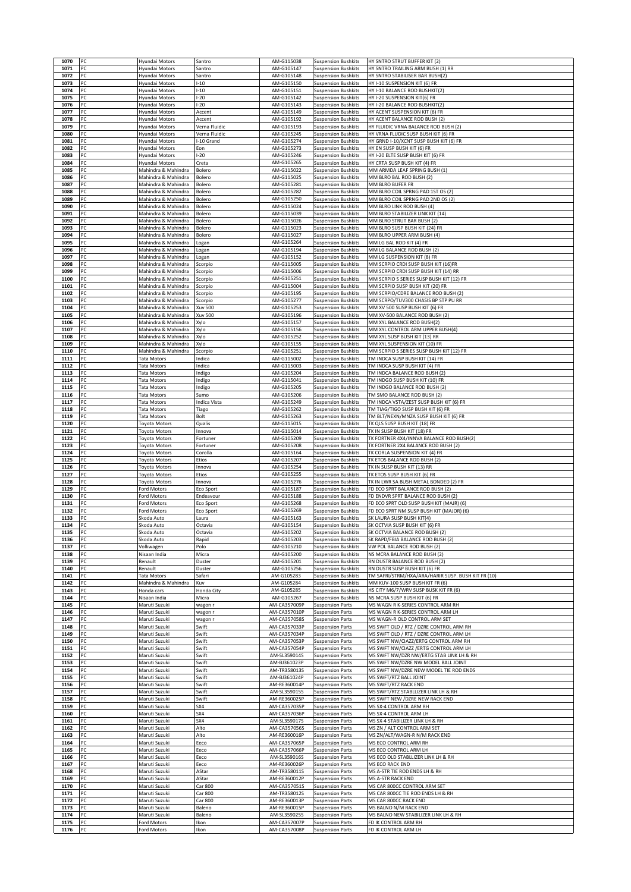| 1070 | PC | Hyundai Motors | Santro | AM-G115038 | Suspension Bushkits | HY SNTRO STRUT BUFFER KIT (2) |
|---|---|---|---|---|---|---|
| 1071 | PC | Hyundai Motors | Santro | AM-G105147 | Suspension Bushkits | HY SNTRO TRAILING ARM BUSH (1) RR |
| 1072 | PC | Hyundai Motors | Santro | AM-G105148 | Suspension Bushkits | HY SNTRO STABILISER BAR BUSH(2) |
| 1073 | PC | Hyundai Motors | I-10 | AM-G105150 | Suspension Bushkits | HY I-10 SUSPENSION KIT (6) FR |
| 1074 | PC | Hyundai Motors | I-10 | AM-G105151 | Suspension Bushkits | HY I-10 BALANCE ROD BUSHKIT(2) |
| 1075 | PC | Hyundai Motors | I-20 | AM-G105142 | Suspension Bushkits | HY I-20 SUSPENSION KIT(6) FR |
| 1076 | PC | Hyundai Motors | I-20 | AM-G105143 | Suspension Bushkits | HY I-20 BALANCE ROD BUSHKIT(2) |
| 1077 | PC | Hyundai Motors | Accent | AM-G105149 | Suspension Bushkits | HY ACENT SUSPENSION KIT (6) FR |
| 1078 | PC | Hyundai Motors | Accent | AM-G105192 | Suspension Bushkits | HY ACENT BALANCE ROD BUSH (2) |
| 1079 | PC | Hyundai Motors | Verna Fluidic | AM-G105193 | Suspension Bushkits | HY FLUIDIC VRNA BALANCE ROD BUSH (2) |
| 1080 | PC | Hyundai Motors | Verna Fluidic | AM-G105245 | Suspension Bushkits | HY VRNA FLUDIC SUSP BUSH KIT (6) FR |
| 1081 | PC | Hyundai Motors | I-10 Grand | AM-G105274 | Suspension Bushkits | HY GRND I-10/XCNT SUSP BUSH KIT (6) FR |
| 1082 | PC | Hyundai Motors | Eon | AM-G105273 | Suspension Bushkits | HY EN SUSP BUSH KIT (6) FR |
| 1083 | PC | Hyundai Motors | I-20 | AM-G105246 | Suspension Bushkits | HY I-20 ELTE SUSP BUSH KIT (6) FR |
| 1084 | PC | Hyundai Motors | Creta | AM-G105265 | Suspension Bushkits | HY CRTA SUSP BUSH KIT (4) FR |
| 1085 | PC | Mahindra & Mahindra | Bolero | AM-G115022 | Suspension Bushkits | MM ARMDA LEAF SPRING BUSH (1) |
| 1086 | PC | Mahindra & Mahindra | Bolero | AM-G115025 | Suspension Bushkits | MM BLRO BAL ROD BUSH (2) |
| 1087 | PC | Mahindra & Mahindra | Bolero | AM-G105281 | Suspension Bushkits | MM BLRO BUFER FR |
| 1088 | PC | Mahindra & Mahindra | Bolero | AM-G105282 | Suspension Bushkits | MM BLRO COIL SPRNG PAD 1ST OS (2) |
| 1089 | PC | Mahindra & Mahindra | Bolero | AM-G105250 | Suspension Bushkits | MM BLRO COIL SPRNG PAD 2ND OS (2) |
| 1090 | PC | Mahindra & Mahindra | Bolero | AM-G115024 | Suspension Bushkits | MM BLRO LINK ROD BUSH (4) |
| 1091 | PC | Mahindra & Mahindra | Bolero | AM-G115039 | Suspension Bushkits | MM BLRO STABILIZER LINK KIT (14) |
| 1092 | PC | Mahindra & Mahindra | Bolero | AM-G115026 | Suspension Bushkits | MM BLRO STRUT BAR BUSH (2) |
| 1093 | PC | Mahindra & Mahindra | Bolero | AM-G115023 | Suspension Bushkits | MM BLRO SUSP BUSH KIT (24) FR |
| 1094 | PC | Mahindra & Mahindra | Bolero | AM-G115027 | Suspension Bushkits | MM BLRO UPPER ARM BUSH (4) |
| 1095 | PC | Mahindra & Mahindra | Logan | AM-G105264 | Suspension Bushkits | MM LG BAL ROD KIT (4) FR |
| 1096 | PC | Mahindra & Mahindra | Logan | AM-G105194 | Suspension Bushkits | MM LG BALANCE ROD BUSH (2) |
| 1097 | PC | Mahindra & Mahindra | Logan | AM-G105152 | Suspension Bushkits | MM LG SUSPENSION KIT (8) FR |
| 1098 | PC | Mahindra & Mahindra | Scorpio | AM-G115005 | Suspension Bushkits | MM SCRPIO CRDI SUSP BUSH KIT (16)FR |
| 1099 | PC | Mahindra & Mahindra | Scorpio | AM-G115006 | Suspension Bushkits | MM SCRPIO CRDI SUSP BUSH KIT (14) RR |
| 1100 | PC | Mahindra & Mahindra | Scorpio | AM-G105251 | Suspension Bushkits | MM SCRPIO S SERIES SUSP BUSH KIT (12) FR |
| 1101 | PC | Mahindra & Mahindra | Scorpio | AM-G115004 | Suspension Bushkits | MM SCRPIO SUSP BUSH KIT (20) FR |
| 1102 | PC | Mahindra & Mahindra | Scorpio | AM-G105195 | Suspension Bushkits | MM SCRPIO/CDRE BALANCE ROD BUSH (2) |
| 1103 | PC | Mahindra & Mahindra | Scorpio | AM-G105277 | Suspension Bushkits | MM SCRPO/TUV300 CHASIS BP STP PU RR |
| 1104 | PC | Mahindra & Mahindra | Xuv 500 | AM-G105253 | Suspension Bushkits | MM XV 500 SUSP BUSH KIT (6) FR |
| 1105 | PC | Mahindra & Mahindra | Xuv 500 | AM-G105196 | Suspension Bushkits | MM XV-500 BALANCE ROD BUSH (2) |
| 1106 | PC | Mahindra & Mahindra | Xylo | AM-G105157 | Suspension Bushkits | MM XYL BALANCE ROD BUSH(2) |
| 1107 | PC | Mahindra & Mahindra | Xylo | AM-G105156 | Suspension Bushkits | MM XYL CONTROL ARM UPPER BUSH(4) |
| 1108 | PC | Mahindra & Mahindra | Xylo | AM-G105252 | Suspension Bushkits | MM XYL SUSP BUSH KIT (13) RR |
| 1109 | PC | Mahindra & Mahindra | Xylo | AM-G105155 | Suspension Bushkits | MM XYL SUSPENSION KIT (10) FR |
| 1110 | PC | Mahindra & Mahindra | Scorpio | AM-G105251 | Suspension Bushkits | MM SCRPIO S SERIES SUSP BUSH KIT (12) FR |
| 1111 | PC | Tata Motors | Indica | AM-G115002 | Suspension Bushkits | TM INDCA SUSP BUSH KIT (14) FR |
| 1112 | PC | Tata Motors | Indica | AM-G115003 | Suspension Bushkits | TM INDCA SUSP BUSH KIT (4) FR |
| 1113 | PC | Tata Motors | Indigo | AM-G105204 | Suspension Bushkits | TM INDCA BALANCE ROD BUSH (2) |
| 1114 | PC | Tata Motors | Indigo | AM-G115041 | Suspension Bushkits | TM INDGO SUSP BUSH KIT (10) FR |
| 1115 | PC | Tata Motors | Indigo | AM-G105205 | Suspension Bushkits | TM INDGO BALANCE ROD BUSH (2) |
| 1116 | PC | Tata Motors | Sumo | AM-G105206 | Suspension Bushkits | TM SMO BALANCE ROD BUSH (2) |
| 1117 | PC | Tata Motors | Indica Vista | AM-G105249 | Suspension Bushkits | TM INDCA VSTA/ZEST SUSP BUSH KIT (6) FR |
| 1118 | PC | Tata Motors | Tiago | AM-G105262 | Suspension Bushkits | TM TIAG/TIGO SUSP BUSH KIT (6) FR |
| 1119 | PC | Tata Motors | Bolt | AM-G105263 | Suspension Bushkits | TM BLT/NEXN/MNZA SUSP BUSH KIT (6) FR |
| 1120 | PC | Toyota Motors | Qualis | AM-G115015 | Suspension Bushkits | TK QLS SUSP BUSH KIT (18) FR |
| 1121 | PC | Toyota Motors | Innova | AM-G115014 | Suspension Bushkits | TK IN SUSP BUSH KIT (18) FR |
| 1122 | PC | Toyota Motors | Fortuner | AM-G105209 | Suspension Bushkits | TK FORTNER 4X4/INNVA BALANCE ROD BUSH(2) |
| 1123 | PC | Toyota Motors | Fortuner | AM-G105208 | Suspension Bushkits | TK FORTNER 2X4 BALANCE ROD BUSH (2) |
| 1124 | PC | Toyota Motors | Corolla | AM-G105164 | Suspension Bushkits | TK CORLA SUSPENSION KIT (4) FR |
| 1125 | PC | Toyota Motors | Etios | AM-G105207 | Suspension Bushkits | TK ETOS BALANCE ROD BUSH (2) |
| 1126 | PC | Toyota Motors | Innova | AM-G105254 | Suspension Bushkits | TK IN SUSP BUSH KIT (13) RR |
| 1127 | PC | Toyota Motors | Etios | AM-G105255 | Suspension Bushkits | TK ETOS SUSP BUSH KIT (6) FR |
| 1128 | PC | Toyota Motors | Innova | AM-G105276 | Suspension Bushkits | TK IN LWR SA BUSH METAL BONDED (2) FR |
| 1129 | PC | Ford Motors | Eco Sport | AM-G105187 | Suspension Bushkits | FD ECO SPRT BALANCE ROD BUSH (2) |
| 1130 | PC | Ford Motors | Endeavour | AM-G105188 | Suspension Bushkits | FD ENDVR SPRT BALANCE ROD BUSH (2) |
| 1131 | PC | Ford Motors | Eco Sport | AM-G105268 | Suspension Bushkits | FD ECO SPRT OLD SUSP BUSH KIT (MAJR) (6) |
| 1132 | PC | Ford Motors | Eco Sport | AM-G105269 | Suspension Bushkits | FD ECO SPRT NM SUSP BUSH KIT (MAJOR) (6) |
| 1133 | PC | Skoda Auto | Laura | AM-G105163 | Suspension Bushkits | SK LAURA SUSP BUSH KIT(4) |
| 1134 | PC | Skoda Auto | Octavia | AM-G105154 | Suspension Bushkits | SK OCTVIA SUSP BUSH KIT (6) FR |
| 1135 | PC | Skoda Auto | Octavia | AM-G105202 | Suspension Bushkits | SK OCTVIA BALANCE ROD BUSH (2) |
| 1136 | PC | Skoda Auto | Rapid | AM-G105203 | Suspension Bushkits | SK RAPD/FBIA BALANCE ROD BUSH (2) |
| 1137 | PC | Volkwagen | Polo | AM-G105210 | Suspension Bushkits | VW POL BALANCE ROD BUSH (2) |
| 1138 | PC | Nisaan India | Micra | AM-G105200 | Suspension Bushkits | NS MCRA BALANCE ROD BUSH (2) |
| 1139 | PC | Renault | Duster | AM-G105201 | Suspension Bushkits | RN DUSTR BALANCE ROD BUSH (2) |
| 1140 | PC | Renault | Duster | AM-G105256 | Suspension Bushkits | RN DUSTR SUSP BUSH KIT (6) FR |
| 1141 | PC | Tata Motors | Safari | AM-G105283 | Suspension Bushkits | TM SAFRI/STRM/HXA/ARA/HARIR SUSP. BUSH KIT FR (10) |
| 1142 | PC | Mahindra & Mahindra | Kuv | AM-G105284 | Suspension Bushkits | MM KUV-100 SUSP BUSH KIT FR (6) |
| 1143 | PC | Honda cars | Honda City | AM-G105285 | Suspension Bushkits | HS CITY M6/7/WRV SUSP BUSK KIT FR (6) |
| 1144 | PC | Nisaan India | Micra | AM-G105267 | Suspension Bushkits | NS MCRA SUSP BUSH KIT (6) FR |
| 1145 | PC | Maruti Suzuki | wagon r | AM-CA357009P | Suspension Parts | MS WAGN R K-SERIES CONTROL ARM RH |
| 1146 | PC | Maruti Suzuki | wagon r | AM-CA357010P | Suspension Parts | MS WAGN R K-SERIES CONTROL ARM LH |
| 1147 | PC | Maruti Suzuki | wagon r | AM-CA357058S | Suspension Parts | MS WAGN-R OLD CONTROL ARM SET |
| 1148 | PC | Maruti Suzuki | Swift | AM-CA357033P | Suspension Parts | MS SWFT OLD / RTZ / DZRE CONTROL ARM RH |
| 1149 | PC | Maruti Suzuki | Swift | AM-CA357034P | Suspension Parts | MS SWFT OLD / RTZ / DZRE CONTROL ARM LH |
| 1150 | PC | Maruti Suzuki | Swift | AM-CA357053P | Suspension Parts | MS SWFT NW/CIAZZ/ERTG CONTROL ARM RH |
| 1151 | PC | Maruti Suzuki | Swift | AM-CA357054P | Suspension Parts | MS SWFT NW/CIAZZ /ERTG CONTROL ARM LH |
| 1152 | PC | Maruti Suzuki | Swift | AM-SL359014S | Suspension Parts | MS SWFT NW/DZR NW/ERTG STAB LINK LH & RH |
| 1153 | PC | Maruti Suzuki | Swift | AM-BJ361023P | Suspension Parts | MS SWFT NW/DZRE NW MODEL BALL JOINT |
| 1154 | PC | Maruti Suzuki | Swift | AM-TR358013S | Suspension Parts | MS SWFT NW/DZRE NEW MODEL TIE ROD ENDS |
| 1155 | PC | Maruti Suzuki | Swift | AM-BJ361024P | Suspension Parts | MS SWFT/RTZ BALL JOINT |
| 1156 | PC | Maruti Suzuki | Swift | AM-RE360014P | Suspension Parts | MS SWFT/RTZ RACK END |
| 1157 | PC | Maruti Suzuki | Swift | AM-SL359015S | Suspension Parts | MS SWFT/RTZ STABLLIZER LINK LH & RH |
| 1158 | PC | Maruti Suzuki | Swift | AM-RE360025P | Suspension Parts | MS SWFT NEW /DZRE NEW RACK END |
| 1159 | PC | Maruti Suzuki | SX4 | AM-CA357035P | Suspension Parts | MS SX-4 CONTROL ARM RH |
| 1160 | PC | Maruti Suzuki | SX4 | AM-CA357036P | Suspension Parts | MS SX-4 CONTROL ARM LH |
| 1161 | PC | Maruti Suzuki | SX4 | AM-SL359017S | Suspension Parts | MS SX-4 STABILIZER LINK LH & RH |
| 1162 | PC | Maruti Suzuki | Alto | AM-CA357056S | Suspension Parts | MS ZN / ALT CONTROL ARM SET |
| 1163 | PC | Maruti Suzuki | Alto | AM-RE360016P | Suspension Parts | MS ZN/ALT/WAGN-R N/M RACK END |
| 1164 | PC | Maruti Suzuki | Eeco | AM-CA357065P | Suspension Parts | MS ECO CONTROL ARM RH |
| 1165 | PC | Maruti Suzuki | Eeco | AM-CA357066P | Suspension Parts | MS ECO CONTROL ARM LH |
| 1166 | PC | Maruti Suzuki | Eeco | AM-SL359016S | Suspension Parts | MS ECO OLD STABLLIZER LINK LH & RH |
| 1167 | PC | Maruti Suzuki | Eeco | AM-RE360026P | Suspension Parts | MS ECO RACK END |
| 1168 | PC | Maruti Suzuki | AStar | AM-TR358011S | Suspension Parts | MS A-STR TIE ROD ENDS LH & RH |
| 1169 | PC | Maruti Suzuki | AStar | AM-RE360012P | Suspension Parts | MS A-STR RACK END |
| 1170 | PC | Maruti Suzuki | Car 800 | AM-CA357051S | Suspension Parts | MS CAR 800CC CONTROL ARM SET |
| 1171 | PC | Maruti Suzuki | Car 800 | AM-TR358012S | Suspension Parts | MS CAR 800CC TIE ROD ENDS LH & RH |
| 1172 | PC | Maruti Suzuki | Car 800 | AM-RE360013P | Suspension Parts | MS CAR 800CC RACK END |
| 1173 | PC | Maruti Suzuki | Baleno | AM-RE360015P | Suspension Parts | MS BALNO N/M RACK END |
| 1174 | PC | Maruti Suzuki | Baleno | AM-SL359025S | Suspension Parts | MS BALNO NEW STABILIZER LINK LH & RH |
| 1175 | PC | Ford Motors | Ikon | AM-CA357007P | Suspension Parts | FD IK CONTROL ARM RH |
| 1176 | PC | Ford Motors | Ikon | AM-CA357008P | Suspension Parts | FD IK CONTROL ARM LH |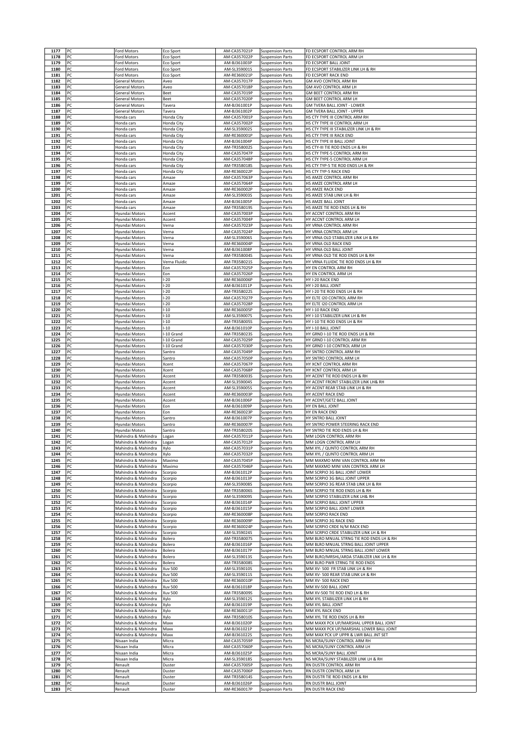| 1177 | PC | Ford Motors | Eco Sport | AM-CA357021P | Suspension Parts | FD ECSPORT CONTROL ARM RH |
|---|---|---|---|---|---|---|
| 1178 | PC | Ford Motors | Eco Sport | AM-CA357022P | Suspension Parts | FD ECSPORT CONTROL ARM LH |
| 1179 | PC | Ford Motors | Eco Sport | AM-BJ361003P | Suspension Parts | FD ECSPORT BALL JOINT |
| 1180 | PC | Ford Motors | Eco Sport | AM-SL359001S | Suspension Parts | FD ECSPORT STABILIZER LINK LH & RH |
| 1181 | PC | Ford Motors | Eco Sport | AM-RE360021P | Suspension Parts | FD ECSPORT RACK END |
| 1182 | PC | General Motors | Aveo | AM-CA357017P | Suspension Parts | GM AVO CONTROL ARM RH |
| 1183 | PC | General Motors | Aveo | AM-CA357018P | Suspension Parts | GM AVO CONTROL ARM LH |
| 1184 | PC | General Motors | Beet | AM-CA357019P | Suspension Parts | GM BEET CONTROL ARM RH |
| 1185 | PC | General Motors | Beet | AM-CA357020P | Suspension Parts | GM BEET CONTROL ARM LH |
| 1186 | PC | General Motors | Tavera | AM-BJ361001P | Suspension Parts | GM TVERA BALL JOINT - LOWER |
| 1187 | PC | General Motors | Tavera | AM-BJ361002P | Suspension Parts | GM TVERA BALL JOINT - UPPER |
| 1188 | PC | Honda cars | Honda City | AM-CA357001P | Suspension Parts | HS CTY TYPE III CONTROL ARM RH |
| 1189 | PC | Honda cars | Honda City | AM-CA357002P | Suspension Parts | HS CTY TYPE III CONTROL ARM LH |
| 1190 | PC | Honda cars | Honda City | AM-SL359002S | Suspension Parts | HS CTY TYPE III STABILIZER LINK LH & RH |
| 1191 | PC | Honda cars | Honda City | AM-RE360001P | Suspension Parts | HS CTY TYPE III RACK END |
| 1192 | PC | Honda cars | Honda City | AM-BJ361004P | Suspension Parts | HS CTY TYPE III BALL JOINT |
| 1193 | PC | Honda cars | Honda City | AM-TR358002S | Suspension Parts | HS CTY-III TIE ROD ENDS LH & RH |
| 1194 | PC | Honda cars | Honda City | AM-CA357047P | Suspension Parts | HS CTY TYPE-5 CONTROL ARM RH |
| 1195 | PC | Honda cars | Honda City | AM-CA357048P | Suspension Parts | HS CTY TYPE-5 CONTROL ARM LH |
| 1196 | PC | Honda cars | Honda City | AM-TR358018S | Suspension Parts | HS CTY TYP-5 TIE ROD ENDS LH & RH |
| 1197 | PC | Honda cars | Honda City | AM-RE360022P | Suspension Parts | HS CTY TYP-5 RACK END |
| 1198 | PC | Honda cars | Amaze | AM-CA357063P | Suspension Parts | HS AMZE CONTROL ARM RH |
| 1199 | PC | Honda cars | Amaze | AM-CA357064P | Suspension Parts | HS AMZE CONTROL ARM LH |
| 1200 | PC | Honda cars | Amaze | AM-RE360002P | Suspension Parts | HS AMZE RACK END |
| 1201 | PC | Honda cars | Amaze | AM-SL359003S | Suspension Parts | HS AMZE STAB LINK LH & RH |
| 1202 | PC | Honda cars | Amaze | AM-BJ361005P | Suspension Parts | HS AMZE BALL JOINT |
| 1203 | PC | Honda cars | Amaze | AM-TR358019S | Suspension Parts | HS AMZE TIE ROD ENDS LH & RH |
| 1204 | PC | Hyundai Motors | Accent | AM-CA357003P | Suspension Parts | HY ACCNT CONTROL ARM RH |
| 1205 | PC | Hyundai Motors | Accent | AM-CA357004P | Suspension Parts | HY ACCNT CONTROL ARM LH |
| 1206 | PC | Hyundai Motors | Verna | AM-CA357023P | Suspension Parts | HY VRNA CONTROL ARM RH |
| 1207 | PC | Hyundai Motors | Verna | AM-CA357024P | Suspension Parts | HY VRNA CONTROL ARM LH |
| 1208 | PC | Hyundai Motors | Verna | AM-SL359006S | Suspension Parts | HY VRNA OLD STABILIZER LINK LH & RH |
| 1209 | PC | Hyundai Motors | Verna | AM-RE360004P | Suspension Parts | HY VRNA OLD RACK END |
| 1210 | PC | Hyundai Motors | Verna | AM-BJ361008P | Suspension Parts | HY VRNA OLD BALL JOINT |
| 1211 | PC | Hyundai Motors | Verna | AM-TR358004S | Suspension Parts | HY VRNA OLD TIE ROD ENDS LH & RH |
| 1212 | PC | Hyundai Motors | Verna Fluidic | AM-TR358021S | Suspension Parts | HY VRNA FLUIDIC TIE ROD ENDS LH & RH |
| 1213 | PC | Hyundai Motors | Eon | AM-CA357025P | Suspension Parts | HY EN CONTROL ARM RH |
| 1214 | PC | Hyundai Motors | Eon | AM-CA357026P | Suspension Parts | HY EN CONTROL ARM LH |
| 1215 | PC | Hyundai Motors | I-20 | AM-RE360006P | Suspension Parts | HY I-20 RACK END |
| 1216 | PC | Hyundai Motors | I-20 | AM-BJ361011P | Suspension Parts | HY I-20 BALL JOINT |
| 1217 | PC | Hyundai Motors | I-20 | AM-TR358022S | Suspension Parts | HY I-20 TIE ROD ENDS LH & RH |
| 1218 | PC | Hyundai Motors | I-20 | AM-CA357027P | Suspension Parts | HY ELTE I20 CONTROL ARM RH |
| 1219 | PC | Hyundai Motors | I-20 | AM-CA357028P | Suspension Parts | HY ELTE I20 CONTROL ARM LH |
| 1220 | PC | Hyundai Motors | I-10 | AM-RE360005P | Suspension Parts | HY I-10 RACK END |
| 1221 | PC | Hyundai Motors | I-10 | AM-SL359007S | Suspension Parts | HY I-10 STABILIZER LINK LH & RH |
| 1222 | PC | Hyundai Motors | I-10 | AM-TR358005S | Suspension Parts | HY I-10 TIE ROD ENDS LH & RH |
| 1223 | PC | Hyundai Motors | I-10 | AM-BJ361010P | Suspension Parts | HY I-10 BALL JOINT |
| 1224 | PC | Hyundai Motors | I-10 Grand | AM-TR358023S | Suspension Parts | HY GRND I-10 TIE ROD ENDS LH & RH |
| 1225 | PC | Hyundai Motors | I-10 Grand | AM-CA357029P | Suspension Parts | HY GRND I-10 CONTROL ARM RH |
| 1226 | PC | Hyundai Motors | I-10 Grand | AM-CA357030P | Suspension Parts | HY GRND I-10 CONTROL ARM LH |
| 1227 | PC | Hyundai Motors | Santro | AM-CA357049P | Suspension Parts | HY SNTRO CONTROL ARM RH |
| 1228 | PC | Hyundai Motors | Santro | AM-CA357050P | Suspension Parts | HY SNTRO CONTROL ARM LH |
| 1229 | PC | Hyundai Motors | Xcent | AM-CA357067P | Suspension Parts | HY XCNT CONTROL ARM RH |
| 1230 | PC | Hyundai Motors | Xcent | AM-CA357068P | Suspension Parts | HY XCNT CONTROL ARM LH |
| 1231 | PC | Hyundai Motors | Accent | AM-TR358003S | Suspension Parts | HY ACENT TIE ROD ENDS LH & RH |
| 1232 | PC | Hyundai Motors | Accent | AM-SL359004S | Suspension Parts | HY ACENT FRONT STABILIZER LINK LH& RH |
| 1233 | PC | Hyundai Motors | Accent | AM-SL359005S | Suspension Parts | HY ACENT REAR STAB LINK LH & RH |
| 1234 | PC | Hyundai Motors | Accent | AM-RE360003P | Suspension Parts | HY ACENT RACK END |
| 1235 | PC | Hyundai Motors | Accent | AM-BJ361006P | Suspension Parts | HY ACENT/GETZ BALL JOINT |
| 1236 | PC | Hyundai Motors | Eon | AM-BJ361009P | Suspension Parts | HY EN BALL JOINT |
| 1237 | PC | Hyundai Motors | Eon | AM-RE360023P | Suspension Parts | HY EN RACK END |
| 1238 | PC | Hyundai Motors | Santro | AM-BJ361007P | Suspension Parts | HY SNTRO BALL JOINT |
| 1239 | PC | Hyundai Motors | Santro | AM-RE360007P | Suspension Parts | HY SNTRO POWER STEERING RACK END |
| 1240 | PC | Hyundai Motors | Santro | AM-TR358020S | Suspension Parts | HY SNTRO TIE ROD ENDS LH & RH |
| 1241 | PC | Mahindra & Mahindra | Logan | AM-CA357011P | Suspension Parts | MM LOGN CONTROL ARM RH |
| 1242 | PC | Mahindra & Mahindra | Logan | AM-CA357012P | Suspension Parts | MM LOGN CONTROL ARM LH |
| 1243 | PC | Mahindra & Mahindra | Xylo | AM-CA357031P | Suspension Parts | MM XYL / QUNTO CONTROL ARM RH |
| 1244 | PC | Mahindra & Mahindra | Xylo | AM-CA357032P | Suspension Parts | MM XYL / QUNTO CONTROL ARM LH |
| 1245 | PC | Mahindra & Mahindra | Maximo | AM-CA357045P | Suspension Parts | MM MAXMO MINI VAN CONTROL ARM RH |
| 1246 | PC | Mahindra & Mahindra | Maximo | AM-CA357046P | Suspension Parts | MM MAXMO MINI VAN CONTROL ARM LH |
| 1247 | PC | Mahindra & Mahindra | Scorpio | AM-BJ361012P | Suspension Parts | MM SCRPIO 3G BALL JOINT LOWER |
| 1248 | PC | Mahindra & Mahindra | Scorpio | AM-BJ361013P | Suspension Parts | MM SCRPIO 3G BALL JOINT UPPER |
| 1249 | PC | Mahindra & Mahindra | Scorpio | AM-SL359008S | Suspension Parts | MM SCRPIO 3G REAR STAB LINK LH & RH |
| 1250 | PC | Mahindra & Mahindra | Scorpio | AM-TR358006S | Suspension Parts | MM SCRPIO TIE ROD ENDS LH & RH |
| 1251 | PC | Mahindra & Mahindra | Scorpio | AM-SL359009S | Suspension Parts | MM SCRPIO STABILIZER LINK LH& RH |
| 1252 | PC | Mahindra & Mahindra | Scorpio | AM-BJ361014P | Suspension Parts | MM SCRPIO BALL JOINT UPPER |
| 1253 | PC | Mahindra & Mahindra | Scorpio | AM-BJ361015P | Suspension Parts | MM SCRPIO BALL JOINT LOWER |
| 1254 | PC | Mahindra & Mahindra | Scorpio | AM-RE360008P | Suspension Parts | MM SCRPIO RACK END |
| 1255 | PC | Mahindra & Mahindra | Scorpio | AM-RE360009P | Suspension Parts | MM SCRPIO 3G RACK END |
| 1256 | PC | Mahindra & Mahindra | Scorpio | AM-RE360024P | Suspension Parts | MM SCRPIO CRDE N/M RACK END |
| 1257 | PC | Mahindra & Mahindra | Scorpio | AM-SL359024S | Suspension Parts | MM SCRPIO CRDE STABILIZER LINK LH & RH |
| 1258 | PC | Mahindra & Mahindra | Bolero | AM-TR358007S | Suspension Parts | MM BLRO MNUAL STRNG TIE ROD ENDS LH & RH |
| 1259 | PC | Mahindra & Mahindra | Bolero | AM-BJ361016P | Suspension Parts | MM BLRO MNUAL STRNG BALL JOINT UPPER |
| 1260 | PC | Mahindra & Mahindra | Bolero | AM-BJ361017P | Suspension Parts | MM BLRO MNUAL STRNG BALL JOINT LOWER |
| 1261 | PC | Mahindra & Mahindra | Bolero | AM-SL359013S | Suspension Parts | MM BLRO/MRSHL/ARDA STABLIZER LNK LH & RH |
| 1262 | PC | Mahindra & Mahindra | Bolero | AM-TR358008S | Suspension Parts | MM BLRO PWR STRNG TIE ROD ENDS |
| 1263 | PC | Mahindra & Mahindra | Xuv 500 | AM-SL359010S | Suspension Parts | MM XV- 500 FR STAB LINK LH & RH |
| 1264 | PC | Mahindra & Mahindra | Xuv 500 | AM-SL359011S | Suspension Parts | MM XV- 500 REAR STAB LINK LH & RH |
| 1265 | PC | Mahindra & Mahindra | Xuv 500 | AM-RE360010P | Suspension Parts | MM XV- 500 RACK END |
| 1266 | PC | Mahindra & Mahindra | Xuv 500 | AM-BJ361018P | Suspension Parts | MM XV-500 BALL JOINT |
| 1267 | PC | Mahindra & Mahindra | Xuv 500 | AM-TR358009S | Suspension Parts | MM XV-500 TIE ROD END LH & RH |
| 1268 | PC | Mahindra & Mahindra | Xylo | AM-SL359012S | Suspension Parts | MM XYL STABILIZER LINK LH & RH |
| 1269 | PC | Mahindra & Mahindra | Xylo | AM-BJ361019P | Suspension Parts | MM XYL BALL JOINT |
| 1270 | PC | Mahindra & Mahindra | Xylo | AM-RE360011P | Suspension Parts | MM XYL RACK END |
| 1271 | PC | Mahindra & Mahindra | Xylo | AM-TR358010S | Suspension Parts | MM XYL TIE ROD ENDS LH & RH |
| 1272 | PC | Mahindra & Mahindra | Maxx | AM-BJ361020P | Suspension Parts | MM MAXX PCK UP/MARSHAL UPPER BALL JOINT |
| 1273 | PC | Mahindra & Mahindra | Maxx | AM-BJ361021P | Suspension Parts | MM MAXX PCK UP/MARSHAL LOWER BALL JOINT |
| 1274 | PC | Mahindra & Mahindra | Maxx | AM-BJ361022S | Suspension Parts | MM MAX PCK UP UPPR & LWR BALL JNT SET |
| 1275 | PC | Nisaan India | Micra | AM-CA357059P | Suspension Parts | NS MCRA/SUNY CONTROL ARM RH |
| 1276 | PC | Nisaan India | Micra | AM-CA357060P | Suspension Parts | NS MCRA/SUNY CONTROL ARM LH |
| 1277 | PC | Nisaan India | Micra | AM-BJ361025P | Suspension Parts | NS MCRA/SUNY BALL JOINT |
| 1278 | PC | Nisaan India | Micra | AM-SL359018S | Suspension Parts | NS MCRA/SUNY STABILIZER LINK LH & RH |
| 1279 | PC | Renault | Duster | AM-CA357005P | Suspension Parts | RN DUSTR CONTROL ARM RH |
| 1280 | PC | Renault | Duster | AM-CA357006P | Suspension Parts | RN DUSTR CONTROL ARM LH |
| 1281 | PC | Renault | Duster | AM-TR358014S | Suspension Parts | RN DUSTR TIE ROD ENDS LH & RH |
| 1282 | PC | Renault | Duster | AM-BJ361026P | Suspension Parts | RN DUSTR BALL JOINT |
| 1283 | PC | Renault | Duster | AM-RE360017P | Suspension Parts | RN DUSTR RACK END |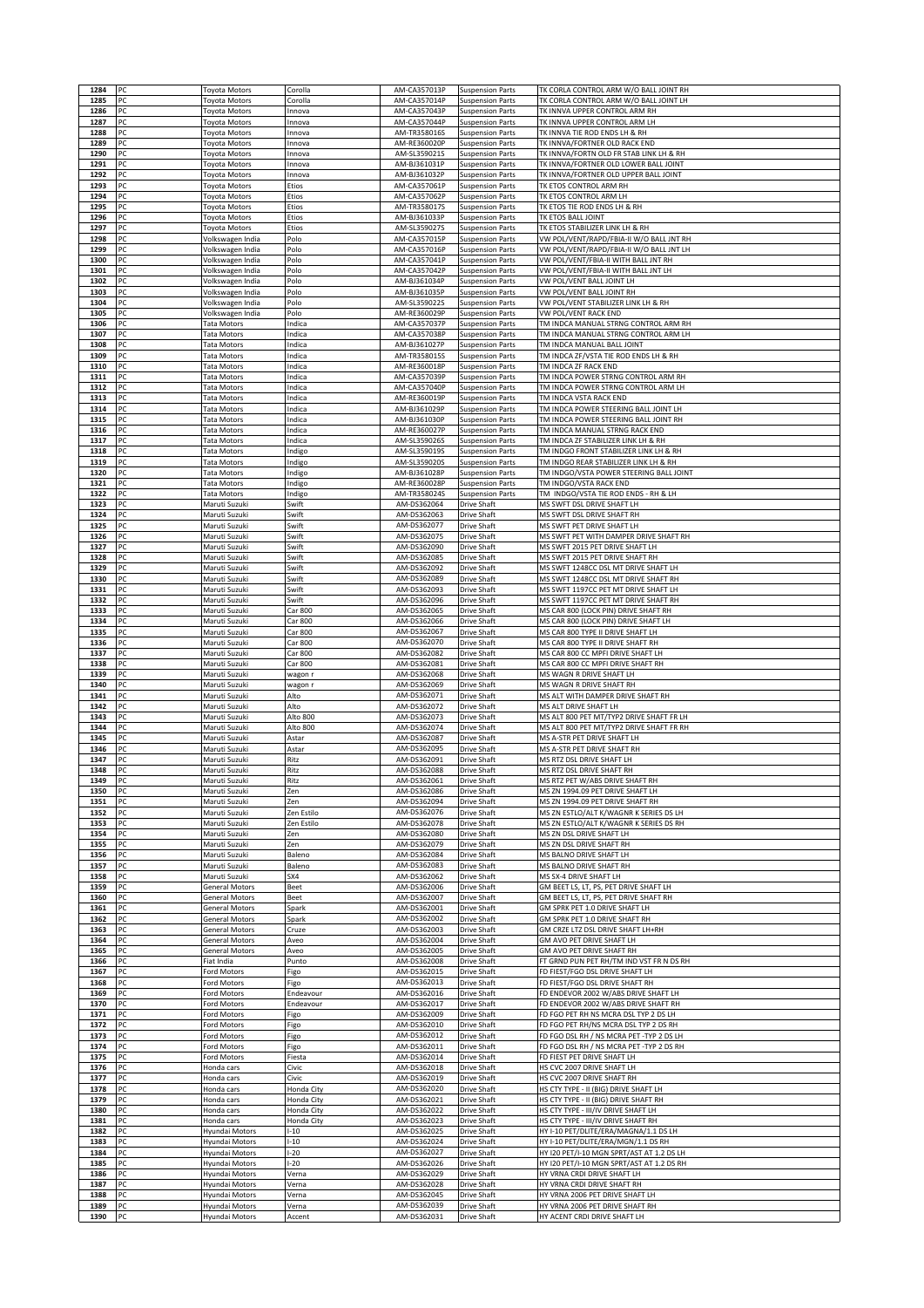| 1284 | PC | Toyota Motors | Corolla | AM-CA357013P | Suspension Parts | TK CORLA CONTROL ARM W/O BALL JOINT RH |
|---|---|---|---|---|---|---|
| 1285 | PC | Toyota Motors | Corolla | AM-CA357014P | Suspension Parts | TK CORLA CONTROL ARM W/O BALL JOINT LH |
| 1286 | PC | Toyota Motors | Innova | AM-CA357043P | Suspension Parts | TK INNVA UPPER CONTROL ARM RH |
| 1287 | PC | Toyota Motors | Innova | AM-CA357044P | Suspension Parts | TK INNVA UPPER CONTROL ARM LH |
| 1288 | PC | Toyota Motors | Innova | AM-TR358016S | Suspension Parts | TK INNVA TIE ROD ENDS LH & RH |
| 1289 | PC | Toyota Motors | Innova | AM-RE360020P | Suspension Parts | TK INNVA/FORTNER OLD RACK END |
| 1290 | PC | Toyota Motors | Innova | AM-SL359021S | Suspension Parts | TK INNVA/FORTN OLD FR STAB LINK LH & RH |
| 1291 | PC | Toyota Motors | Innova | AM-BJ361031P | Suspension Parts | TK INNVA/FORTNER OLD LOWER BALL JOINT |
| 1292 | PC | Toyota Motors | Innova | AM-BJ361032P | Suspension Parts | TK INNVA/FORTNER OLD UPPER BALL JOINT |
| 1293 | PC | Toyota Motors | Etios | AM-CA357061P | Suspension Parts | TK ETOS CONTROL ARM RH |
| 1294 | PC | Toyota Motors | Etios | AM-CA357062P | Suspension Parts | TK ETOS CONTROL ARM LH |
| 1295 | PC | Toyota Motors | Etios | AM-TR358017S | Suspension Parts | TK ETOS TIE ROD ENDS LH & RH |
| 1296 | PC | Toyota Motors | Etios | AM-BJ361033P | Suspension Parts | TK ETOS BALL JOINT |
| 1297 | PC | Toyota Motors | Etios | AM-SL359027S | Suspension Parts | TK ETOS STABILIZER LINK LH & RH |
| 1298 | PC | Volkswagen India | Polo | AM-CA357015P | Suspension Parts | VW POL/VENT/RAPD/FBIA-II W/O BALL JNT RH |
| 1299 | PC | Volkswagen India | Polo | AM-CA357016P | Suspension Parts | VW POL/VENT/RAPD/FBIA-II W/O BALL JNT LH |
| 1300 | PC | Volkswagen India | Polo | AM-CA357041P | Suspension Parts | VW POL/VENT/FBIA-II WITH BALL JNT RH |
| 1301 | PC | Volkswagen India | Polo | AM-CA357042P | Suspension Parts | VW POL/VENT/FBIA-II WITH BALL JNT LH |
| 1302 | PC | Volkswagen India | Polo | AM-BJ361034P | Suspension Parts | VW POL/VENT BALL JOINT LH |
| 1303 | PC | Volkswagen India | Polo | AM-BJ361035P | Suspension Parts | VW POL/VENT BALL JOINT RH |
| 1304 | PC | Volkswagen India | Polo | AM-SL359022S | Suspension Parts | VW POL/VENT STABILIZER LINK LH & RH |
| 1305 | PC | Volkswagen India | Polo | AM-RE360029P | Suspension Parts | VW POL/VENT RACK END |
| 1306 | PC | Tata Motors | Indica | AM-CA357037P | Suspension Parts | TM INDCA MANUAL STRNG CONTROL ARM RH |
| 1307 | PC | Tata Motors | Indica | AM-CA357038P | Suspension Parts | TM INDCA MANUAL STRNG CONTROL ARM LH |
| 1308 | PC | Tata Motors | Indica | AM-BJ361027P | Suspension Parts | TM INDCA MANUAL BALL JOINT |
| 1309 | PC | Tata Motors | Indica | AM-TR358015S | Suspension Parts | TM INDCA ZF/VSTA TIE ROD ENDS LH & RH |
| 1310 | PC | Tata Motors | Indica | AM-RE360018P | Suspension Parts | TM INDCA ZF RACK END |
| 1311 | PC | Tata Motors | Indica | AM-CA357039P | Suspension Parts | TM INDCA POWER STRNG CONTROL ARM RH |
| 1312 | PC | Tata Motors | Indica | AM-CA357040P | Suspension Parts | TM INDCA POWER STRNG CONTROL ARM LH |
| 1313 | PC | Tata Motors | Indica | AM-RE360019P | Suspension Parts | TM INDCA VSTA RACK END |
| 1314 | PC | Tata Motors | Indica | AM-BJ361029P | Suspension Parts | TM INDCA POWER STEERING BALL JOINT LH |
| 1315 | PC | Tata Motors | Indica | AM-BJ361030P | Suspension Parts | TM INDCA POWER STEERING BALL JOINT RH |
| 1316 | PC | Tata Motors | Indica | AM-RE360027P | Suspension Parts | TM INDCA MANUAL STRNG RACK END |
| 1317 | PC | Tata Motors | Indica | AM-SL359026S | Suspension Parts | TM INDCA ZF STABILIZER LINK LH & RH |
| 1318 | PC | Tata Motors | Indigo | AM-SL359019S | Suspension Parts | TM INDGO FRONT STABILIZER LINK LH & RH |
| 1319 | PC | Tata Motors | Indigo | AM-SL359020S | Suspension Parts | TM INDGO REAR STABILIZER LINK LH & RH |
| 1320 | PC | Tata Motors | Indigo | AM-BJ361028P | Suspension Parts | TM INDGO/VSTA POWER STEERING BALL JOINT |
| 1321 | PC | Tata Motors | Indigo | AM-RE360028P | Suspension Parts | TM INDGO/VSTA RACK END |
| 1322 | PC | Tata Motors | Indigo | AM-TR358024S | Suspension Parts | TM INDGO/VSTA TIE ROD ENDS - RH & LH |
| 1323 | PC | Maruti Suzuki | Swift | AM-DS362064 | Drive Shaft | MS SWFT DSL DRIVE SHAFT LH |
| 1324 | PC | Maruti Suzuki | Swift | AM-DS362063 | Drive Shaft | MS SWFT DSL DRIVE SHAFT RH |
| 1325 | PC | Maruti Suzuki | Swift | AM-DS362077 | Drive Shaft | MS SWFT PET DRIVE SHAFT LH |
| 1326 | PC | Maruti Suzuki | Swift | AM-DS362075 | Drive Shaft | MS SWFT PET WITH DAMPER DRIVE SHAFT RH |
| 1327 | PC | Maruti Suzuki | Swift | AM-DS362090 | Drive Shaft | MS SWFT 2015 PET DRIVE SHAFT LH |
| 1328 | PC | Maruti Suzuki | Swift | AM-DS362085 | Drive Shaft | MS SWFT 2015 PET DRIVE SHAFT RH |
| 1329 | PC | Maruti Suzuki | Swift | AM-DS362092 | Drive Shaft | MS SWFT 1248CC DSL MT DRIVE SHAFT LH |
| 1330 | PC | Maruti Suzuki | Swift | AM-DS362089 | Drive Shaft | MS SWFT 1248CC DSL MT DRIVE SHAFT RH |
| 1331 | PC | Maruti Suzuki | Swift | AM-DS362093 | Drive Shaft | MS SWFT 1197CC PET MT DRIVE SHAFT LH |
| 1332 | PC | Maruti Suzuki | Swift | AM-DS362096 | Drive Shaft | MS SWFT 1197CC PET MT DRIVE SHAFT RH |
| 1333 | PC | Maruti Suzuki | Car 800 | AM-DS362065 | Drive Shaft | MS CAR 800 (LOCK PIN) DRIVE SHAFT RH |
| 1334 | PC | Maruti Suzuki | Car 800 | AM-DS362066 | Drive Shaft | MS CAR 800 (LOCK PIN) DRIVE SHAFT LH |
| 1335 | PC | Maruti Suzuki | Car 800 | AM-DS362067 | Drive Shaft | MS CAR 800 TYPE II DRIVE SHAFT LH |
| 1336 | PC | Maruti Suzuki | Car 800 | AM-DS362070 | Drive Shaft | MS CAR 800 TYPE II DRIVE SHAFT RH |
| 1337 | PC | Maruti Suzuki | Car 800 | AM-DS362082 | Drive Shaft | MS CAR 800 CC MPFI DRIVE SHAFT LH |
| 1338 | PC | Maruti Suzuki | Car 800 | AM-DS362081 | Drive Shaft | MS CAR 800 CC MPFI DRIVE SHAFT RH |
| 1339 | PC | Maruti Suzuki | wagon r | AM-DS362068 | Drive Shaft | MS WAGN R DRIVE SHAFT LH |
| 1340 | PC | Maruti Suzuki | wagon r | AM-DS362069 | Drive Shaft | MS WAGN R DRIVE SHAFT RH |
| 1341 | PC | Maruti Suzuki | Alto | AM-DS362071 | Drive Shaft | MS ALT WITH DAMPER DRIVE SHAFT RH |
| 1342 | PC | Maruti Suzuki | Alto | AM-DS362072 | Drive Shaft | MS ALT DRIVE SHAFT LH |
| 1343 | PC | Maruti Suzuki | Alto 800 | AM-DS362073 | Drive Shaft | MS ALT 800 PET MT/TYP2 DRIVE SHAFT FR LH |
| 1344 | PC | Maruti Suzuki | Alto 800 | AM-DS362074 | Drive Shaft | MS ALT 800 PET MT/TYP2 DRIVE SHAFT FR RH |
| 1345 | PC | Maruti Suzuki | Astar | AM-DS362087 | Drive Shaft | MS A-STR PET DRIVE SHAFT LH |
| 1346 | PC | Maruti Suzuki | Astar | AM-DS362095 | Drive Shaft | MS A-STR PET DRIVE SHAFT RH |
| 1347 | PC | Maruti Suzuki | Ritz | AM-DS362091 | Drive Shaft | MS RTZ DSL DRIVE SHAFT LH |
| 1348 | PC | Maruti Suzuki | Ritz | AM-DS362088 | Drive Shaft | MS RTZ DSL DRIVE SHAFT RH |
| 1349 | PC | Maruti Suzuki | Ritz | AM-DS362061 | Drive Shaft | MS RTZ PET W/ABS DRIVE SHAFT RH |
| 1350 | PC | Maruti Suzuki | Zen | AM-DS362086 | Drive Shaft | MS ZN 1994.09 PET DRIVE SHAFT LH |
| 1351 | PC | Maruti Suzuki | Zen | AM-DS362094 | Drive Shaft | MS ZN 1994.09 PET DRIVE SHAFT RH |
| 1352 | PC | Maruti Suzuki | Zen Estilo | AM-DS362076 | Drive Shaft | MS ZN ESTLO/ALT K/WAGNR K SERIES DS LH |
| 1353 | PC | Maruti Suzuki | Zen Estilo | AM-DS362078 | Drive Shaft | MS ZN ESTLO/ALT K/WAGNR K SERIES DS RH |
| 1354 | PC | Maruti Suzuki | Zen | AM-DS362080 | Drive Shaft | MS ZN DSL DRIVE SHAFT LH |
| 1355 | PC | Maruti Suzuki | Zen | AM-DS362079 | Drive Shaft | MS ZN DSL DRIVE SHAFT RH |
| 1356 | PC | Maruti Suzuki | Baleno | AM-DS362084 | Drive Shaft | MS BALNO DRIVE SHAFT LH |
| 1357 | PC | Maruti Suzuki | Baleno | AM-DS362083 | Drive Shaft | MS BALNO DRIVE SHAFT RH |
| 1358 | PC | Maruti Suzuki | SX4 | AM-DS362062 | Drive Shaft | MS SX-4 DRIVE SHAFT LH |
| 1359 | PC | General Motors | Beet | AM-DS362006 | Drive Shaft | GM BEET LS, LT, PS, PET DRIVE SHAFT LH |
| 1360 | PC | General Motors | Beet | AM-DS362007 | Drive Shaft | GM BEET LS, LT, PS, PET DRIVE SHAFT RH |
| 1361 | PC | General Motors | Spark | AM-DS362001 | Drive Shaft | GM SPRK PET 1.0 DRIVE SHAFT LH |
| 1362 | PC | General Motors | Spark | AM-DS362002 | Drive Shaft | GM SPRK PET 1.0 DRIVE SHAFT RH |
| 1363 | PC | General Motors | Cruze | AM-DS362003 | Drive Shaft | GM CRZE LTZ DSL DRIVE SHAFT LH+RH |
| 1364 | PC | General Motors | Aveo | AM-DS362004 | Drive Shaft | GM AVO PET DRIVE SHAFT LH |
| 1365 | PC | General Motors | Aveo | AM-DS362005 | Drive Shaft | GM AVO PET DRIVE SHAFT RH |
| 1366 | PC | Fiat India | Punto | AM-DS362008 | Drive Shaft | FT GRND PUN PET RH/TM IND VST FR N DS RH |
| 1367 | PC | Ford Motors | Figo | AM-DS362015 | Drive Shaft | FD FIEST/FGO DSL DRIVE SHAFT LH |
| 1368 | PC | Ford Motors | Figo | AM-DS362013 | Drive Shaft | FD FIEST/FGO DSL DRIVE SHAFT RH |
| 1369 | PC | Ford Motors | Endeavour | AM-DS362016 | Drive Shaft | FD ENDEVOR 2002 W/ABS DRIVE SHAFT LH |
| 1370 | PC | Ford Motors | Endeavour | AM-DS362017 | Drive Shaft | FD ENDEVOR 2002 W/ABS DRIVE SHAFT RH |
| 1371 | PC | Ford Motors | Figo | AM-DS362009 | Drive Shaft | FD FGO PET RH NS MCRA DSL TYP 2 DS LH |
| 1372 | PC | Ford Motors | Figo | AM-DS362010 | Drive Shaft | FD FGO PET RH/NS MCRA DSL TYP 2 DS RH |
| 1373 | PC | Ford Motors | Figo | AM-DS362012 | Drive Shaft | FD FGO DSL RH / NS MCRA PET -TYP 2 DS LH |
| 1374 | PC | Ford Motors | Figo | AM-DS362011 | Drive Shaft | FD FGO DSL RH / NS MCRA PET -TYP 2 DS RH |
| 1375 | PC | Ford Motors | Fiesta | AM-DS362014 | Drive Shaft | FD FIEST PET DRIVE SHAFT LH |
| 1376 | PC | Honda cars | Civic | AM-DS362018 | Drive Shaft | HS CVC 2007 DRIVE SHAFT LH |
| 1377 | PC | Honda cars | Civic | AM-DS362019 | Drive Shaft | HS CVC 2007 DRIVE SHAFT RH |
| 1378 | PC | Honda cars | Honda City | AM-DS362020 | Drive Shaft | HS CTY TYPE - II (BIG) DRIVE SHAFT LH |
| 1379 | PC | Honda cars | Honda City | AM-DS362021 | Drive Shaft | HS CTY TYPE - II (BIG) DRIVE SHAFT RH |
| 1380 | PC | Honda cars | Honda City | AM-DS362022 | Drive Shaft | HS CTY TYPE - III/IV DRIVE SHAFT LH |
| 1381 | PC | Honda cars | Honda City | AM-DS362023 | Drive Shaft | HS CTY TYPE - III/IV DRIVE SHAFT RH |
| 1382 | PC | Hyundai Motors | I-10 | AM-DS362025 | Drive Shaft | HY I-10 PET/DLITE/ERA/MAGNA/1.1 DS LH |
| 1383 | PC | Hyundai Motors | I-10 | AM-DS362024 | Drive Shaft | HY I-10 PET/DLITE/ERA/MGN/1.1 DS RH |
| 1384 | PC | Hyundai Motors | I-20 | AM-DS362027 | Drive Shaft | HY I20 PET/I-10 MGN SPRT/AST AT 1.2 DS LH |
| 1385 | PC | Hyundai Motors | I-20 | AM-DS362026 | Drive Shaft | HY I20 PET/I-10 MGN SPRT/AST AT 1.2 DS RH |
| 1386 | PC | Hyundai Motors | Verna | AM-DS362029 | Drive Shaft | HY VRNA CRDI DRIVE SHAFT LH |
| 1387 | PC | Hyundai Motors | Verna | AM-DS362028 | Drive Shaft | HY VRNA CRDI DRIVE SHAFT RH |
| 1388 | PC | Hyundai Motors | Verna | AM-DS362045 | Drive Shaft | HY VRNA 2006 PET DRIVE SHAFT LH |
| 1389 | PC | Hyundai Motors | Verna | AM-DS362039 | Drive Shaft | HY VRNA 2006 PET DRIVE SHAFT RH |
| 1390 | PC | Hyundai Motors | Accent | AM-DS362031 | Drive Shaft | HY ACENT CRDI DRIVE SHAFT LH |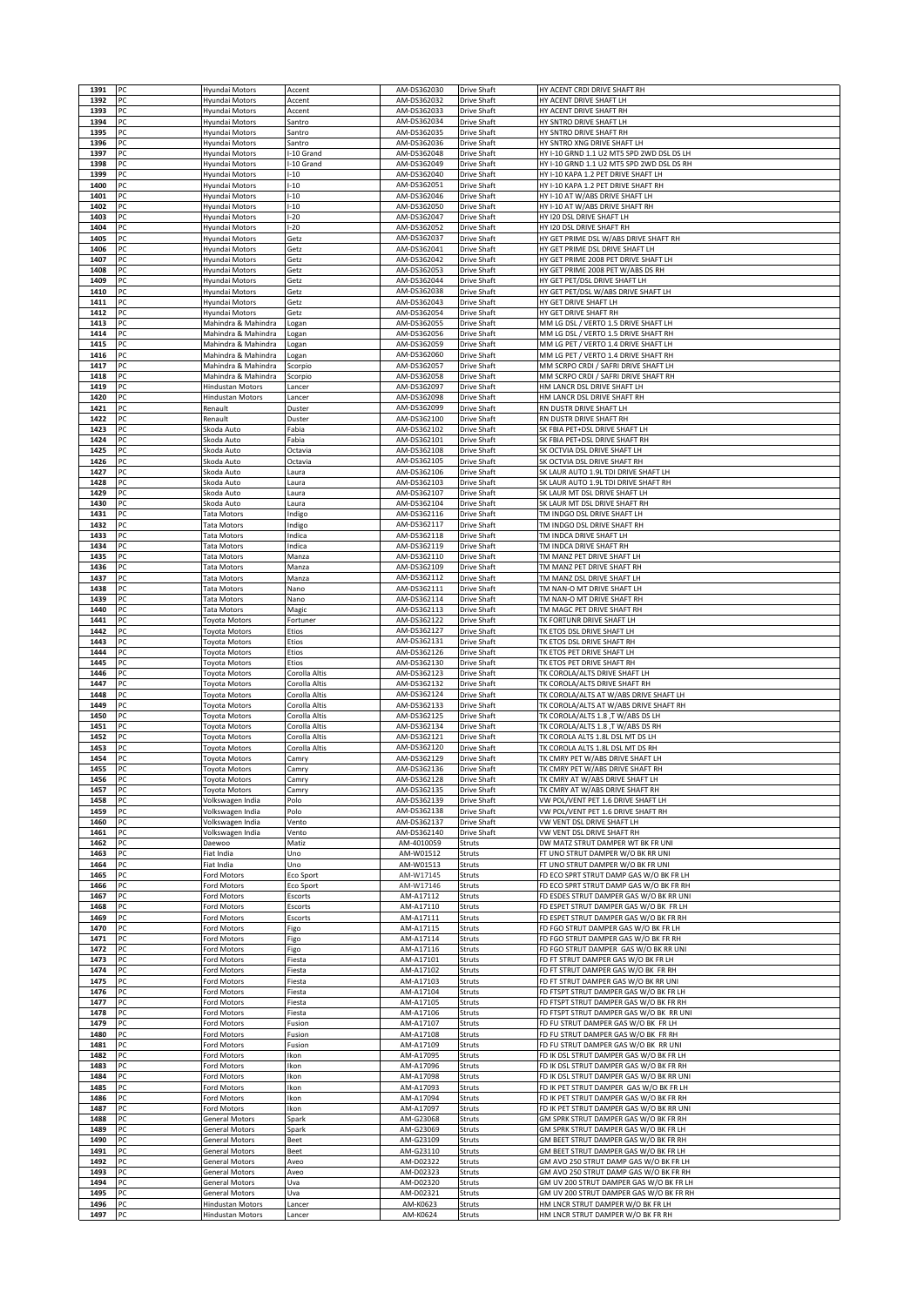| 1391 | PC | Hyundai Motors | Accent | AM-DS362030 | Drive Shaft | HY ACENT CRDI DRIVE SHAFT RH |
|---|---|---|---|---|---|---|
| 1392 | PC | Hyundai Motors | Accent | AM-DS362032 | Drive Shaft | HY ACENT DRIVE SHAFT LH |
| 1393 | PC | Hyundai Motors | Accent | AM-DS362033 | Drive Shaft | HY ACENT DRIVE SHAFT RH |
| 1394 | PC | Hyundai Motors | Santro | AM-DS362034 | Drive Shaft | HY SNTRO DRIVE SHAFT LH |
| 1395 | PC | Hyundai Motors | Santro | AM-DS362035 | Drive Shaft | HY SNTRO DRIVE SHAFT RH |
| 1396 | PC | Hyundai Motors | Santro | AM-DS362036 | Drive Shaft | HY SNTRO XNG DRIVE SHAFT LH |
| 1397 | PC | Hyundai Motors | I-10 Grand | AM-DS362048 | Drive Shaft | HY I-10 GRND 1.1 U2 MT5 SPD 2WD DSL DS LH |
| 1398 | PC | Hyundai Motors | I-10 Grand | AM-DS362049 | Drive Shaft | HY I-10 GRND 1.1 U2 MT5 SPD 2WD DSL DS RH |
| 1399 | PC | Hyundai Motors | I-10 | AM-DS362040 | Drive Shaft | HY I-10 KAPA 1.2 PET DRIVE SHAFT LH |
| 1400 | PC | Hyundai Motors | I-10 | AM-DS362051 | Drive Shaft | HY I-10 KAPA 1.2 PET DRIVE SHAFT RH |
| 1401 | PC | Hyundai Motors | I-10 | AM-DS362046 | Drive Shaft | HY I-10 AT W/ABS DRIVE SHAFT LH |
| 1402 | PC | Hyundai Motors | I-10 | AM-DS362050 | Drive Shaft | HY I-10 AT W/ABS DRIVE SHAFT RH |
| 1403 | PC | Hyundai Motors | I-20 | AM-DS362047 | Drive Shaft | HY I20 DSL DRIVE SHAFT LH |
| 1404 | PC | Hyundai Motors | I-20 | AM-DS362052 | Drive Shaft | HY I20 DSL DRIVE SHAFT RH |
| 1405 | PC | Hyundai Motors | Getz | AM-DS362037 | Drive Shaft | HY GET PRIME DSL W/ABS DRIVE SHAFT RH |
| 1406 | PC | Hyundai Motors | Getz | AM-DS362041 | Drive Shaft | HY GET PRIME DSL DRIVE SHAFT LH |
| 1407 | PC | Hyundai Motors | Getz | AM-DS362042 | Drive Shaft | HY GET PRIME 2008 PET DRIVE SHAFT LH |
| 1408 | PC | Hyundai Motors | Getz | AM-DS362053 | Drive Shaft | HY GET PRIME 2008 PET W/ABS DS RH |
| 1409 | PC | Hyundai Motors | Getz | AM-DS362044 | Drive Shaft | HY GET PET/DSL DRIVE SHAFT LH |
| 1410 | PC | Hyundai Motors | Getz | AM-DS362038 | Drive Shaft | HY GET PET/DSL W/ABS DRIVE SHAFT LH |
| 1411 | PC | Hyundai Motors | Getz | AM-DS362043 | Drive Shaft | HY GET DRIVE SHAFT LH |
| 1412 | PC | Hyundai Motors | Getz | AM-DS362054 | Drive Shaft | HY GET DRIVE SHAFT RH |
| 1413 | PC | Mahindra & Mahindra | Logan | AM-DS362055 | Drive Shaft | MM LG DSL / VERTO 1.5 DRIVE SHAFT LH |
| 1414 | PC | Mahindra & Mahindra | Logan | AM-DS362056 | Drive Shaft | MM LG DSL / VERTO 1.5 DRIVE SHAFT RH |
| 1415 | PC | Mahindra & Mahindra | Logan | AM-DS362059 | Drive Shaft | MM LG PET / VERTO 1.4 DRIVE SHAFT LH |
| 1416 | PC | Mahindra & Mahindra | Logan | AM-DS362060 | Drive Shaft | MM LG PET / VERTO 1.4 DRIVE SHAFT RH |
| 1417 | PC | Mahindra & Mahindra | Scorpio | AM-DS362057 | Drive Shaft | MM SCRPO CRDI / SAFRI DRIVE SHAFT LH |
| 1418 | PC | Mahindra & Mahindra | Scorpio | AM-DS362058 | Drive Shaft | MM SCRPO CRDI / SAFRI DRIVE SHAFT RH |
| 1419 | PC | Hindustan Motors | Lancer | AM-DS362097 | Drive Shaft | HM LANCR DSL DRIVE SHAFT LH |
| 1420 | PC | Hindustan Motors | Lancer | AM-DS362098 | Drive Shaft | HM LANCR DSL DRIVE SHAFT RH |
| 1421 | PC | Renault | Duster | AM-DS362099 | Drive Shaft | RN DUSTR DRIVE SHAFT LH |
| 1422 | PC | Renault | Duster | AM-DS362100 | Drive Shaft | RN DUSTR DRIVE SHAFT RH |
| 1423 | PC | Skoda Auto | Fabia | AM-DS362102 | Drive Shaft | SK FBIA PET+DSL DRIVE SHAFT LH |
| 1424 | PC | Skoda Auto | Fabia | AM-DS362101 | Drive Shaft | SK FBIA PET+DSL DRIVE SHAFT RH |
| 1425 | PC | Skoda Auto | Octavia | AM-DS362108 | Drive Shaft | SK OCTVIA DSL DRIVE SHAFT LH |
| 1426 | PC | Skoda Auto | Octavia | AM-DS362105 | Drive Shaft | SK OCTVIA DSL DRIVE SHAFT RH |
| 1427 | PC | Skoda Auto | Laura | AM-DS362106 | Drive Shaft | SK LAUR AUTO 1.9L TDI DRIVE SHAFT LH |
| 1428 | PC | Skoda Auto | Laura | AM-DS362103 | Drive Shaft | SK LAUR AUTO 1.9L TDI DRIVE SHAFT RH |
| 1429 | PC | Skoda Auto | Laura | AM-DS362107 | Drive Shaft | SK LAUR MT DSL DRIVE SHAFT LH |
| 1430 | PC | Skoda Auto | Laura | AM-DS362104 | Drive Shaft | SK LAUR MT DSL DRIVE SHAFT RH |
| 1431 | PC | Tata Motors | Indigo | AM-DS362116 | Drive Shaft | TM INDGO DSL DRIVE SHAFT LH |
| 1432 | PC | Tata Motors | Indigo | AM-DS362117 | Drive Shaft | TM INDGO DSL DRIVE SHAFT RH |
| 1433 | PC | Tata Motors | Indica | AM-DS362118 | Drive Shaft | TM INDCA DRIVE SHAFT LH |
| 1434 | PC | Tata Motors | Indica | AM-DS362119 | Drive Shaft | TM INDCA DRIVE SHAFT RH |
| 1435 | PC | Tata Motors | Manza | AM-DS362110 | Drive Shaft | TM MANZ PET DRIVE SHAFT LH |
| 1436 | PC | Tata Motors | Manza | AM-DS362109 | Drive Shaft | TM MANZ PET DRIVE SHAFT RH |
| 1437 | PC | Tata Motors | Manza | AM-DS362112 | Drive Shaft | TM MANZ DSL DRIVE SHAFT LH |
| 1438 | PC | Tata Motors | Nano | AM-DS362111 | Drive Shaft | TM NAN-O MT DRIVE SHAFT LH |
| 1439 | PC | Tata Motors | Nano | AM-DS362114 | Drive Shaft | TM NAN-O MT DRIVE SHAFT RH |
| 1440 | PC | Tata Motors | Magic | AM-DS362113 | Drive Shaft | TM MAGC PET DRIVE SHAFT RH |
| 1441 | PC | Toyota Motors | Fortuner | AM-DS362122 | Drive Shaft | TK FORTUNR DRIVE SHAFT LH |
| 1442 | PC | Toyota Motors | Etios | AM-DS362127 | Drive Shaft | TK ETOS DSL DRIVE SHAFT LH |
| 1443 | PC | Toyota Motors | Etios | AM-DS362131 | Drive Shaft | TK ETOS DSL DRIVE SHAFT RH |
| 1444 | PC | Toyota Motors | Etios | AM-DS362126 | Drive Shaft | TK ETOS PET DRIVE SHAFT LH |
| 1445 | PC | Toyota Motors | Etios | AM-DS362130 | Drive Shaft | TK ETOS PET DRIVE SHAFT RH |
| 1446 | PC | Toyota Motors | Corolla Altis | AM-DS362123 | Drive Shaft | TK COROLA/ALTS DRIVE SHAFT LH |
| 1447 | PC | Toyota Motors | Corolla Altis | AM-DS362132 | Drive Shaft | TK COROLA/ALTS DRIVE SHAFT RH |
| 1448 | PC | Toyota Motors | Corolla Altis | AM-DS362124 | Drive Shaft | TK COROLA/ALTS AT W/ABS DRIVE SHAFT LH |
| 1449 | PC | Toyota Motors | Corolla Altis | AM-DS362133 | Drive Shaft | TK COROLA/ALTS AT W/ABS DRIVE SHAFT RH |
| 1450 | PC | Toyota Motors | Corolla Altis | AM-DS362125 | Drive Shaft | TK COROLA/ALTS 1.8 ,T W/ABS DS LH |
| 1451 | PC | Toyota Motors | Corolla Altis | AM-DS362134 | Drive Shaft | TK COROLA/ALTS 1.8 ,T W/ABS DS RH |
| 1452 | PC | Toyota Motors | Corolla Altis | AM-DS362121 | Drive Shaft | TK COROLA ALTS 1.8L DSL MT DS LH |
| 1453 | PC | Toyota Motors | Corolla Altis | AM-DS362120 | Drive Shaft | TK COROLA ALTS 1.8L DSL MT DS RH |
| 1454 | PC | Toyota Motors | Camry | AM-DS362129 | Drive Shaft | TK CMRY PET W/ABS DRIVE SHAFT LH |
| 1455 | PC | Toyota Motors | Camry | AM-DS362136 | Drive Shaft | TK CMRY PET W/ABS DRIVE SHAFT RH |
| 1456 | PC | Toyota Motors | Camry | AM-DS362128 | Drive Shaft | TK CMRY AT W/ABS DRIVE SHAFT LH |
| 1457 | PC | Toyota Motors | Camry | AM-DS362135 | Drive Shaft | TK CMRY AT W/ABS DRIVE SHAFT RH |
| 1458 | PC | Volkswagen India | Polo | AM-DS362139 | Drive Shaft | VW POL/VENT PET 1.6 DRIVE SHAFT LH |
| 1459 | PC | Volkswagen India | Polo | AM-DS362138 | Drive Shaft | VW POL/VENT PET 1.6 DRIVE SHAFT RH |
| 1460 | PC | Volkswagen India | Vento | AM-DS362137 | Drive Shaft | VW VENT DSL DRIVE SHAFT LH |
| 1461 | PC | Volkswagen India | Vento | AM-DS362140 | Drive Shaft | VW VENT DSL DRIVE SHAFT RH |
| 1462 | PC | Daewoo | Matiz | AM-4010059 | Struts | DW MATZ STRUT DAMPER WT BK FR UNI |
| 1463 | PC | Fiat India | Uno | AM-W01512 | Struts | FT UNO STRUT DAMPER W/O BK RR UNI |
| 1464 | PC | Fiat India | Uno | AM-W01513 | Struts | FT UNO STRUT DAMPER W/O BK FR UNI |
| 1465 | PC | Ford Motors | Eco Sport | AM-W17145 | Struts | FD ECO SPRT STRUT DAMP GAS W/O BK FR LH |
| 1466 | PC | Ford Motors | Eco Sport | AM-W17146 | Struts | FD ECO SPRT STRUT DAMP GAS W/O BK FR RH |
| 1467 | PC | Ford Motors | Escorts | AM-A17112 | Struts | FD ESDES STRUT DAMPER GAS W/O BK RR UNI |
| 1468 | PC | Ford Motors | Escorts | AM-A17110 | Struts | FD ESPET STRUT DAMPER GAS W/O BK FR LH |
| 1469 | PC | Ford Motors | Escorts | AM-A17111 | Struts | FD ESPET STRUT DAMPER GAS W/O BK FR RH |
| 1470 | PC | Ford Motors | Figo | AM-A17115 | Struts | FD FGO STRUT DAMPER GAS W/O BK FR LH |
| 1471 | PC | Ford Motors | Figo | AM-A17114 | Struts | FD FGO STRUT DAMPER GAS W/O BK FR RH |
| 1472 | PC | Ford Motors | Figo | AM-A17116 | Struts | FD FGO STRUT DAMPER GAS W/O BK RR UNI |
| 1473 | PC | Ford Motors | Fiesta | AM-A17101 | Struts | FD FT STRUT DAMPER GAS W/O BK FR LH |
| 1474 | PC | Ford Motors | Fiesta | AM-A17102 | Struts | FD FT STRUT DAMPER GAS W/O BK FR RH |
| 1475 | PC | Ford Motors | Fiesta | AM-A17103 | Struts | FD FT STRUT DAMPER GAS W/O BK RR UNI |
| 1476 | PC | Ford Motors | Fiesta | AM-A17104 | Struts | FD FTSPT STRUT DAMPER GAS W/O BK FR LH |
| 1477 | PC | Ford Motors | Fiesta | AM-A17105 | Struts | FD FTSPT STRUT DAMPER GAS W/O BK FR RH |
| 1478 | PC | Ford Motors | Fiesta | AM-A17106 | Struts | FD FTSPT STRUT DAMPER GAS W/O BK RR UNI |
| 1479 | PC | Ford Motors | Fusion | AM-A17107 | Struts | FD FU STRUT DAMPER GAS W/O BK FR LH |
| 1480 | PC | Ford Motors | Fusion | AM-A17108 | Struts | FD FU STRUT DAMPER GAS W/O BK FR RH |
| 1481 | PC | Ford Motors | Fusion | AM-A17109 | Struts | FD FU STRUT DAMPER GAS W/O BK RR UNI |
| 1482 | PC | Ford Motors | Ikon | AM-A17095 | Struts | FD IK DSL STRUT DAMPER GAS W/O BK FR LH |
| 1483 | PC | Ford Motors | Ikon | AM-A17096 | Struts | FD IK DSL STRUT DAMPER GAS W/O BK FR RH |
| 1484 | PC | Ford Motors | Ikon | AM-A17098 | Struts | FD IK DSL STRUT DAMPER GAS W/O BK RR UNI |
| 1485 | PC | Ford Motors | Ikon | AM-A17093 | Struts | FD IK PET STRUT DAMPER GAS W/O BK FR LH |
| 1486 | PC | Ford Motors | Ikon | AM-A17094 | Struts | FD IK PET STRUT DAMPER GAS W/O BK FR RH |
| 1487 | PC | Ford Motors | Ikon | AM-A17097 | Struts | FD IK PET STRUT DAMPER GAS W/O BK RR UNI |
| 1488 | PC | General Motors | Spark | AM-G23068 | Struts | GM SPRK STRUT DAMPER GAS W/O BK FR RH |
| 1489 | PC | General Motors | Spark | AM-G23069 | Struts | GM SPRK STRUT DAMPER GAS W/O BK FR LH |
| 1490 | PC | General Motors | Beet | AM-G23109 | Struts | GM BEET STRUT DAMPER GAS W/O BK FR RH |
| 1491 | PC | General Motors | Beet | AM-G23110 | Struts | GM BEET STRUT DAMPER GAS W/O BK FR LH |
| 1492 | PC | General Motors | Aveo | AM-D02322 | Struts | GM AVO 250 STRUT DAMP GAS W/O BK FR LH |
| 1493 | PC | General Motors | Aveo | AM-D02323 | Struts | GM AVO 250 STRUT DAMP GAS W/O BK FR RH |
| 1494 | PC | General Motors | Uva | AM-D02320 | Struts | GM UV 200 STRUT DAMPER GAS W/O BK FR LH |
| 1495 | PC | General Motors | Uva | AM-D02321 | Struts | GM UV 200 STRUT DAMPER GAS W/O BK FR RH |
| 1496 | PC | Hindustan Motors | Lancer | AM-K0623 | Struts | HM LNCR STRUT DAMPER W/O BK FR LH |
| 1497 | PC | Hindustan Motors | Lancer | AM-K0624 | Struts | HM LNCR STRUT DAMPER W/O BK FR RH |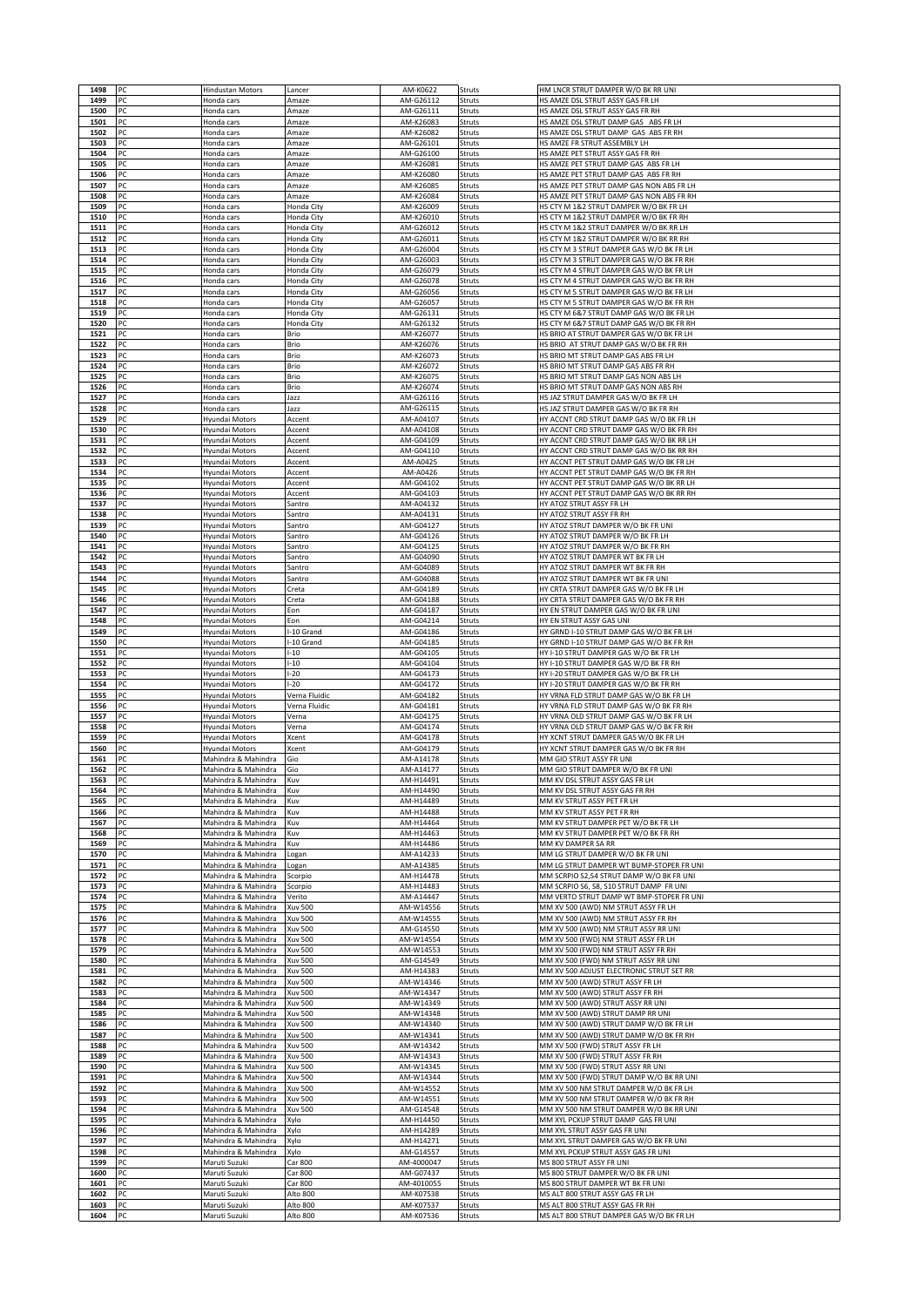| | | | | | | |
|---|---|---|---|---|---|---|
| 1498 | PC | Hindustan Motors | Lancer | AM-K0622 | Struts | HM LNCR STRUT DAMPER W/O BK RR UNI |
| 1499 | PC | Honda cars | Amaze | AM-G26112 | Struts | HS AMZE DSL STRUT ASSY GAS FR LH |
| 1500 | PC | Honda cars | Amaze | AM-G26111 | Struts | HS AMZE DSL STRUT ASSY GAS FR RH |
| 1501 | PC | Honda cars | Amaze | AM-K26083 | Struts | HS AMZE DSL STRUT DAMP GAS ABS FR LH |
| 1502 | PC | Honda cars | Amaze | AM-K26082 | Struts | HS AMZE DSL STRUT DAMP GAS ABS FR RH |
| 1503 | PC | Honda cars | Amaze | AM-G26101 | Struts | HS AMZE FR STRUT ASSEMBLY LH |
| 1504 | PC | Honda cars | Amaze | AM-G26100 | Struts | HS AMZE PET STRUT ASSY GAS FR RH |
| 1505 | PC | Honda cars | Amaze | AM-K26081 | Struts | HS AMZE PET STRUT DAMP GAS ABS FR LH |
| 1506 | PC | Honda cars | Amaze | AM-K26080 | Struts | HS AMZE PET STRUT DAMP GAS ABS FR RH |
| 1507 | PC | Honda cars | Amaze | AM-K26085 | Struts | HS AMZE PET STRUT DAMP GAS NON ABS FR LH |
| 1508 | PC | Honda cars | Amaze | AM-K26084 | Struts | HS AMZE PET STRUT DAMP GAS NON ABS FR RH |
| 1509 | PC | Honda cars | Honda City | AM-K26009 | Struts | HS CTY M 1&2 STRUT DAMPER W/O BK FR LH |
| 1510 | PC | Honda cars | Honda City | AM-K26010 | Struts | HS CTY M 1&2 STRUT DAMPER W/O BK FR RH |
| 1511 | PC | Honda cars | Honda City | AM-G26012 | Struts | HS CTY M 1&2 STRUT DAMPER W/O BK RR LH |
| 1512 | PC | Honda cars | Honda City | AM-G26011 | Struts | HS CTY M 1&2 STRUT DAMPER W/O BK RR RH |
| 1513 | PC | Honda cars | Honda City | AM-G26004 | Struts | HS CTY M 3 STRUT DAMPER GAS W/O BK FR LH |
| 1514 | PC | Honda cars | Honda City | AM-G26003 | Struts | HS CTY M 3 STRUT DAMPER GAS W/O BK FR RH |
| 1515 | PC | Honda cars | Honda City | AM-G26079 | Struts | HS CTY M 4 STRUT DAMPER GAS W/O BK FR LH |
| 1516 | PC | Honda cars | Honda City | AM-G26078 | Struts | HS CTY M 4 STRUT DAMPER GAS W/O BK FR RH |
| 1517 | PC | Honda cars | Honda City | AM-G26056 | Struts | HS CTY M 5 STRUT DAMPER GAS W/O BK FR LH |
| 1518 | PC | Honda cars | Honda City | AM-G26057 | Struts | HS CTY M 5 STRUT DAMPER GAS W/O BK FR RH |
| 1519 | PC | Honda cars | Honda City | AM-G26131 | Struts | HS CTY M 6&7 STRUT DAMP GAS W/O BK FR LH |
| 1520 | PC | Honda cars | Honda City | AM-G26132 | Struts | HS CTY M 6&7 STRUT DAMP GAS W/O BK FR RH |
| 1521 | PC | Honda cars | Brio | AM-K26077 | Struts | HS BRIO AT STRUT DAMPER GAS W/O BK FR LH |
| 1522 | PC | Honda cars | Brio | AM-K26076 | Struts | HS BRIO AT STRUT DAMPER GAS W/O BK FR RH |
| 1523 | PC | Honda cars | Brio | AM-K26073 | Struts | HS BRIO MT STRUT DAMP GAS ABS FR LH |
| 1524 | PC | Honda cars | Brio | AM-K26072 | Struts | HS BRIO MT STRUT DAMP GAS ABS FR RH |
| 1525 | PC | Honda cars | Brio | AM-K26075 | Struts | HS BRIO MT STRUT DAMP GAS NON ABS LH |
| 1526 | PC | Honda cars | Brio | AM-K26074 | Struts | HS BRIO MT STRUT DAMP GAS NON ABS RH |
| 1527 | PC | Honda cars | Jazz | AM-G26116 | Struts | HS JAZ STRUT DAMPER GAS W/O BK FR LH |
| 1528 | PC | Honda cars | Jazz | AM-G26115 | Struts | HS JAZ STRUT DAMPER GAS W/O BK FR RH |
| 1529 | PC | Hyundai Motors | Accent | AM-A04107 | Struts | HY ACCNT CRD STRUT DAMP GAS W/O BK FR LH |
| 1530 | PC | Hyundai Motors | Accent | AM-A04108 | Struts | HY ACCNT CRD STRUT DAMP GAS W/O BK FR RH |
| 1531 | PC | Hyundai Motors | Accent | AM-A04109 | Struts | HY ACCNT CRD STRUT DAMP GAS W/O BK RR LH |
| 1532 | PC | Hyundai Motors | Accent | AM-G04110 | Struts | HY ACCNT CRD STRUT DAMP GAS W/O BK RR RH |
| 1533 | PC | Hyundai Motors | Accent | AM-A0425 | Struts | HY ACCNT PET STRUT DAMP GAS W/O BK FR LH |
| 1534 | PC | Hyundai Motors | Accent | AM-A0426 | Struts | HY ACCNT PET STRUT DAMP GAS W/O BK FR RH |
| 1535 | PC | Hyundai Motors | Accent | AM-G04102 | Struts | HY ACCNT PET STRUT DAMP GAS W/O BK RR LH |
| 1536 | PC | Hyundai Motors | Accent | AM-G04103 | Struts | HY ACCNT PET STRUT DAMP GAS W/O BK RR RH |
| 1537 | PC | Hyundai Motors | Santro | AM-A04132 | Struts | HY ATOZ STRUT ASSY FR LH |
| 1538 | PC | Hyundai Motors | Santro | AM-A04131 | Struts | HY ATOZ STRUT ASSY FR RH |
| 1539 | PC | Hyundai Motors | Santro | AM-G04127 | Struts | HY ATOZ STRUT DAMPER W/O BK FR UNI |
| 1540 | PC | Hyundai Motors | Santro | AM-G04126 | Struts | HY ATOZ STRUT DAMPER W/O BK FR LH |
| 1541 | PC | Hyundai Motors | Santro | AM-G04125 | Struts | HY ATOZ STRUT DAMPER W/O BK FR RH |
| 1542 | PC | Hyundai Motors | Santro | AM-G04090 | Struts | HY ATOZ STRUT DAMPER WT BK FR LH |
| 1543 | PC | Hyundai Motors | Santro | AM-G04089 | Struts | HY ATOZ STRUT DAMPER WT BK FR RH |
| 1544 | PC | Hyundai Motors | Santro | AM-G04088 | Struts | HY ATOZ STRUT DAMPER WT BK FR UNI |
| 1545 | PC | Hyundai Motors | Creta | AM-G04189 | Struts | HY CRTA STRUT DAMPER GAS W/O BK FR LH |
| 1546 | PC | Hyundai Motors | Creta | AM-G04188 | Struts | HY CRTA STRUT DAMPER GAS W/O BK FR RH |
| 1547 | PC | Hyundai Motors | Eon | AM-G04187 | Struts | HY EN STRUT DAMPER GAS W/O BK FR UNI |
| 1548 | PC | Hyundai Motors | Eon | AM-G04214 | Struts | HY EN STRUT ASSY GAS UNI |
| 1549 | PC | Hyundai Motors | I-10 Grand | AM-G04186 | Struts | HY GRND I-10 STRUT DAMP GAS W/O BK FR LH |
| 1550 | PC | Hyundai Motors | I-10 Grand | AM-G04185 | Struts | HY GRND I-10 STRUT DAMP GAS W/O BK FR RH |
| 1551 | PC | Hyundai Motors | I-10 | AM-G04105 | Struts | HY I-10 STRUT DAMPER GAS W/O BK FR LH |
| 1552 | PC | Hyundai Motors | I-10 | AM-G04104 | Struts | HY I-10 STRUT DAMPER GAS W/O BK FR RH |
| 1553 | PC | Hyundai Motors | I-20 | AM-G04173 | Struts | HY I-20 STRUT DAMPER GAS W/O BK FR LH |
| 1554 | PC | Hyundai Motors | I-20 | AM-G04172 | Struts | HY I-20 STRUT DAMPER GAS W/O BK FR RH |
| 1555 | PC | Hyundai Motors | Verna Fluidic | AM-G04182 | Struts | HY VRNA FLD STRUT DAMP GAS W/O BK FR LH |
| 1556 | PC | Hyundai Motors | Verna Fluidic | AM-G04181 | Struts | HY VRNA FLD STRUT DAMP GAS W/O BK FR RH |
| 1557 | PC | Hyundai Motors | Verna | AM-G04175 | Struts | HY VRNA OLD STRUT DAMP GAS W/O BK FR LH |
| 1558 | PC | Hyundai Motors | Verna | AM-G04174 | Struts | HY VRNA OLD STRUT DAMP GAS W/O BK FR RH |
| 1559 | PC | Hyundai Motors | Xcent | AM-G04178 | Struts | HY XCNT STRUT DAMPER GAS W/O BK FR LH |
| 1560 | PC | Hyundai Motors | Xcent | AM-G04179 | Struts | HY XCNT STRUT DAMPER GAS W/O BK FR RH |
| 1561 | PC | Mahindra & Mahindra | Gio | AM-A14178 | Struts | MM GIO STRUT ASSY FR UNI |
| 1562 | PC | Mahindra & Mahindra | Gio | AM-A14177 | Struts | MM GIO STRUT DAMPER W/O BK FR UNI |
| 1563 | PC | Mahindra & Mahindra | Kuv | AM-H14491 | Struts | MM KV DSL STRUT ASSY GAS FR LH |
| 1564 | PC | Mahindra & Mahindra | Kuv | AM-H14490 | Struts | MM KV DSL STRUT ASSY GAS FR RH |
| 1565 | PC | Mahindra & Mahindra | Kuv | AM-H14489 | Struts | MM KV STRUT ASSY PET FR LH |
| 1566 | PC | Mahindra & Mahindra | Kuv | AM-H14488 | Struts | MM KV STRUT ASSY PET FR RH |
| 1567 | PC | Mahindra & Mahindra | Kuv | AM-H14464 | Struts | MM KV STRUT DAMPER PET W/O BK FR LH |
| 1568 | PC | Mahindra & Mahindra | Kuv | AM-H14463 | Struts | MM KV STRUT DAMPER PET W/O BK FR RH |
| 1569 | PC | Mahindra & Mahindra | Kuv | AM-H14486 | Struts | MM KV DAMPER SA RR |
| 1570 | PC | Mahindra & Mahindra | Logan | AM-A14233 | Struts | MM LG STRUT DAMPER W/O BK FR UNI |
| 1571 | PC | Mahindra & Mahindra | Logan | AM-A14385 | Struts | MM LG STRUT DAMPER WT BUMP-STOPER FR UNI |
| 1572 | PC | Mahindra & Mahindra | Scorpio | AM-H14478 | Struts | MM SCRPIO S2,S4 STRUT DAMP W/O BK FR UNI |
| 1573 | PC | Mahindra & Mahindra | Scorpio | AM-H14483 | Struts | MM SCRPIO S6, S8, S10 STRUT DAMP FR UNI |
| 1574 | PC | Mahindra & Mahindra | Verito | AM-A14447 | Struts | MM VERTO STRUT DAMP WT BMP-STOPER FR UNI |
| 1575 | PC | Mahindra & Mahindra | Xuv 500 | AM-W14556 | Struts | MM XV 500 (AWD) NM STRUT ASSY FR LH |
| 1576 | PC | Mahindra & Mahindra | Xuv 500 | AM-W14555 | Struts | MM XV 500 (AWD) NM STRUT ASSY FR RH |
| 1577 | PC | Mahindra & Mahindra | Xuv 500 | AM-G14550 | Struts | MM XV 500 (AWD) NM STRUT ASSY RR UNI |
| 1578 | PC | Mahindra & Mahindra | Xuv 500 | AM-W14554 | Struts | MM XV 500 (FWD) NM STRUT ASSY FR LH |
| 1579 | PC | Mahindra & Mahindra | Xuv 500 | AM-W14553 | Struts | MM XV 500 (FWD) NM STRUT ASSY FR RH |
| 1580 | PC | Mahindra & Mahindra | Xuv 500 | AM-G14549 | Struts | MM XV 500 (FWD) NM STRUT ASSY RR UNI |
| 1581 | PC | Mahindra & Mahindra | Xuv 500 | AM-H14383 | Struts | MM XV 500 ADJUST ELECTRONIC STRUT SET RR |
| 1582 | PC | Mahindra & Mahindra | Xuv 500 | AM-W14346 | Struts | MM XV 500 (AWD) STRUT ASSY FR LH |
| 1583 | PC | Mahindra & Mahindra | Xuv 500 | AM-W14347 | Struts | MM XV 500 (AWD) STRUT ASSY FR RH |
| 1584 | PC | Mahindra & Mahindra | Xuv 500 | AM-W14349 | Struts | MM XV 500 (AWD) STRUT ASSY RR UNI |
| 1585 | PC | Mahindra & Mahindra | Xuv 500 | AM-W14348 | Struts | MM XV 500 (AWD) STRUT DAMPER RR UNI |
| 1586 | PC | Mahindra & Mahindra | Xuv 500 | AM-W14340 | Struts | MM XV 500 (AWD) STRUT DAMP W/O BK FR LH |
| 1587 | PC | Mahindra & Mahindra | Xuv 500 | AM-W14341 | Struts | MM XV 500 (AWD) STRUT DAMP W/O BK FR RH |
| 1588 | PC | Mahindra & Mahindra | Xuv 500 | AM-W14342 | Struts | MM XV 500 (FWD) STRUT ASSY FR LH |
| 1589 | PC | Mahindra & Mahindra | Xuv 500 | AM-W14343 | Struts | MM XV 500 (FWD) STRUT ASSY FR RH |
| 1590 | PC | Mahindra & Mahindra | Xuv 500 | AM-W14345 | Struts | MM XV 500 (FWD) STRUT ASSY RR UNI |
| 1591 | PC | Mahindra & Mahindra | Xuv 500 | AM-W14344 | Struts | MM XV 500 (FWD) STRUT DAMP W/O BK RR UNI |
| 1592 | PC | Mahindra & Mahindra | Xuv 500 | AM-W14552 | Struts | MM XV 500 NM STRUT DAMPER W/O BK FR LH |
| 1593 | PC | Mahindra & Mahindra | Xuv 500 | AM-W14551 | Struts | MM XV 500 NM STRUT DAMPER W/O BK FR RH |
| 1594 | PC | Mahindra & Mahindra | Xuv 500 | AM-G14548 | Struts | MM XV 500 NM STRUT DAMPER W/O BK RR UNI |
| 1595 | PC | Mahindra & Mahindra | Xylo | AM-H14450 | Struts | MM XYL PCKUP STRUT DAMP GAS FR UNI |
| 1596 | PC | Mahindra & Mahindra | Xylo | AM-H14289 | Struts | MM XYL STRUT ASSY GAS FR UNI |
| 1597 | PC | Mahindra & Mahindra | Xylo | AM-H14271 | Struts | MM XYL STRUT DAMPER GAS W/O BK FR UNI |
| 1598 | PC | Mahindra & Mahindra | Xylo | AM-G14557 | Struts | MM XYL PCKUP STRUT ASSY GAS FR UNI |
| 1599 | PC | Maruti Suzuki | Car 800 | AM-4000047 | Struts | MS 800 STRUT ASSY FR UNI |
| 1600 | PC | Maruti Suzuki | Car 800 | AM-G07437 | Struts | MS 800 STRUT DAMPER W/O BK FR UNI |
| 1601 | PC | Maruti Suzuki | Car 800 | AM-4010055 | Struts | MS 800 STRUT DAMPER WT BK FR UNI |
| 1602 | PC | Maruti Suzuki | Alto 800 | AM-K07538 | Struts | MS ALT 800 STRUT ASSY GAS FR LH |
| 1603 | PC | Maruti Suzuki | Alto 800 | AM-K07537 | Struts | MS ALT 800 STRUT ASSY GAS FR RH |
| 1604 | PC | Maruti Suzuki | Alto 800 | AM-K07536 | Struts | MS ALT 800 STRUT DAMPER GAS W/O BK FR LH |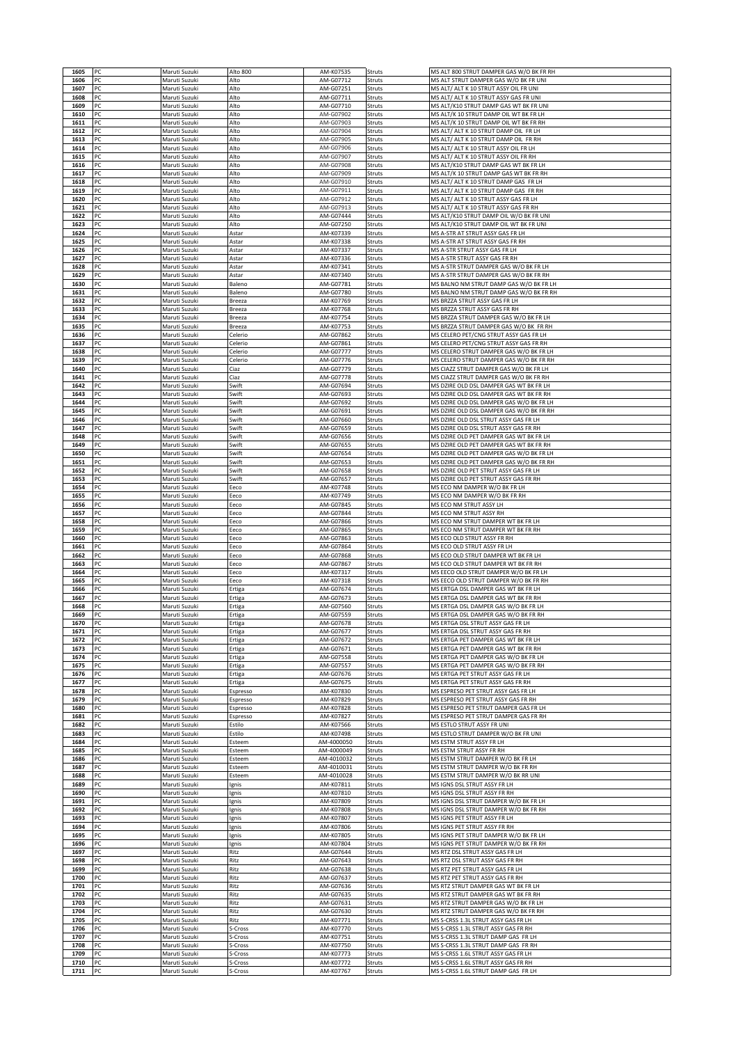| | | | | | | |
|---|---|---|---|---|---|---|
| 1605 | PC | Maruti Suzuki | Alto 800 | AM-K07535 | Struts | MS ALT 800 STRUT DAMPER GAS W/O BK FR RH |
| 1606 | PC | Maruti Suzuki | Alto | AM-G07712 | Struts | MS ALT STRUT DAMPER GAS W/O BK FR UNI |
| 1607 | PC | Maruti Suzuki | Alto | AM-G07251 | Struts | MS ALT/ ALT K 10 STRUT ASSY OIL FR UNI |
| 1608 | PC | Maruti Suzuki | Alto | AM-G07711 | Struts | MS ALT/ ALT K 10 STRUT ASSY GAS FR UNI |
| 1609 | PC | Maruti Suzuki | Alto | AM-G07710 | Struts | MS ALT/K10 STRUT DAMP GAS WT BK FR UNI |
| 1610 | PC | Maruti Suzuki | Alto | AM-G07902 | Struts | MS ALT/K 10 STRUT DAMP OIL WT BK FR LH |
| 1611 | PC | Maruti Suzuki | Alto | AM-G07903 | Struts | MS ALT/K 10 STRUT DAMP OIL WT BK FR RH |
| 1612 | PC | Maruti Suzuki | Alto | AM-G07904 | Struts | MS ALT/ ALT K 10 STRUT DAMP OIL FR LH |
| 1613 | PC | Maruti Suzuki | Alto | AM-G07905 | Struts | MS ALT/ ALT K 10 STRUT DAMP OIL FR RH |
| 1614 | PC | Maruti Suzuki | Alto | AM-G07906 | Struts | MS ALT/ ALT K 10 STRUT ASSY OIL FR LH |
| 1615 | PC | Maruti Suzuki | Alto | AM-G07907 | Struts | MS ALT/ ALT K 10 STRUT ASSY OIL FR RH |
| 1616 | PC | Maruti Suzuki | Alto | AM-G07908 | Struts | MS ALT/K10 STRUT DAMP GAS WT BK FR LH |
| 1617 | PC | Maruti Suzuki | Alto | AM-G07909 | Struts | MS ALT/K 10 STRUT DAMP GAS WT BK FR RH |
| 1618 | PC | Maruti Suzuki | Alto | AM-G07910 | Struts | MS ALT/ ALT K 10 STRUT DAMP GAS FR LH |
| 1619 | PC | Maruti Suzuki | Alto | AM-G07911 | Struts | MS ALT/ ALT K 10 STRUT DAMP GAS FR RH |
| 1620 | PC | Maruti Suzuki | Alto | AM-G07912 | Struts | MS ALT/ ALT K 10 STRUT ASSY GAS FR LH |
| 1621 | PC | Maruti Suzuki | Alto | AM-G07913 | Struts | MS ALT/ ALT K 10 STRUT ASSY GAS FR RH |
| 1622 | PC | Maruti Suzuki | Alto | AM-G07444 | Struts | MS ALT/K10 STRUT DAMP OIL W/O BK FR UNI |
| 1623 | PC | Maruti Suzuki | Alto | AM-G07250 | Struts | MS ALT/K10 STRUT DAMP OIL WT BK FR UNI |
| 1624 | PC | Maruti Suzuki | Astar | AM-K07339 | Struts | MS A-STR AT STRUT ASSY GAS FR LH |
| 1625 | PC | Maruti Suzuki | Astar | AM-K07338 | Struts | MS A-STR AT STRUT ASSY GAS FR RH |
| 1626 | PC | Maruti Suzuki | Astar | AM-K07337 | Struts | MS A-STR STRUT ASSY GAS FR LH |
| 1627 | PC | Maruti Suzuki | Astar | AM-K07336 | Struts | MS A-STR STRUT ASSY GAS FR RH |
| 1628 | PC | Maruti Suzuki | Astar | AM-K07341 | Struts | MS A-STR STRUT DAMPER GAS W/O BK FR LH |
| 1629 | PC | Maruti Suzuki | Astar | AM-K07340 | Struts | MS A-STR STRUT DAMPER GAS W/O BK FR RH |
| 1630 | PC | Maruti Suzuki | Baleno | AM-G07781 | Struts | MS BALNO NM STRUT DAMP GAS W/O BK FR LH |
| 1631 | PC | Maruti Suzuki | Baleno | AM-G07780 | Struts | MS BALNO NM STRUT DAMP GAS W/O BK FR RH |
| 1632 | PC | Maruti Suzuki | Breeza | AM-K07769 | Struts | MS BRZZA STRUT ASSY GAS FR LH |
| 1633 | PC | Maruti Suzuki | Breeza | AM-K07768 | Struts | MS BRZZA STRUT ASSY GAS FR RH |
| 1634 | PC | Maruti Suzuki | Breeza | AM-K07754 | Struts | MS BRZZA STRUT DAMPER GAS W/O BK FR LH |
| 1635 | PC | Maruti Suzuki | Breeza | AM-K07753 | Struts | MS BRZZA STRUT DAMPER GAS W/O BK FR RH |
| 1636 | PC | Maruti Suzuki | Celerio | AM-G07862 | Struts | MS CELERO PET/CNG STRUT ASSY GAS FR LH |
| 1637 | PC | Maruti Suzuki | Celerio | AM-G07861 | Struts | MS CELERO PET/CNG STRUT ASSY GAS FR RH |
| 1638 | PC | Maruti Suzuki | Celerio | AM-G07777 | Struts | MS CELERO STRUT DAMPER GAS W/O BK FR LH |
| 1639 | PC | Maruti Suzuki | Celerio | AM-G07776 | Struts | MS CELERO STRUT DAMPER GAS W/O BK FR RH |
| 1640 | PC | Maruti Suzuki | Ciaz | AM-G07779 | Struts | MS CIAZZ STRUT DAMPER GAS W/O BK FR LH |
| 1641 | PC | Maruti Suzuki | Ciaz | AM-G07778 | Struts | MS CIAZZ STRUT DAMPER GAS W/O BK FR RH |
| 1642 | PC | Maruti Suzuki | Swift | AM-G07694 | Struts | MS DZIRE OLD DSL DAMPER GAS WT BK FR LH |
| 1643 | PC | Maruti Suzuki | Swift | AM-G07693 | Struts | MS DZIRE OLD DSL DAMPER GAS WT BK FR RH |
| 1644 | PC | Maruti Suzuki | Swift | AM-G07692 | Struts | MS DZIRE OLD DSL DAMPER GAS W/O BK FR LH |
| 1645 | PC | Maruti Suzuki | Swift | AM-G07691 | Struts | MS DZIRE OLD DSL DAMPER GAS W/O BK FR RH |
| 1646 | PC | Maruti Suzuki | Swift | AM-G07660 | Struts | MS DZIRE OLD DSL STRUT ASSY GAS FR LH |
| 1647 | PC | Maruti Suzuki | Swift | AM-G07659 | Struts | MS DZIRE OLD DSL STRUT ASSY GAS FR RH |
| 1648 | PC | Maruti Suzuki | Swift | AM-G07656 | Struts | MS DZIRE OLD PET DAMPER GAS WT BK FR LH |
| 1649 | PC | Maruti Suzuki | Swift | AM-G07655 | Struts | MS DZIRE OLD PET DAMPER GAS WT BK FR RH |
| 1650 | PC | Maruti Suzuki | Swift | AM-G07654 | Struts | MS DZIRE OLD PET DAMPER GAS W/O BK FR LH |
| 1651 | PC | Maruti Suzuki | Swift | AM-G07653 | Struts | MS DZIRE OLD PET DAMPER GAS W/O BK FR RH |
| 1652 | PC | Maruti Suzuki | Swift | AM-G07658 | Struts | MS DZIRE OLD PET STRUT ASSY GAS FR LH |
| 1653 | PC | Maruti Suzuki | Swift | AM-G07657 | Struts | MS DZIRE OLD PET STRUT ASSY GAS FR RH |
| 1654 | PC | Maruti Suzuki | Eeco | AM-K07748 | Struts | MS ECO NM DAMPER W/O BK FR LH |
| 1655 | PC | Maruti Suzuki | Eeco | AM-K07749 | Struts | MS ECO NM DAMPER W/O BK FR RH |
| 1656 | PC | Maruti Suzuki | Eeco | AM-G07845 | Struts | MS ECO NM STRUT ASSY LH |
| 1657 | PC | Maruti Suzuki | Eeco | AM-G07844 | Struts | MS ECO NM STRUT ASSY RH |
| 1658 | PC | Maruti Suzuki | Eeco | AM-G07866 | Struts | MS ECO NM STRUT DAMPER WT BK FR LH |
| 1659 | PC | Maruti Suzuki | Eeco | AM-G07865 | Struts | MS ECO NM STRUT DAMPER WT BK FR RH |
| 1660 | PC | Maruti Suzuki | Eeco | AM-G07863 | Struts | MS ECO OLD STRUT ASSY FR RH |
| 1661 | PC | Maruti Suzuki | Eeco | AM-G07864 | Struts | MS ECO OLD STRUT ASSY FR LH |
| 1662 | PC | Maruti Suzuki | Eeco | AM-G07868 | Struts | MS ECO OLD STRUT DAMPER WT BK FR LH |
| 1663 | PC | Maruti Suzuki | Eeco | AM-G07867 | Struts | MS ECO OLD STRUT DAMPER WT BK FR RH |
| 1664 | PC | Maruti Suzuki | Eeco | AM-K07317 | Struts | MS EECO OLD STRUT DAMPER W/O BK FR LH |
| 1665 | PC | Maruti Suzuki | Eeco | AM-K07318 | Struts | MS EECO OLD STRUT DAMPER W/O BK FR RH |
| 1666 | PC | Maruti Suzuki | Ertiga | AM-G07674 | Struts | MS ERTGA DSL DAMPER GAS WT BK FR LH |
| 1667 | PC | Maruti Suzuki | Ertiga | AM-G07673 | Struts | MS ERTGA DSL DAMPER GAS WT BK FR RH |
| 1668 | PC | Maruti Suzuki | Ertiga | AM-G07560 | Struts | MS ERTGA DSL DAMPER GAS W/O BK FR LH |
| 1669 | PC | Maruti Suzuki | Ertiga | AM-G07559 | Struts | MS ERTGA DSL DAMPER GAS W/O BK FR RH |
| 1670 | PC | Maruti Suzuki | Ertiga | AM-G07678 | Struts | MS ERTGA DSL STRUT ASSY GAS FR LH |
| 1671 | PC | Maruti Suzuki | Ertiga | AM-G07677 | Struts | MS ERTGA DSL STRUT ASSY GAS FR RH |
| 1672 | PC | Maruti Suzuki | Ertiga | AM-G07672 | Struts | MS ERTGA PET DAMPER GAS WT BK FR LH |
| 1673 | PC | Maruti Suzuki | Ertiga | AM-G07671 | Struts | MS ERTGA PET DAMPER GAS WT BK FR RH |
| 1674 | PC | Maruti Suzuki | Ertiga | AM-G07558 | Struts | MS ERTGA PET DAMPER GAS W/O BK FR LH |
| 1675 | PC | Maruti Suzuki | Ertiga | AM-G07557 | Struts | MS ERTGA PET DAMPER GAS W/O BK FR RH |
| 1676 | PC | Maruti Suzuki | Ertiga | AM-G07676 | Struts | MS ERTGA PET STRUT ASSY GAS FR LH |
| 1677 | PC | Maruti Suzuki | Ertiga | AM-G07675 | Struts | MS ERTGA PET STRUT ASSY GAS FR RH |
| 1678 | PC | Maruti Suzuki | Espresso | AM-K07830 | Struts | MS ESPRESO PET STRUT ASSY GAS FR LH |
| 1679 | PC | Maruti Suzuki | Espresso | AM-K07829 | Struts | MS ESPRESO PET STRUT ASSY GAS FR RH |
| 1680 | PC | Maruti Suzuki | Espresso | AM-K07828 | Struts | MS ESPRESO PET STRUT DAMPER GAS FR LH |
| 1681 | PC | Maruti Suzuki | Espresso | AM-K07827 | Struts | MS ESPRESO PET STRUT DAMPER GAS FR RH |
| 1682 | PC | Maruti Suzuki | Estilo | AM-K07566 | Struts | MS ESTLO STRUT ASSY FR UNI |
| 1683 | PC | Maruti Suzuki | Estilo | AM-K07498 | Struts | MS ESTLO STRUT DAMPER W/O BK FR UNI |
| 1684 | PC | Maruti Suzuki | Esteem | AM-4000050 | Struts | MS ESTM STRUT ASSY FR LH |
| 1685 | PC | Maruti Suzuki | Esteem | AM-4000049 | Struts | MS ESTM STRUT ASSY FR RH |
| 1686 | PC | Maruti Suzuki | Esteem | AM-4010032 | Struts | MS ESTM STRUT DAMPER W/O BK FR LH |
| 1687 | PC | Maruti Suzuki | Esteem | AM-4010031 | Struts | MS ESTM STRUT DAMPER W/O BK FR RH |
| 1688 | PC | Maruti Suzuki | Esteem | AM-4010028 | Struts | MS ESTM STRUT DAMPER W/O BK RR UNI |
| 1689 | PC | Maruti Suzuki | Ignis | AM-K07811 | Struts | MS IGNS DSL STRUT ASSY FR LH |
| 1690 | PC | Maruti Suzuki | Ignis | AM-K07810 | Struts | MS IGNS DSL STRUT ASSY FR RH |
| 1691 | PC | Maruti Suzuki | Ignis | AM-K07809 | Struts | MS IGNS DSL STRUT DAMPER W/O BK FR LH |
| 1692 | PC | Maruti Suzuki | Ignis | AM-K07808 | Struts | MS IGNS DSL STRUT DAMPER W/O BK FR RH |
| 1693 | PC | Maruti Suzuki | Ignis | AM-K07807 | Struts | MS IGNS PET STRUT ASSY FR LH |
| 1694 | PC | Maruti Suzuki | Ignis | AM-K07806 | Struts | MS IGNS PET STRUT ASSY FR RH |
| 1695 | PC | Maruti Suzuki | Ignis | AM-K07805 | Struts | MS IGNS PET STRUT DAMPER W/O BK FR LH |
| 1696 | PC | Maruti Suzuki | Ignis | AM-K07804 | Struts | MS IGNS PET STRUT DAMPER W/O BK FR RH |
| 1697 | PC | Maruti Suzuki | Ritz | AM-G07644 | Struts | MS RTZ DSL STRUT ASSY GAS FR LH |
| 1698 | PC | Maruti Suzuki | Ritz | AM-G07643 | Struts | MS RTZ DSL STRUT ASSY GAS FR RH |
| 1699 | PC | Maruti Suzuki | Ritz | AM-G07638 | Struts | MS RTZ PET STRUT ASSY GAS FR LH |
| 1700 | PC | Maruti Suzuki | Ritz | AM-G07637 | Struts | MS RTZ PET STRUT ASSY GAS FR RH |
| 1701 | PC | Maruti Suzuki | Ritz | AM-G07636 | Struts | MS RTZ STRUT DAMPER GAS WT BK FR LH |
| 1702 | PC | Maruti Suzuki | Ritz | AM-G07635 | Struts | MS RTZ STRUT DAMPER GAS WT BK FR RH |
| 1703 | PC | Maruti Suzuki | Ritz | AM-G07631 | Struts | MS RTZ STRUT DAMPER GAS W/O BK FR LH |
| 1704 | PC | Maruti Suzuki | Ritz | AM-G07630 | Struts | MS RTZ STRUT DAMPER GAS W/O BK FR RH |
| 1705 | PC | Maruti Suzuki | Ritz | AM-K07771 | Struts | MS S-CRSS 1.3L STRUT ASSY GAS FR LH |
| 1706 | PC | Maruti Suzuki | S-Cross | AM-K07770 | Struts | MS S-CRSS 1.3L STRUT ASSY GAS FR RH |
| 1707 | PC | Maruti Suzuki | S-Cross | AM-K07751 | Struts | MS S-CRSS 1.3L STRUT DAMP GAS FR LH |
| 1708 | PC | Maruti Suzuki | S-Cross | AM-K07750 | Struts | MS S-CRSS 1.3L STRUT DAMP GAS FR RH |
| 1709 | PC | Maruti Suzuki | S-Cross | AM-K07773 | Struts | MS S-CRSS 1.6L STRUT ASSY GAS FR LH |
| 1710 | PC | Maruti Suzuki | S-Cross | AM-K07772 | Struts | MS S-CRSS 1.6L STRUT ASSY GAS FR RH |
| 1711 | PC | Maruti Suzuki | S-Cross | AM-K07767 | Struts | MS S-CRSS 1.6L STRUT DAMP GAS FR LH |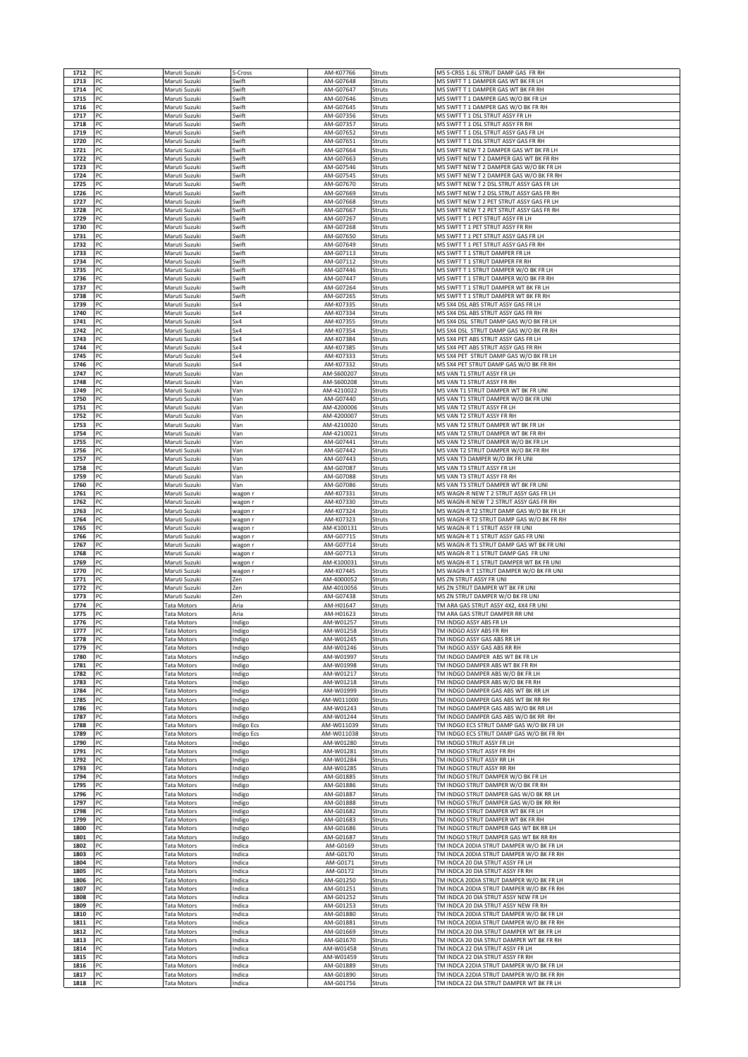| 1712 | PC | Maruti Suzuki | S-Cross | AM-K07766 | Struts | MS S-CRSS 1.6L STRUT DAMP GAS FR RH |
|---|---|---|---|---|---|---|
| 1713 | PC | Maruti Suzuki | Swift | AM-G07648 | Struts | MS SWFT T 1 DAMPER GAS WT BK FR LH |
| 1714 | PC | Maruti Suzuki | Swift | AM-G07647 | Struts | MS SWFT T 1 DAMPER GAS WT BK FR RH |
| 1715 | PC | Maruti Suzuki | Swift | AM-G07646 | Struts | MS SWFT T 1 DAMPER GAS W/O BK FR LH |
| 1716 | PC | Maruti Suzuki | Swift | AM-G07645 | Struts | MS SWFT T 1 DAMPER GAS W/O BK FR RH |
| 1717 | PC | Maruti Suzuki | Swift | AM-G07356 | Struts | MS SWFT T 1 DSL STRUT ASSY FR LH |
| 1718 | PC | Maruti Suzuki | Swift | AM-G07357 | Struts | MS SWFT T 1 DSL STRUT ASSY FR RH |
| 1719 | PC | Maruti Suzuki | Swift | AM-G07652 | Struts | MS SWFT T 1 DSL STRUT ASSY GAS FR LH |
| 1720 | PC | Maruti Suzuki | Swift | AM-G07651 | Struts | MS SWFT T 1 DSL STRUT ASSY GAS FR RH |
| 1721 | PC | Maruti Suzuki | Swift | AM-G07664 | Struts | MS SWFT NEW T 2 DAMPER GAS WT BK FR LH |
| 1722 | PC | Maruti Suzuki | Swift | AM-G07663 | Struts | MS SWFT NEW T 2 DAMPER GAS WT BK FR RH |
| 1723 | PC | Maruti Suzuki | Swift | AM-G07546 | Struts | MS SWFT NEW T 2 DAMPER GAS W/O BK FR LH |
| 1724 | PC | Maruti Suzuki | Swift | AM-G07545 | Struts | MS SWFT NEW T 2 DAMPER GAS W/O BK FR RH |
| 1725 | PC | Maruti Suzuki | Swift | AM-G07670 | Struts | MS SWFT NEW T 2 DSL STRUT ASSY GAS FR LH |
| 1726 | PC | Maruti Suzuki | Swift | AM-G07669 | Struts | MS SWFT NEW T 2 DSL STRUT ASSY GAS FR RH |
| 1727 | PC | Maruti Suzuki | Swift | AM-G07668 | Struts | MS SWFT NEW T 2 PET STRUT ASSY GAS FR LH |
| 1728 | PC | Maruti Suzuki | Swift | AM-G07667 | Struts | MS SWFT NEW T 2 PET STRUT ASSY GAS FR RH |
| 1729 | PC | Maruti Suzuki | Swift | AM-G07267 | Struts | MS SWFT T 1 PET STRUT ASSY FR LH |
| 1730 | PC | Maruti Suzuki | Swift | AM-G07268 | Struts | MS SWFT T 1 PET STRUT ASSY FR RH |
| 1731 | PC | Maruti Suzuki | Swift | AM-G07650 | Struts | MS SWFT T 1 PET STRUT ASSY GAS FR LH |
| 1732 | PC | Maruti Suzuki | Swift | AM-G07649 | Struts | MS SWFT T 1 PET STRUT ASSY GAS FR RH |
| 1733 | PC | Maruti Suzuki | Swift | AM-G07113 | Struts | MS SWFT T 1 STRUT DAMPER FR LH |
| 1734 | PC | Maruti Suzuki | Swift | AM-G07112 | Struts | MS SWFT T 1 STRUT DAMPER FR RH |
| 1735 | PC | Maruti Suzuki | Swift | AM-G07446 | Struts | MS SWFT T 1 STRUT DAMPER W/O BK FR LH |
| 1736 | PC | Maruti Suzuki | Swift | AM-G07447 | Struts | MS SWFT T 1 STRUT DAMPER W/O BK FR RH |
| 1737 | PC | Maruti Suzuki | Swift | AM-G07264 | Struts | MS SWFT T 1 STRUT DAMPER WT BK FR LH |
| 1738 | PC | Maruti Suzuki | Swift | AM-G07265 | Struts | MS SWFT T 1 STRUT DAMPER WT BK FR RH |
| 1739 | PC | Maruti Suzuki | Sx4 | AM-K07335 | Struts | MS SX4 DSL ABS STRUT ASSY GAS FR LH |
| 1740 | PC | Maruti Suzuki | Sx4 | AM-K07334 | Struts | MS SX4 DSL ABS STRUT ASSY GAS FR RH |
| 1741 | PC | Maruti Suzuki | Sx4 | AM-K07355 | Struts | MS SX4 DSL STRUT DAMP GAS W/O BK FR LH |
| 1742 | PC | Maruti Suzuki | Sx4 | AM-K07354 | Struts | MS SX4 DSL STRUT DAMP GAS W/O BK FR RH |
| 1743 | PC | Maruti Suzuki | Sx4 | AM-K07384 | Struts | MS SX4 PET ABS STRUT ASSY GAS FR LH |
| 1744 | PC | Maruti Suzuki | Sx4 | AM-K07385 | Struts | MS SX4 PET ABS STRUT ASSY GAS FR RH |
| 1745 | PC | Maruti Suzuki | Sx4 | AM-K07333 | Struts | MS SX4 PET STRUT DAMP GAS W/O BK FR LH |
| 1746 | PC | Maruti Suzuki | Sx4 | AM-K07332 | Struts | MS SX4 PET STRUT DAMP GAS W/O BK FR RH |
| 1747 | PC | Maruti Suzuki | Van | AM-S600207 | Struts | MS VAN T1 STRUT ASSY FR LH |
| 1748 | PC | Maruti Suzuki | Van | AM-S600208 | Struts | MS VAN T1 STRUT ASSY FR RH |
| 1749 | PC | Maruti Suzuki | Van | AM-4210022 | Struts | MS VAN T1 STRUT DAMPER WT BK FR UNI |
| 1750 | PC | Maruti Suzuki | Van | AM-G07440 | Struts | MS VAN T1 STRUT DAMPER W/O BK FR UNI |
| 1751 | PC | Maruti Suzuki | Van | AM-4200006 | Struts | MS VAN T2 STRUT ASSY FR LH |
| 1752 | PC | Maruti Suzuki | Van | AM-4200007 | Struts | MS VAN T2 STRUT ASSY FR RH |
| 1753 | PC | Maruti Suzuki | Van | AM-4210020 | Struts | MS VAN T2 STRUT DAMPER WT BK FR LH |
| 1754 | PC | Maruti Suzuki | Van | AM-4210021 | Struts | MS VAN T2 STRUT DAMPER WT BK FR RH |
| 1755 | PC | Maruti Suzuki | Van | AM-G07441 | Struts | MS VAN T2 STRUT DAMPER W/O BK FR LH |
| 1756 | PC | Maruti Suzuki | Van | AM-G07442 | Struts | MS VAN T2 STRUT DAMPER W/O BK FR RH |
| 1757 | PC | Maruti Suzuki | Van | AM-G07443 | Struts | MS VAN T3 DAMPER W/O BK FR UNI |
| 1758 | PC | Maruti Suzuki | Van | AM-G07087 | Struts | MS VAN T3 STRUT ASSY FR LH |
| 1759 | PC | Maruti Suzuki | Van | AM-G07088 | Struts | MS VAN T3 STRUT ASSY FR RH |
| 1760 | PC | Maruti Suzuki | Van | AM-G07086 | Struts | MS VAN T3 STRUT DAMPER WT BK FR UNI |
| 1761 | PC | Maruti Suzuki | wagon r | AM-K07331 | Struts | MS WAGN-R NEW T 2 STRUT ASSY GAS FR LH |
| 1762 | PC | Maruti Suzuki | wagon r | AM-K07330 | Struts | MS WAGN-R NEW T 2 STRUT ASSY GAS FR RH |
| 1763 | PC | Maruti Suzuki | wagon r | AM-K07324 | Struts | MS WAGN-R T2 STRUT DAMP GAS W/O BK FR LH |
| 1764 | PC | Maruti Suzuki | wagon r | AM-K07323 | Struts | MS WAGN-R T2 STRUT DAMP GAS W/O BK FR RH |
| 1765 | PC | Maruti Suzuki | wagon r | AM-K100131 | Struts | MS WAGN-R T 1 STRUT ASSY FR UNI |
| 1766 | PC | Maruti Suzuki | wagon r | AM-G07715 | Struts | MS WAGN-R T 1 STRUT ASSY GAS FR UNI |
| 1767 | PC | Maruti Suzuki | wagon r | AM-G07714 | Struts | MS WAGN-R T1 STRUT DAMP GAS WT BK FR UNI |
| 1768 | PC | Maruti Suzuki | wagon r | AM-G07713 | Struts | MS WAGN-R T 1 STRUT DAMP GAS FR UNI |
| 1769 | PC | Maruti Suzuki | wagon r | AM-K100031 | Struts | MS WAGN-R T 1 STRUT DAMPER WT BK FR UNI |
| 1770 | PC | Maruti Suzuki | wagon r | AM-K07445 | Struts | MS WAGN-R T 1STRUT DAMPER W/O BK FR UNI |
| 1771 | PC | Maruti Suzuki | Zen | AM-4000052 | Struts | MS ZN STRUT ASSY FR UNI |
| 1772 | PC | Maruti Suzuki | Zen | AM-4010056 | Struts | MS ZN STRUT DAMPER WT BK FR UNI |
| 1773 | PC | Maruti Suzuki | Zen | AM-G07438 | Struts | MS ZN STRUT DAMPER W/O BK FR UNI |
| 1774 | PC | Tata Motors | Aria | AM-H01647 | Struts | TM ARA GAS STRUT ASSY 4X2, 4X4 FR UNI |
| 1775 | PC | Tata Motors | Aria | AM-H01623 | Struts | TM ARA GAS STRUT DAMPER RR UNI |
| 1776 | PC | Tata Motors | Indigo | AM-W01257 | Struts | TM INDGO ASSY ABS FR LH |
| 1777 | PC | Tata Motors | Indigo | AM-W01258 | Struts | TM INDGO ASSY ABS FR RH |
| 1778 | PC | Tata Motors | Indigo | AM-W01245 | Struts | TM INDGO ASSY GAS ABS RR LH |
| 1779 | PC | Tata Motors | Indigo | AM-W01246 | Struts | TM INDGO ASSY GAS ABS RR RH |
| 1780 | PC | Tata Motors | Indigo | AM-W01997 | Struts | TM INDGO DAMPER ABS WT BK FR LH |
| 1781 | PC | Tata Motors | Indigo | AM-W01998 | Struts | TM INDGO DAMPER ABS WT BK FR RH |
| 1782 | PC | Tata Motors | Indigo | AM-W01217 | Struts | TM INDGO DAMPER ABS W/O BK FR LH |
| 1783 | PC | Tata Motors | Indigo | AM-W01218 | Struts | TM INDGO DAMPER ABS W/O BK FR RH |
| 1784 | PC | Tata Motors | Indigo | AM-W01999 | Struts | TM INDGO DAMPER GAS ABS WT BK RR LH |
| 1785 | PC | Tata Motors | Indigo | AM-W011000 | Struts | TM INDGO DAMPER GAS ABS WT BK RR RH |
| 1786 | PC | Tata Motors | Indigo | AM-W01243 | Struts | TM INDGO DAMPER GAS ABS W/O BK RR LH |
| 1787 | PC | Tata Motors | Indigo | AM-W01244 | Struts | TM INDGO DAMPER GAS ABS W/O BK RR RH |
| 1788 | PC | Tata Motors | Indigo Ecs | AM-W011039 | Struts | TM INDGO ECS STRUT DAMP GAS W/O BK FR LH |
| 1789 | PC | Tata Motors | Indigo Ecs | AM-W011038 | Struts | TM INDGO ECS STRUT DAMP GAS W/O BK FR RH |
| 1790 | PC | Tata Motors | Indigo | AM-W01280 | Struts | TM INDGO STRUT ASSY FR LH |
| 1791 | PC | Tata Motors | Indigo | AM-W01281 | Struts | TM INDGO STRUT ASSY FR RH |
| 1792 | PC | Tata Motors | Indigo | AM-W01284 | Struts | TM INDGO STRUT ASSY RR LH |
| 1793 | PC | Tata Motors | Indigo | AM-W01285 | Struts | TM INDGO STRUT ASSY RR RH |
| 1794 | PC | Tata Motors | Indigo | AM-G01885 | Struts | TM INDGO STRUT DAMPER W/O BK FR LH |
| 1795 | PC | Tata Motors | Indigo | AM-G01886 | Struts | TM INDGO STRUT DAMPER W/O BK FR RH |
| 1796 | PC | Tata Motors | Indigo | AM-G01887 | Struts | TM INDGO STRUT DAMPER GAS W/O BK RR LH |
| 1797 | PC | Tata Motors | Indigo | AM-G01888 | Struts | TM INDGO STRUT DAMPER GAS W/O BK RR RH |
| 1798 | PC | Tata Motors | Indigo | AM-G01682 | Struts | TM INDGO STRUT DAMPER WT BK FR LH |
| 1799 | PC | Tata Motors | Indigo | AM-G01683 | Struts | TM INDGO STRUT DAMPER WT BK FR RH |
| 1800 | PC | Tata Motors | Indigo | AM-G01686 | Struts | TM INDGO STRUT DAMPER GAS WT BK RR LH |
| 1801 | PC | Tata Motors | Indigo | AM-G01687 | Struts | TM INDGO STRUT DAMPER GAS WT BK RR RH |
| 1802 | PC | Tata Motors | Indica | AM-G0169 | Struts | TM INDCA 20DIA STRUT DAMPER W/O BK FR LH |
| 1803 | PC | Tata Motors | Indica | AM-G0170 | Struts | TM INDCA 20DIA STRUT DAMPER W/O BK FR RH |
| 1804 | PC | Tata Motors | Indica | AM-G0171 | Struts | TM INDCA 20 DIA STRUT ASSY FR LH |
| 1805 | PC | Tata Motors | Indica | AM-G0172 | Struts | TM INDCA 20 DIA STRUT ASSY FR RH |
| 1806 | PC | Tata Motors | Indica | AM-G01250 | Struts | TM INDCA 20DIA STRUT DAMPER W/O BK FR LH |
| 1807 | PC | Tata Motors | Indica | AM-G01251 | Struts | TM INDCA 20DIA STRUT DAMPER W/O BK FR RH |
| 1808 | PC | Tata Motors | Indica | AM-G01252 | Struts | TM INDCA 20 DIA STRUT ASSY NEW FR LH |
| 1809 | PC | Tata Motors | Indica | AM-G01253 | Struts | TM INDCA 20 DIA STRUT ASSY NEW FR RH |
| 1810 | PC | Tata Motors | Indica | AM-G01880 | Struts | TM INDCA 20DIA STRUT DAMPER W/O BK FR LH |
| 1811 | PC | Tata Motors | Indica | AM-G01881 | Struts | TM INDCA 20DIA STRUT DAMPER W/O BK FR RH |
| 1812 | PC | Tata Motors | Indica | AM-G01669 | Struts | TM INDCA 20 DIA STRUT DAMPER WT BK FR LH |
| 1813 | PC | Tata Motors | Indica | AM-G01670 | Struts | TM INDCA 20 DIA STRUT DAMPER WT BK FR RH |
| 1814 | PC | Tata Motors | Indica | AM-W01458 | Struts | TM INDCA 22 DIA STRUT ASSY FR LH |
| 1815 | PC | Tata Motors | Indica | AM-W01459 | Struts | TM INDCA 22 DIA STRUT ASSY FR RH |
| 1816 | PC | Tata Motors | Indica | AM-G01889 | Struts | TM INDCA 22DIA STRUT DAMPER W/O BK FR LH |
| 1817 | PC | Tata Motors | Indica | AM-G01890 | Struts | TM INDCA 22DIA STRUT DAMPER W/O BK FR RH |
| 1818 | PC | Tata Motors | Indica | AM-G01756 | Struts | TM INDCA 22 DIA STRUT DAMPER WT BK FR LH |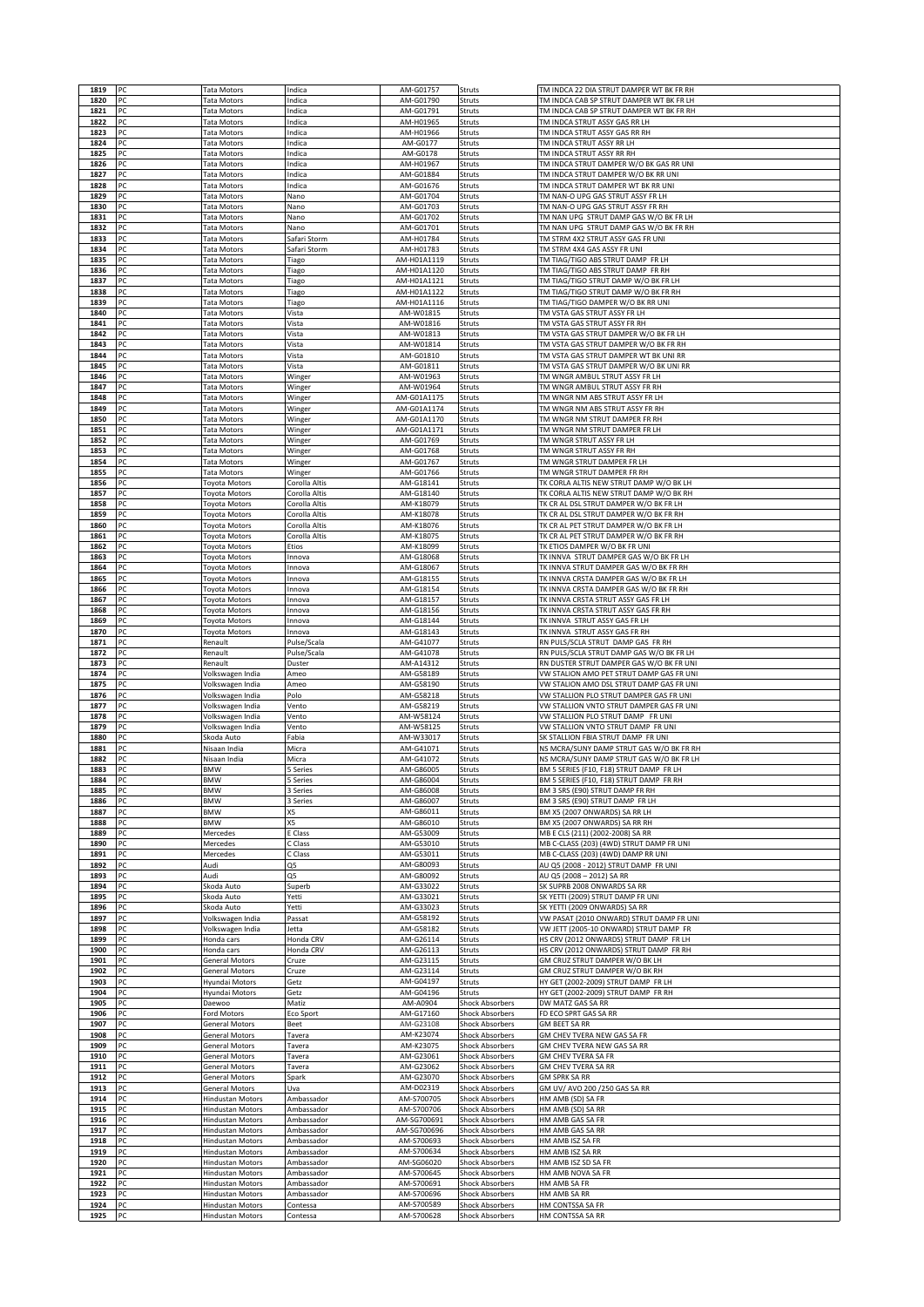| 1819 | PC | Tata Motors | Indica | AM-G01757 | Struts | TM INDCA 22 DIA STRUT DAMPER WT BK FR RH |
|---|---|---|---|---|---|---|
| 1820 | PC | Tata Motors | Indica | AM-G01790 | Struts | TM INDCA CAB SP STRUT DAMPER WT BK FR LH |
| 1821 | PC | Tata Motors | Indica | AM-G01791 | Struts | TM INDCA CAB SP STRUT DAMPER WT BK FR RH |
| 1822 | PC | Tata Motors | Indica | AM-H01965 | Struts | TM INDCA STRUT ASSY GAS RR LH |
| 1823 | PC | Tata Motors | Indica | AM-H01966 | Struts | TM INDCA STRUT ASSY GAS RR RH |
| 1824 | PC | Tata Motors | Indica | AM-G0177 | Struts | TM INDCA STRUT ASSY RR LH |
| 1825 | PC | Tata Motors | Indica | AM-G0178 | Struts | TM INDCA STRUT ASSY RR RH |
| 1826 | PC | Tata Motors | Indica | AM-H01967 | Struts | TM INDCA STRUT DAMPER W/O BK GAS RR UNI |
| 1827 | PC | Tata Motors | Indica | AM-G01884 | Struts | TM INDCA STRUT DAMPER W/O BK RR UNI |
| 1828 | PC | Tata Motors | Indica | AM-G01676 | Struts | TM INDCA STRUT DAMPER WT BK RR UNI |
| 1829 | PC | Tata Motors | Nano | AM-G01704 | Struts | TM NAN-O UPG GAS STRUT ASSY FR LH |
| 1830 | PC | Tata Motors | Nano | AM-G01703 | Struts | TM NAN-O UPG GAS STRUT ASSY FR RH |
| 1831 | PC | Tata Motors | Nano | AM-G01702 | Struts | TM NAN UPG STRUT DAMP GAS W/O BK FR LH |
| 1832 | PC | Tata Motors | Nano | AM-G01701 | Struts | TM NAN UPG STRUT DAMP GAS W/O BK FR RH |
| 1833 | PC | Tata Motors | Safari Storm | AM-H01784 | Struts | TM STRM 4X2 STRUT ASSY GAS FR UNI |
| 1834 | PC | Tata Motors | Safari Storm | AM-H01783 | Struts | TM STRM 4X4 GAS STRUT ASSY FR UNI |
| 1835 | PC | Tata Motors | Tiago | AM-H01A1119 | Struts | TM TIAG/TIGO ABS STRUT DAMP FR LH |
| 1836 | PC | Tata Motors | Tiago | AM-H01A1120 | Struts | TM TIAG/TIGO ABS STRUT DAMP FR RH |
| 1837 | PC | Tata Motors | Tiago | AM-H01A1121 | Struts | TM TIAG/TIGO STRUT DAMP W/O BK FR LH |
| 1838 | PC | Tata Motors | Tiago | AM-H01A1122 | Struts | TM TIAG/TIGO STRUT DAMP W/O BK FR RH |
| 1839 | PC | Tata Motors | Tiago | AM-H01A1116 | Struts | TM TIAG/TIGO DAMPER W/O BK RR UNI |
| 1840 | PC | Tata Motors | Vista | AM-W01815 | Struts | TM VSTA GAS STRUT ASSY FR LH |
| 1841 | PC | Tata Motors | Vista | AM-W01816 | Struts | TM VSTA GAS STRUT ASSY FR RH |
| 1842 | PC | Tata Motors | Vista | AM-W01813 | Struts | TM VSTA GAS STRUT DAMPER W/O BK FR LH |
| 1843 | PC | Tata Motors | Vista | AM-W01814 | Struts | TM VSTA GAS STRUT DAMPER W/O BK FR RH |
| 1844 | PC | Tata Motors | Vista | AM-G01810 | Struts | TM VSTA GAS STRUT DAMPER WT BK UNI RR |
| 1845 | PC | Tata Motors | Vista | AM-G01811 | Struts | TM VSTA GAS STRUT DAMPER W/O BK UNI RR |
| 1846 | PC | Tata Motors | Winger | AM-W01963 | Struts | TM WNGR AMBUL STRUT ASSY FR LH |
| 1847 | PC | Tata Motors | Winger | AM-W01964 | Struts | TM WNGR AMBUL STRUT ASSY FR RH |
| 1848 | PC | Tata Motors | Winger | AM-G01A1175 | Struts | TM WNGR NM ABS STRUT ASSY FR LH |
| 1849 | PC | Tata Motors | Winger | AM-G01A1174 | Struts | TM WNGR NM ABS STRUT ASSY FR RH |
| 1850 | PC | Tata Motors | Winger | AM-G01A1170 | Struts | TM WNGR NM STRUT DAMPER FR RH |
| 1851 | PC | Tata Motors | Winger | AM-G01A1171 | Struts | TM WNGR NM STRUT DAMPER FR LH |
| 1852 | PC | Tata Motors | Winger | AM-G01769 | Struts | TM WNGR STRUT ASSY FR LH |
| 1853 | PC | Tata Motors | Winger | AM-G01768 | Struts | TM WNGR STRUT ASSY FR RH |
| 1854 | PC | Tata Motors | Winger | AM-G01767 | Struts | TM WNGR STRUT DAMPER FR LH |
| 1855 | PC | Tata Motors | Winger | AM-G01766 | Struts | TM WNGR STRUT DAMPER FR RH |
| 1856 | PC | Toyota Motors | Corolla Altis | AM-G18141 | Struts | TK CORLA ALTIS NEW STRUT DAMP W/O BK LH |
| 1857 | PC | Toyota Motors | Corolla Altis | AM-G18140 | Struts | TK CORLA ALTIS NEW STRUT DAMP W/O BK RH |
| 1858 | PC | Toyota Motors | Corolla Altis | AM-K18079 | Struts | TK CR AL DSL STRUT DAMPER W/O BK FR LH |
| 1859 | PC | Toyota Motors | Corolla Altis | AM-K18078 | Struts | TK CR AL DSL STRUT DAMPER W/O BK FR RH |
| 1860 | PC | Toyota Motors | Corolla Altis | AM-K18076 | Struts | TK CR AL PET STRUT DAMPER W/O BK FR LH |
| 1861 | PC | Toyota Motors | Corolla Altis | AM-K18075 | Struts | TK CR AL PET STRUT DAMPER W/O BK FR RH |
| 1862 | PC | Toyota Motors | Etios | AM-K18099 | Struts | TK ETIOS DAMPER W/O BK FR UNI |
| 1863 | PC | Toyota Motors | Innova | AM-G18068 | Struts | TK INNVA STRUT DAMPER GAS W/O BK FR LH |
| 1864 | PC | Toyota Motors | Innova | AM-G18067 | Struts | TK INNVA STRUT DAMPER GAS W/O BK FR RH |
| 1865 | PC | Toyota Motors | Innova | AM-G18155 | Struts | TK INNVA CRSTA DAMPER GAS W/O BK FR LH |
| 1866 | PC | Toyota Motors | Innova | AM-G18154 | Struts | TK INNVA CRSTA DAMPER GAS W/O BK FR RH |
| 1867 | PC | Toyota Motors | Innova | AM-G18157 | Struts | TK INNVA CRSTA STRUT ASSY GAS FR LH |
| 1868 | PC | Toyota Motors | Innova | AM-G18156 | Struts | TK INNVA CRSTA STRUT ASSY GAS FR RH |
| 1869 | PC | Toyota Motors | Innova | AM-G18144 | Struts | TK INNVA STRUT ASSY GAS FR LH |
| 1870 | PC | Toyota Motors | Innova | AM-G18143 | Struts | TK INNVA STRUT ASSY GAS FR RH |
| 1871 | PC | Renault | Pulse/Scala | AM-G41077 | Struts | RN PULS/SCLA STRUT DAMP GAS FR RH |
| 1872 | PC | Renault | Pulse/Scala | AM-G41078 | Struts | RN PULS/SCLA STRUT DAMP GAS W/O BK FR LH |
| 1873 | PC | Renault | Duster | AM-A14312 | Struts | RN DUSTER STRUT DAMPER GAS W/O BK FR UNI |
| 1874 | PC | Volkswagen India | Ameo | AM-G58189 | Struts | VW STALION AMO PET STRUT DAMP GAS FR UNI |
| 1875 | PC | Volkswagen India | Ameo | AM-G58190 | Struts | VW STALION AMO DSL STRUT DAMP GAS FR UNI |
| 1876 | PC | Volkswagen India | Polo | AM-G58218 | Struts | VW STALLION PLO STRUT DAMPER GAS FR UNI |
| 1877 | PC | Volkswagen India | Vento | AM-G58219 | Struts | VW STALLION VNTO STRUT DAMPER GAS FR UNI |
| 1878 | PC | Volkswagen India | Vento | AM-W58124 | Struts | VW STALLION PLO STRUT DAMP FR UNI |
| 1879 | PC | Volkswagen India | Vento | AM-W58125 | Struts | VW STALLION VNTO STRUT DAMP FR UNI |
| 1880 | PC | Skoda Auto | Fabia | AM-W33017 | Struts | SK STALLION FBIA STRUT DAMP FR UNI |
| 1881 | PC | Nisaan India | Micra | AM-G41071 | Struts | NS MCRA/SUNY DAMP STRUT GAS W/O BK FR RH |
| 1882 | PC | Nisaan India | Micra | AM-G41072 | Struts | NS MCRA/SUNY DAMP STRUT GAS W/O BK FR LH |
| 1883 | PC | BMW | 5 Series | AM-G86005 | Struts | BM 5 SERIES (F10, F18) STRUT DAMP FR LH |
| 1884 | PC | BMW | 5 Series | AM-G86004 | Struts | BM 5 SERIES (F10, F18) STRUT DAMP FR RH |
| 1885 | PC | BMW | 3 Series | AM-G86008 | Struts | BM 3 SRS (E90) STRUT DAMP FR RH |
| 1886 | PC | BMW | 3 Series | AM-G86007 | Struts | BM 3 SRS (E90) STRUT DAMP FR LH |
| 1887 | PC | BMW | X5 | AM-G86011 | Struts | BM X5 (2007 ONWARDS) SA RR LH |
| 1888 | PC | BMW | X5 | AM-G86010 | Struts | BM X5 (2007 ONWARDS) SA RR RH |
| 1889 | PC | Mercedes | E Class | AM-G53009 | Struts | MB E CLS (211) (2002-2008) SA RR |
| 1890 | PC | Mercedes | C Class | AM-G53010 | Struts | MB C-CLASS (203) (4WD) STRUT DAMP FR UNI |
| 1891 | PC | Mercedes | C Class | AM-G53011 | Struts | MB C-CLASS (203) (4WD) DAMP RR UNI |
| 1892 | PC | Audi | Q5 | AM-G80093 | Struts | AU Q5 (2008 - 2012) STRUT DAMP FR UNI |
| 1893 | PC | Audi | Q5 | AM-G80092 | Struts | AU Q5 (2008 – 2012) SA RR |
| 1894 | PC | Skoda Auto | Superb | AM-G33022 | Struts | SK SUPRB 2008 ONWARDS SA RR |
| 1895 | PC | Skoda Auto | Yetti | AM-G33021 | Struts | SK YETTI (2009) STRUT DAMP FR UNI |
| 1896 | PC | Skoda Auto | Yetti | AM-G33023 | Struts | SK YETTI (2009 ONWARDS) SA RR |
| 1897 | PC | Volkswagen India | Passat | AM-G58192 | Struts | VW PASAT (2010 ONWARD) STRUT DAMP FR UNI |
| 1898 | PC | Volkswagen India | Jetta | AM-G58182 | Struts | VW JETT (2005-10 ONWARD) STRUT DAMP FR |
| 1899 | PC | Honda cars | Honda CRV | AM-G26114 | Struts | HS CRV (2012 ONWARDS) STRUT DAMP FR LH |
| 1900 | PC | Honda cars | Honda CRV | AM-G26113 | Struts | HS CRV (2012 ONWARDS) STRUT DAMP FR RH |
| 1901 | PC | General Motors | Cruze | AM-G23115 | Struts | GM CRUZ STRUT DAMPER W/O BK LH |
| 1902 | PC | General Motors | Cruze | AM-G23114 | Struts | GM CRUZ STRUT DAMPER W/O BK RH |
| 1903 | PC | Hyundai Motors | Getz | AM-G04197 | Struts | HY GET (2002-2009) STRUT DAMP FR LH |
| 1904 | PC | Hyundai Motors | Getz | AM-G04196 | Struts | HY GET (2002-2009) STRUT DAMP FR RH |
| 1905 | PC | Daewoo | Matiz | AM-A0904 | Shock Absorbers | DW MATZ GAS SA RR |
| 1906 | PC | Ford Motors | Eco Sport | AM-G17160 | Shock Absorbers | FD ECO SPRT GAS SA RR |
| 1907 | PC | General Motors | Beet | AM-G23108 | Shock Absorbers | GM BEET SA RR |
| 1908 | PC | General Motors | Tavera | AM-K23074 | Shock Absorbers | GM CHEV TVERA NEW GAS SA FR |
| 1909 | PC | General Motors | Tavera | AM-K23075 | Shock Absorbers | GM CHEV TVERA NEW GAS SA RR |
| 1910 | PC | General Motors | Tavera | AM-G23061 | Shock Absorbers | GM CHEV TVERA SA FR |
| 1911 | PC | General Motors | Tavera | AM-G23062 | Shock Absorbers | GM CHEV TVERA SA RR |
| 1912 | PC | General Motors | Spark | AM-G23070 | Shock Absorbers | GM SPRK SA RR |
| 1913 | PC | General Motors | Uva | AM-D02319 | Shock Absorbers | GM UV/ AVO 200 /250 GAS SA RR |
| 1914 | PC | Hindustan Motors | Ambassador | AM-S700705 | Shock Absorbers | HM AMB (SD) SA FR |
| 1915 | PC | Hindustan Motors | Ambassador | AM-S700706 | Shock Absorbers | HM AMB (SD) SA RR |
| 1916 | PC | Hindustan Motors | Ambassador | AM-SG700691 | Shock Absorbers | HM AMB GAS SA FR |
| 1917 | PC | Hindustan Motors | Ambassador | AM-SG700696 | Shock Absorbers | HM AMB GAS SA RR |
| 1918 | PC | Hindustan Motors | Ambassador | AM-S700693 | Shock Absorbers | HM AMB ISZ SA FR |
| 1919 | PC | Hindustan Motors | Ambassador | AM-S700634 | Shock Absorbers | HM AMB ISZ SA RR |
| 1920 | PC | Hindustan Motors | Ambassador | AM-SG06020 | Shock Absorbers | HM AMB ISZ SD SA FR |
| 1921 | PC | Hindustan Motors | Ambassador | AM-S700645 | Shock Absorbers | HM AMB NOVA SA FR |
| 1922 | PC | Hindustan Motors | Ambassador | AM-S700691 | Shock Absorbers | HM AMB SA FR |
| 1923 | PC | Hindustan Motors | Ambassador | AM-S700696 | Shock Absorbers | HM AMB SA RR |
| 1924 | PC | Hindustan Motors | Contessa | AM-S700589 | Shock Absorbers | HM CONTSSA SA FR |
| 1925 | PC | Hindustan Motors | Contessa | AM-S700628 | Shock Absorbers | HM CONTSSA SA RR |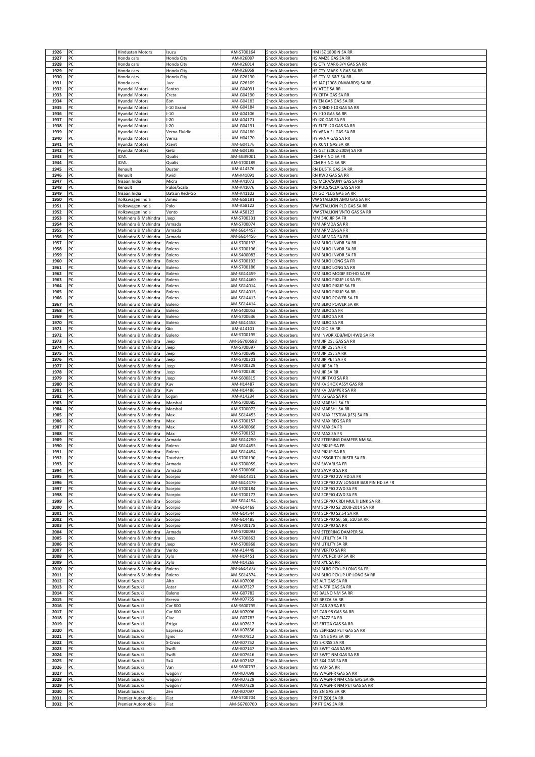| | | | | | | |
|---|---|---|---|---|---|---|
| 1926 | PC | Hindustan Motors | Isuzu | AM-S700164 | Shock Absorbers | HM ISZ 1800 N SA RR |
| 1927 | PC | Honda cars | Honda City | AM-K26087 | Shock Absorbers | HS AMZE GAS SA RR |
| 1928 | PC | Honda cars | Honda City | AM-K26014 | Shock Absorbers | HS CTY MARK-3/4 GAS SA RR |
| 1929 | PC | Honda cars | Honda City | AM-K26069 | Shock Absorbers | HS CTY MARK-5 GAS SA RR |
| 1930 | PC | Honda cars | Honda City | AM-G26130 | Shock Absorbers | HS CTY M 6&7 SA RR |
| 1931 | PC | Honda cars | Jazz | AM-G26109 | Shock Absorbers | HS JAZ (2008 ONWARDS) SA RR |
| 1932 | PC | Hyundai Motors | Santro | AM-G04091 | Shock Absorbers | HY ATOZ SA RR |
| 1933 | PC | Hyundai Motors | Creta | AM-G04190 | Shock Absorbers | HY CRTA GAS SA RR |
| 1934 | PC | Hyundai Motors | Eon | AM-G04183 | Shock Absorbers | HY EN GAS GAS SA RR |
| 1935 | PC | Hyundai Motors | I-10 Grand | AM-G04184 | Shock Absorbers | HY GRND I-10 GAS SA RR |
| 1936 | PC | Hyundai Motors | I-10 | AM-A04106 | Shock Absorbers | HY I-10 GAS SA RR |
| 1937 | PC | Hyundai Motors | I-20 | AM-A04171 | Shock Absorbers | HY i20 GAS SA RR |
| 1938 | PC | Hyundai Motors | I-20 | AM-G04191 | Shock Absorbers | HY ELTE i20 GAS SA RR |
| 1939 | PC | Hyundai Motors | Verna Fluidic | AM-G04180 | Shock Absorbers | HY VRNA FL GAS SA RR |
| 1940 | PC | Hyundai Motors | Verna | AM-H04170 | Shock Absorbers | HY VRNA GAS SA RR |
| 1941 | PC | Hyundai Motors | Xcent | AM-G04176 | Shock Absorbers | HY XCNT GAS SA RR |
| 1942 | PC | Hyundai Motors | Getz | AM-G04198 | Shock Absorbers | HY GET (2002-2009) SA RR |
| 1943 | PC | ICML | Qualis | AM-SG39001 | Shock Absorbers | ICM RHINO SA FR |
| 1944 | PC | ICML | Qualis | AM-S700189 | Shock Absorbers | ICM RHINO SA RR |
| 1945 | PC | Renault | Duster | AM-A14376 | Shock Absorbers | RN DUSTR GAS SA RR |
| 1946 | PC | Renault | Kwid | AM-K41091 | Shock Absorbers | RN KWD GAS SA RR |
| 1947 | PC | Nisaan India | Micra | AM-A41073 | Shock Absorbers | NS MCRA/SUNY GAS SA RR |
| 1948 | PC | Renault | Pulse/Scala | AM-A41076 | Shock Absorbers | RN PULS/SCLA GAS SA RR |
| 1949 | PC | Nisaan India | Datsun Redi-Go | AM-A41102 | Shock Absorbers | DT GO PLUS GAS SA RR |
| 1950 | PC | Volkswagen India | Ameo | AM-G58191 | Shock Absorbers | VW STALLION AMO GAS SA RR |
| 1951 | PC | Volkswagen India | Polo | AM-A58122 | Shock Absorbers | VW STALLION PLO GAS SA RR |
| 1952 | PC | Volkswagen India | Vento | AM-A58123 | Shock Absorbers | VW STALLION VNTO GAS SA RR |
| 1953 | PC | Mahindra & Mahindra | Jeep | AM-S700331 | Shock Absorbers | MM 540 JIP SA FR |
| 1954 | PC | Mahindra & Mahindra | Armada | AM-S700074 | Shock Absorbers | MM ARMDA SA RR |
| 1955 | PC | Mahindra & Mahindra | Armada | AM-SG14457 | Shock Absorbers | MM ARMDA-SA FR |
| 1956 | PC | Mahindra & Mahindra | Armada | AM-SG14456 | Shock Absorbers | MM ARMDA-SA RR |
| 1957 | PC | Mahindra & Mahindra | Bolero | AM-S700192 | Shock Absorbers | MM BLRO INVDR SA FR |
| 1958 | PC | Mahindra & Mahindra | Bolero | AM-S700196 | Shock Absorbers | MM BLRO INVDR SA RR |
| 1959 | PC | Mahindra & Mahindra | Bolero | AM-S400083 | Shock Absorbers | MM BLRO INVDR SA FR |
| 1960 | PC | Mahindra & Mahindra | Bolero | AM-S700193 | Shock Absorbers | MM BLRO LONG SA FR |
| 1961 | PC | Mahindra & Mahindra | Bolero | AM-S700186 | Shock Absorbers | MM BLRO LONG SA RR |
| 1962 | PC | Mahindra & Mahindra | Bolero | AM-SG14459 | Shock Absorbers | MM BLRO MODIFIED-HD SA FR |
| 1963 | PC | Mahindra & Mahindra | Bolero | AM-SG14460 | Shock Absorbers | MM BLRO PIKUP LX SA FR |
| 1964 | PC | Mahindra & Mahindra | Bolero | AM-SG14014 | Shock Absorbers | MM BLRO PIKUP SA FR |
| 1965 | PC | Mahindra & Mahindra | Bolero | AM-SG14015 | Shock Absorbers | MM BLRO PIKUP SA RR |
| 1966 | PC | Mahindra & Mahindra | Bolero | AM-SG14413 | Shock Absorbers | MM BLRO POWER SA FR |
| 1967 | PC | Mahindra & Mahindra | Bolero | AM-SG14414 | Shock Absorbers | MM BLRO POWER SA RR |
| 1968 | PC | Mahindra & Mahindra | Bolero | AM-S400053 | Shock Absorbers | MM BLRO SA FR |
| 1969 | PC | Mahindra & Mahindra | Bolero | AM-S700636 | Shock Absorbers | MM BLRO SA RR |
| 1970 | PC | Mahindra & Mahindra | Bolero | AM-SG14458 | Shock Absorbers | MM BLRO SA RR |
| 1971 | PC | Mahindra & Mahindra | Gio | AM-A14101 | Shock Absorbers | MM GIO SA RR |
| 1972 | PC | Mahindra & Mahindra | Bolero | AM-S700195 | Shock Absorbers | MM INVDR XDB/MDI 4WD SA FR |
| 1973 | PC | Mahindra & Mahindra | Jeep | AM-SG700698 | Shock Absorbers | MM JIP DSL GAS SA RR |
| 1974 | PC | Mahindra & Mahindra | Jeep | AM-S700697 | Shock Absorbers | MM JIP DSL SA FR |
| 1975 | PC | Mahindra & Mahindra | Jeep | AM-S700698 | Shock Absorbers | MM JIP DSL SA RR |
| 1976 | PC | Mahindra & Mahindra | Jeep | AM-S700301 | Shock Absorbers | MM JIP PET SA FR |
| 1977 | PC | Mahindra & Mahindra | Jeep | AM-S700329 | Shock Absorbers | MM JIP SA FR |
| 1978 | PC | Mahindra & Mahindra | Jeep | AM-S700330 | Shock Absorbers | MM JIP SA RR |
| 1979 | PC | Mahindra & Mahindra | Jeep | AM-S600815 | Shock Absorbers | MM JIP TAXI SA RR |
| 1980 | PC | Mahindra & Mahindra | Kuv | AM-H14487 | Shock Absorbers | MM KV SHOX ASSY GAS RR |
| 1981 | PC | Mahindra & Mahindra | Kuv | AM-H14486 | Shock Absorbers | MM KV DAMPER SA RR |
| 1982 | PC | Mahindra & Mahindra | Logan | AM-A14234 | Shock Absorbers | MM LG GAS SA RR |
| 1983 | PC | Mahindra & Mahindra | Marshal | AM-S700085 | Shock Absorbers | MM MARSHL SA FR |
| 1984 | PC | Mahindra & Mahindra | Marshal | AM-S700072 | Shock Absorbers | MM MARSHL SA RR |
| 1985 | PC | Mahindra & Mahindra | Max | AM-SG14453 | Shock Absorbers | MM MAX FESTIVA (IFS)-SA FR |
| 1986 | PC | Mahindra & Mahindra | Max | AM-S700157 | Shock Absorbers | MM MAX REG SA RR |
| 1987 | PC | Mahindra & Mahindra | Max | AM-S400066 | Shock Absorbers | MM MAX SA FR |
| 1988 | PC | Mahindra & Mahindra | Max | AM-S700153 | Shock Absorbers | MM MAX SA FR |
| 1989 | PC | Mahindra & Mahindra | Armada | AM-SG14290 | Shock Absorbers | MM STEERING DAMPER NM SA |
| 1990 | PC | Mahindra & Mahindra | Bolero | AM-SG14455 | Shock Absorbers | MM PIKUP-SA FR |
| 1991 | PC | Mahindra & Mahindra | Bolero | AM-SG14454 | Shock Absorbers | MM PIKUP-SA RR |
| 1992 | PC | Mahindra & Mahindra | Tourister | AM-S700190 | Shock Absorbers | MM PSSGR TOURISTR SA FR |
| 1993 | PC | Mahindra & Mahindra | Armada | AM-S700059 | Shock Absorbers | MM SAVARI SA FR |
| 1994 | PC | Mahindra & Mahindra | Armada | AM-S700060 | Shock Absorbers | MM SAVARI SA RR |
| 1995 | PC | Mahindra & Mahindra | Scorpio | AM-SG14311 | Shock Absorbers | MM SCRPIO 2W HD SA FR |
| 1996 | PC | Mahindra & Mahindra | Scorpio | AM-SG14479 | Shock Absorbers | MM SCRPIO 2W LONGER BAR PIN HD SA FR |
| 1997 | PC | Mahindra & Mahindra | Scorpio | AM-S700184 | Shock Absorbers | MM SCRPIO 2WD SA FR |
| 1998 | PC | Mahindra & Mahindra | Scorpio | AM-S700177 | Shock Absorbers | MM SCRPIO 4WD SA FR |
| 1999 | PC | Mahindra & Mahindra | Scorpio | AM-SG14194 | Shock Absorbers | MM SCRPIO CRDI MULTI LINK SA RR |
| 2000 | PC | Mahindra & Mahindra | Scorpio | AM-G14469 | Shock Absorbers | MM SCRPIO S2 2008-2014 SA RR |
| 2001 | PC | Mahindra & Mahindra | Scorpio | AM-G14544 | Shock Absorbers | MM SCRPIO S2,S4 SA RR |
| 2002 | PC | Mahindra & Mahindra | Scorpio | AM-G14485 | Shock Absorbers | MM SCRPIO S6, S8, S10 SA RR |
| 2003 | PC | Mahindra & Mahindra | Scorpio | AM-S700178 | Shock Absorbers | MM SCRPIO SA RR |
| 2004 | PC | Mahindra & Mahindra | Armada | AM-S700093 | Shock Absorbers | MM STEERING DAMPER SA |
| 2005 | PC | Mahindra & Mahindra | Jeep | AM-S700863 | Shock Absorbers | MM UTILITY SA FR |
| 2006 | PC | Mahindra & Mahindra | Jeep | AM-S700868 | Shock Absorbers | MM UTILITY SA RR |
| 2007 | PC | Mahindra & Mahindra | Verito | AM-A14449 | Shock Absorbers | MM VERTO SA RR |
| 2008 | PC | Mahindra & Mahindra | Xylo | AM-H14451 | Shock Absorbers | MM XYL PCK UP SA RR |
| 2009 | PC | Mahindra & Mahindra | Xylo | AM-H14268 | Shock Absorbers | MM XYL SA RR |
| 2010 | PC | Mahindra & Mahindra | Bolero | AM-SG14373 | Shock Absorbers | MM BLRO PCKUP LONG SA FR |
| 2011 | PC | Mahindra & Mahindra | Bolero | AM-SG14374 | Shock Absorbers | MM BLRO PCKUP UP LONG SA RR |
| 2012 | PC | Maruti Suzuki | Alto | AM-K07098 | Shock Absorbers | MS ALT GAS SA RR |
| 2013 | PC | Maruti Suzuki | Astar | AM-K07327 | Shock Absorbers | MS A-STR GAS SA RR |
| 2014 | PC | Maruti Suzuki | Baleno | AM-G07782 | Shock Absorbers | MS BALNO NM SA RR |
| 2015 | PC | Maruti Suzuki | Breeza | AM-K07755 | Shock Absorbers | MS BRZZA SA RR |
| 2016 | PC | Maruti Suzuki | Car 800 | AM-S600795 | Shock Absorbers | MS CAR 89 SA RR |
| 2017 | PC | Maruti Suzuki | Car 800 | AM-K07096 | Shock Absorbers | MS CAR 98 GAS SA RR |
| 2018 | PC | Maruti Suzuki | Ciaz | AM-G07783 | Shock Absorbers | MS CIAZZ SA RR |
| 2019 | PC | Maruti Suzuki | Ertiga | AM-K07617 | Shock Absorbers | MS ERTGA GAS SA RR |
| 2020 | PC | Maruti Suzuki | Espresso | AM-K07836 | Shock Absorbers | MS ESPRESO PET GAS SA RR |
| 2021 | PC | Maruti Suzuki | Ignis | AM-K07812 | Shock Absorbers | MS IGNS GAS SA RR |
| 2022 | PC | Maruti Suzuki | S-Cross | AM-K07752 | Shock Absorbers | MS S-CRSS SA RR |
| 2023 | PC | Maruti Suzuki | Swift | AM-K07147 | Shock Absorbers | MS SWFT GAS SA RR |
| 2024 | PC | Maruti Suzuki | Swift | AM-K07616 | Shock Absorbers | MS SWFT NM GAS SA RR |
| 2025 | PC | Maruti Suzuki | Sx4 | AM-K07162 | Shock Absorbers | MS SX4 GAS SA RR |
| 2026 | PC | Maruti Suzuki | Van | AM-S600793 | Shock Absorbers | MS VAN SA RR |
| 2027 | PC | Maruti Suzuki | wagon r | AM-K07099 | Shock Absorbers | MS WAGN-R GAS SA RR |
| 2028 | PC | Maruti Suzuki | wagon r | AM-K07329 | Shock Absorbers | MS WAGN-R NM CNG GAS SA RR |
| 2029 | PC | Maruti Suzuki | wagon r | AM-K07328 | Shock Absorbers | MS WAGN-R NM PET GAS SA RR |
| 2030 | PC | Maruti Suzuki | Zen | AM-K07097 | Shock Absorbers | MS ZN GAS SA RR |
| 2031 | PC | Premier Automobile | Fiat | AM-S700704 | Shock Absorbers | PP FT (SD) SA RR |
| 2032 | PC | Premier Automobile | Fiat | AM-SG700700 | Shock Absorbers | PP FT GAS SA RR |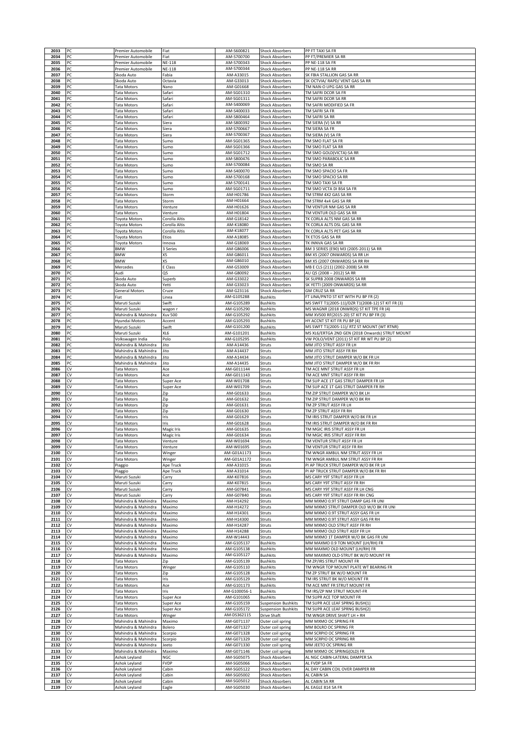| 2033 | PC | Premier Automobile | Fiat | AM-S600821 | Shock Absorbers | PP FT TAXI SA FR |
|---|---|---|---|---|---|---|
| 2034 | PC | Premier Automobile | Fiat | AM-S700700 | Shock Absorbers | PP FT/PREMIER SA RR |
| 2035 | PC | Premier Automobile | NE-118 | AM-S700343 | Shock Absorbers | PP NE-118 SA FR |
| 2036 | PC | Premier Automobile | NE-118 | AM-S700344 | Shock Absorbers | PP NE-118 SA RR |
| 2037 | PC | Skoda Auto | Fabia | AM-A33015 | Shock Absorbers | SK FBIA STALLION GAS SA RR |
| 2038 | PC | Skoda Auto | Octavia | AM-G33013 | Shock Absorbers | SK OCTVIA/ RAPD/ VENT GAS SA RR |
| 2039 | PC | Tata Motors | Nano | AM-G01668 | Shock Absorbers | TM NAN-O UPG GAS SA RR |
| 2040 | PC | Tata Motors | Safari | AM-SG01310 | Shock Absorbers | TM SAFRI DCOR SA FR |
| 2041 | PC | Tata Motors | Safari | AM-SG01311 | Shock Absorbers | TM SAFRI DCOR SA RR |
| 2042 | PC | Tata Motors | Safari | AM-S400069 | Shock Absorbers | TM SAFRI MODIFIED SA FR |
| 2043 | PC | Tata Motors | Safari | AM-S400033 | Shock Absorbers | TM SAFRI SA FR |
| 2044 | PC | Tata Motors | Safari | AM-S800464 | Shock Absorbers | TM SAFRI SA RR |
| 2045 | PC | Tata Motors | Siera | AM-S800392 | Shock Absorbers | TM SIERA (V) SA RR |
| 2046 | PC | Tata Motors | Siera | AM-S700667 | Shock Absorbers | TM SIERA SA FR |
| 2047 | PC | Tata Motors | Siera | AM-S700367 | Shock Absorbers | TM SIERA (V) SA FR |
| 2048 | PC | Tata Motors | Sumo | AM-SG01365 | Shock Absorbers | TM SMO FLAT SA FR |
| 2049 | PC | Tata Motors | Sumo | AM-SG01366 | Shock Absorbers | TM SMO FLAT SA RR |
| 2050 | PC | Tata Motors | Sumo | AM-SG01712 | Shock Absorbers | TM SMO GOLD(VICTA)-SA RR |
| 2051 | PC | Tata Motors | Sumo | AM-S800476 | Shock Absorbers | TM SMO PARABOLIC SA RR |
| 2052 | PC | Tata Motors | Sumo | AM-S700084 | Shock Absorbers | TM SMO SA RR |
| 2053 | PC | Tata Motors | Sumo | AM-S400070 | Shock Absorbers | TM SMO SPACIO SA FR |
| 2054 | PC | Tata Motors | Sumo | AM-S700168 | Shock Absorbers | TM SMO SPACIO SA RR |
| 2055 | PC | Tata Motors | Sumo | AM-S700141 | Shock Absorbers | TM SMO TAXI SA FR |
| 2056 | PC | Tata Motors | Sumo | AM-SG01711 | Shock Absorbers | TM SMO VCTA DI BS4 SA FR |
| 2057 | PC | Tata Motors | Storm | AM-H01786 | Shock Absorbers | TM STRM 4X2 GAS SA RR |
| 2058 | PC | Tata Motors | Storm | AM-H01664 | Shock Absorbers | TM STRM 4x4 GAS SA RR |
| 2059 | PC | Tata Motors | Venture | AM-H01626 | Shock Absorbers | TM VENTUR NM GAS SA RR |
| 2060 | PC | Tata Motors | Venture | AM-H01804 | Shock Absorbers | TM VENTUR OLD GAS SA RR |
| 2061 | PC | Toyota Motors | Corolla Altis | AM-G18142 | Shock Absorbers | TK CORLA ALTS NM GAS SA RR |
| 2062 | PC | Toyota Motors | Corolla Altis | AM-K18080 | Shock Absorbers | TK CORLA ALTS DSL GAS SA RR |
| 2063 | PC | Toyota Motors | Corolla Altis | AM-K18077 | Shock Absorbers | TK CORLA ALTS PET GAS SA RR |
| 2064 | PC | Toyota Motors | Etios | AM-A18085 | Shock Absorbers | TK ETOS GAS SA RR |
| 2065 | PC | Toyota Motors | Innova | AM-G18069 | Shock Absorbers | TK INNVA GAS SA RR |
| 2066 | PC | BMW | 3 Series | AM-G86006 | Shock Absorbers | BM 3 SERIES (E90) M3 (2005-2011) SA RR |
| 2067 | PC | BMW | X5 | AM-G86011 | Shock Absorbers | BM X5 (2007 ONWARDS) SA RR LH |
| 2068 | PC | BMW | X5 | AM-G86010 | Shock Absorbers | BM X5 (2007 ONWARDS) SA RR RH |
| 2069 | PC | Mercedes | E Class | AM-G53009 | Shock Absorbers | MB E CLS (211) (2002-2008) SA RR |
| 2070 | PC | Audi | Q5 | AM-G80092 | Shock Absorbers | AU Q5 (2008 – 2012) SA RR |
| 2071 | PC | Skoda Auto | Superb | AM-G33022 | Shock Absorbers | SK SUPRB 2008 ONWARDS SA RR |
| 2072 | PC | Skoda Auto | Yetti | AM-G33023 | Shock Absorbers | SK YETTI (2009 ONWARDS) SA RR |
| 2073 | PC | General Motors | Cruze | AM-G23116 | Shock Absorbers | GM CRUZ SA RR |
| 2074 | PC | Fiat | Linea | AM-G105288 | Bushkits | FT LINA/PNTO ST KIT WITH PU BP FR (2) |
| 2075 | PC | Maruti Suzuki | Swift | AM-G105289 | Bushkits | MS SWFT T1(2005-11)/DZR T1(2008-12) ST KIT FR (3) |
| 2076 | PC | Maruti Suzuki | wagon r | AM-G105290 | Bushkits | MS WAGNR (2018 ONWRDS) ST KIT TPE FR (4) |
| 2077 | PC | Mahindra & Mahindra | Xuv 500 | AM-G105292 | Bushkits | MM XV500 RF(2015-20) ST KIT PU BP FR (3) |
| 2078 | PC | Hyundai Motors | Accent | AM-G105293 | Bushkits | HY ACCNT ST KIT FR PU BP (4) |
| 2079 | PC | Maruti Suzuki | Swift | AM-G101200 | Bushkits | MS SWFT T1(2005-11)/ RTZ ST MOUNT (WT RTNR) |
| 2080 | PC | Maruti Suzuki | XL6 | AM-G101201 | Bushkits | MS XL6/ERTGA 2ND GEN (2018 Onwards) STRUT MOUNT |
| 2081 | PC | Volkswagen India | Polo | AM-G105295 | Bushkits | VW POLO/VENT (2011) ST KIT RR WT PU BP (2) |
| 2082 | PC | Mahindra & Mahindra | Jito | AM-A14436 | Struts | MM JITO STRUT ASSY FR LH |
| 2083 | PC | Mahindra & Mahindra | Jito | AM-A14437 | Struts | MM JITO STRUT ASSY FR RH |
| 2084 | PC | Mahindra & Mahindra | Jito | AM-A14434 | Struts | MM JITO STRUT DAMPER W/O BK FR LH |
| 2085 | PC | Mahindra & Mahindra | Jito | AM-A14435 | Struts | MM JITO STRUT DAMPER W/O BK FR RH |
| 2086 | CV | Tata Motors | Ace | AM-G011144 | Struts | TM ACE MNT STRUT ASSY FR LH |
| 2087 | CV | Tata Motors | Ace | AM-G011143 | Struts | TM ACE MNT STRUT ASSY FR RH |
| 2088 | CV | Tata Motors | Super Ace | AM-W01708 | Struts | TM SUP ACE 1T GAS STRUT DAMPER FR LH |
| 2089 | CV | Tata Motors | Super Ace | AM-W01709 | Struts | TM SUP ACE 1T GAS STRUT DAMPER FR RH |
| 2090 | CV | Tata Motors | Zip | AM-G01633 | Struts | TM ZIP STRUT DAMPER W/O BK LH |
| 2091 | CV | Tata Motors | Zip | AM-G01632 | Struts | TM ZIP STRUT DAMPER W/O BK RH |
| 2092 | CV | Tata Motors | Zip | AM-G01631 | Struts | TM ZP STRUT ASSY FR LH |
| 2093 | CV | Tata Motors | Zip | AM-G01630 | Struts | TM ZP STRUT ASSY FR RH |
| 2094 | CV | Tata Motors | Iris | AM-G01629 | Struts | TM IRIS STRUT DAMPER W/O BK FR LH |
| 2095 | CV | Tata Motors | Iris | AM-G01628 | Struts | TM IRIS STRUT DAMPER W/O BK FR RH |
| 2096 | CV | Tata Motors | Magic Iris | AM-G01635 | Struts | TM MGIC IRIS STRUT ASSY FR LH |
| 2097 | CV | Tata Motors | Magic Iris | AM-G01634 | Struts | TM MGIC IRIS STRUT ASSY FR RH |
| 2098 | CV | Tata Motors | Venture | AM-W01694 | Struts | TM VENTUR STRUT ASSY FR LH |
| 2099 | CV | Tata Motors | Venture | AM-W01695 | Struts | TM VENTUR STRUT ASSY FR RH |
| 2100 | CV | Tata Motors | Winger | AM-G01A1173 | Struts | TM WNGR AMBUL NM STRUT ASSY FR LH |
| 2101 | CV | Tata Motors | Winger | AM-G01A1172 | Struts | TM WNGR AMBUL NM STRUT ASSY FR RH |
| 2102 | CV | Piaggio | Ape Truck | AM-A31015 | Struts | PI AP TRUCK STRUT DAMPER W/O BK FR LH |
| 2103 | CV | Piaggio | Ape Truck | AM-A31014 | Struts | PI AP TRUCK STRUT DAMPER W/O BK FR RH |
| 2104 | CV | Maruti Suzuki | Carry | AM-K07816 | Struts | MS CARY Y9T STRUT ASSY FR LH |
| 2105 | CV | Maruti Suzuki | Carry | AM-K07815 | Struts | MS CARY Y9T STRUT ASSY FR RH |
| 2106 | CV | Maruti Suzuki | Carry | AM-G07841 | Struts | MS CARY Y9T STRUT ASSY FR LH CNG |
| 2107 | CV | Maruti Suzuki | Carry | AM-G07840 | Struts | MS CARY Y9T STRUT ASSY FR RH CNG |
| 2108 | CV | Mahindra & Mahindra | Maximo | AM-H14292 | Struts | MM MXMO 0.9T STRUT DAMP GAS FR UNI |
| 2109 | CV | Mahindra & Mahindra | Maximo | AM-H14272 | Struts | MM MXMO STRUT DAMPER OLD W/O BK FR UNI |
| 2110 | CV | Mahindra & Mahindra | Maximo | AM-H14301 | Struts | MM MXMO 0.9T STRUT ASSY GAS FR LH |
| 2111 | CV | Mahindra & Mahindra | Maximo | AM-H14300 | Struts | MM MXMO 0.9T STRUT ASSY GAS FR RH |
| 2112 | CV | Mahindra & Mahindra | Maximo | AM-H14287 | Struts | MM MXMO OLD STRUT ASSY FR RH |
| 2113 | CV | Mahindra & Mahindra | Maximo | AM-H14288 | Struts | MM MXMO OLD STRUT ASSY FR LH |
| 2114 | CV | Mahindra & Mahindra | Maximo | AM-W14443 | Struts | MM MXMO 1T DAMPER W/O BK GAS FR UNI |
| 2115 | CV | Mahindra & Mahindra | Maximo | AM-G105137 | Bushkits | MM MAXMO 0.9 TON MOUNT (LH/RH) FR |
| 2116 | CV | Mahindra & Mahindra | Maximo | AM-G105138 | Bushkits | MM MAXMO OLD MOUNT (LH/RH) FR |
| 2117 | CV | Mahindra & Mahindra | Maximo | AM-G105127 | Bushkits | MM MAXIMO OLD-STRUT BK W/O MOUNT FR |
| 2118 | CV | Tata Motors | Zip | AM-G105139 | Bushkits | TM ZP/IRS STRUT MOUNT FR |
| 2119 | CV | Tata Motors | Winger | AM-G105110 | Bushkits | TM WNGR TOP MOUNT PLATE WT BEARING FR |
| 2120 | CV | Tata Motors | Zip | AM-G105128 | Bushkits | TM ZP STRUT BK W/O MOUNT FR |
| 2121 | CV | Tata Motors | Iris | AM-G105129 | Bushkits | TM IRS STRUT BK W/O MOUNT FR |
| 2122 | CV | Tata Motors | Ace | AM-G101173 | Bushkits | TM ACE MNT FR STRUT MOUNT FR |
| 2123 | CV | Tata Motors | Iris | AM-G100056-1 | Bushkits | TM IRS/ZP NM STRUT MOUNT-FR |
| 2124 | CV | Tata Motors | Super Ace | AM-G101065 | Bushkits | TM SUPR ACE TOP MOUNT FR |
| 2125 | CV | Tata Motors | Super Ace | AM-G105159 | Suspension Bushkits | TM SUPR ACE LEAF SPRNG BUSH(1) |
| 2126 | CV | Tata Motors | Super Ace | AM-G105172 | Suspension Bushkits | TM SUPR ACE LEAF SPRNG BUSH(2) |
| 2127 | CV | Tata Motors | Winger | AM-DS362115 | Drive Shaft | TM WNGR DRIVE SHAFT LH + RH |
| 2128 | CV | Mahindra & Mahindra | Maximo | AM-G071137 | Outer coil spring | MM MXMO OC SPRING FR |
| 2129 | CV | Mahindra & Mahindra | Bolero | AM-G071327 | Outer coil spring | MM BOLRO OC SPRING FR |
| 2130 | CV | Mahindra & Mahindra | Scorpio | AM-G071328 | Outer coil spring | MM SCRPIO OC SPRING FR |
| 2131 | CV | Mahindra & Mahindra | Scorpio | AM-G071329 | Outer coil spring | MM SCRPIO OC SPRING RR |
| 2132 | CV | Mahindra & Mahindra | Jeeto | AM-G071330 | Outer coil spring | MM JEETO OC SPRING RR |
| 2133 | CV | Mahindra & Mahindra | Maximo | AM-G071146 | Outer coil spring | MM MXMO OC SPRING(OLD) FR |
| 2134 | CV | Ashok Leyland | NGC | AM-SG05075 | Shock Absorbers | AL NGC CABIN-LATERAL DAMPER SA |
| 2135 | CV | Ashok Leyland | FVDP | AM-SG05066 | Shock Absorbers | AL FVDP SA FR |
| 2136 | CV | Ashok Leyland | Cabin | AM-SG05122 | Shock Absorbers | AL DAY CABIN COIL OVER DAMPER RR |
| 2137 | CV | Ashok Leyland | Cabin | AM-SG05002 | Shock Absorbers | AL CABIN SA |
| 2138 | CV | Ashok Leyland | Cabin | AM-SG05012 | Shock Absorbers | AL CABIN SA RR |
| 2139 | CV | Ashok Leyland | Eagle | AM-SG05030 | Shock Absorbers | AL EAGLE 814 SA FR |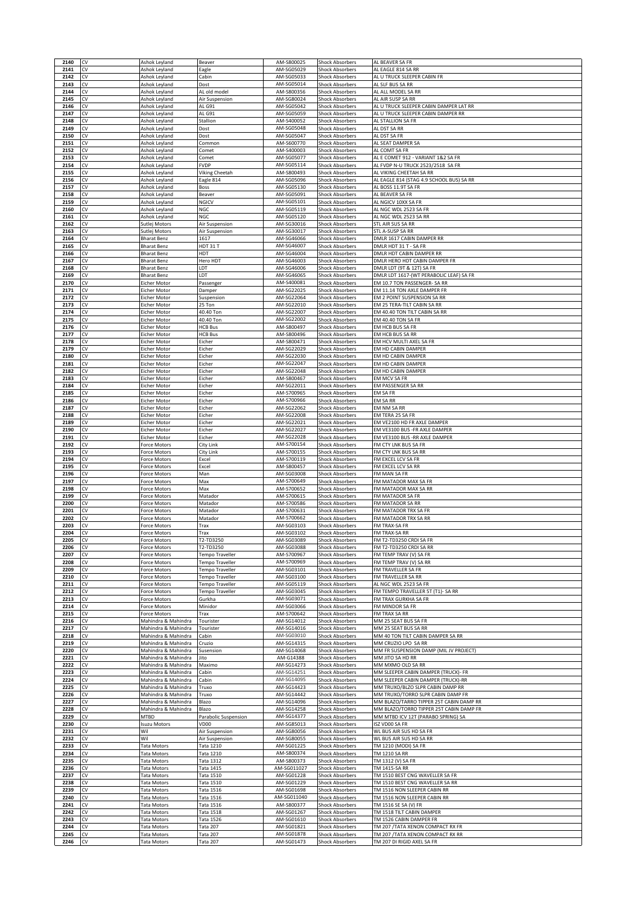| 2140 | CV | Ashok Leyland | Beaver | AM-S800025 | Shock Absorbers | AL BEAVER SA FR |
|---|---|---|---|---|---|---|
| 2141 | CV | Ashok Leyland | Eagle | AM-SG05029 | Shock Absorbers | AL EAGLE 814 SA RR |
| 2142 | CV | Ashok Leyland | Cabin | AM-SG05033 | Shock Absorbers | AL U TRUCK SLEEPER CABIN FR |
| 2143 | CV | Ashok Leyland | Dost | AM-SG05014 | Shock Absorbers | AL SLF BUS SA RR |
| 2144 | CV | Ashok Leyland | AL old model | AM-S800356 | Shock Absorbers | AL ALL MODEL SA RR |
| 2145 | CV | Ashok Leyland | Air Suspension | AM-SG80024 | Shock Absorbers | AL AIR SUSP SA RR |
| 2146 | CV | Ashok Leyland | AL G91 | AM-SG05042 | Shock Absorbers | AL U TRUCK SLEEPER CABIN DAMPER LAT RR |
| 2147 | CV | Ashok Leyland | AL G91 | AM-SG05059 | Shock Absorbers | AL U TRUCK SLEEPER CABIN DAMPER RR |
| 2148 | CV | Ashok Leyland | Stallion | AM-S400052 | Shock Absorbers | AL STALLION SA FR |
| 2149 | CV | Ashok Leyland | Dost | AM-SG05048 | Shock Absorbers | AL DST SA RR |
| 2150 | CV | Ashok Leyland | Dost | AM-SG05047 | Shock Absorbers | AL DST SA FR |
| 2151 | CV | Ashok Leyland | Common | AM-S600770 | Shock Absorbers | AL SEAT DAMPER SA |
| 2152 | CV | Ashok Leyland | Comet | AM-S400003 | Shock Absorbers | AL COMT SA FR |
| 2153 | CV | Ashok Leyland | Comet | AM-SG05077 | Shock Absorbers | AL E COMET 912 - VARIANT 1&2 SA FR |
| 2154 | CV | Ashok Leyland | FVDP | AM-SG05114 | Shock Absorbers | AL FVDP N-U TRUCK 2523/2518 SA FR |
| 2155 | CV | Ashok Leyland | Viking Cheetah | AM-S800493 | Shock Absorbers | AL VIKING CHEETAH SA RR |
| 2156 | CV | Ashok Leyland | Eagle 814 | AM-SG05096 | Shock Absorbers | AL EAGLE 814 (STAG 4.9 SCHOOL BUS) SA RR |
| 2157 | CV | Ashok Leyland | Boss | AM-SG05130 | Shock Absorbers | AL BOSS 11.9T SA FR |
| 2158 | CV | Ashok Leyland | Beaver | AM-SG05091 | Shock Absorbers | AL BEAVER SA FR |
| 2159 | CV | Ashok Leyland | NGICV | AM-SG05101 | Shock Absorbers | AL NGICV 10XX SA FR |
| 2160 | CV | Ashok Leyland | NGC | AM-SG05119 | Shock Absorbers | AL NGC WDL 2523 SA FR |
| 2161 | CV | Ashok Leyland | NGC | AM-SG05120 | Shock Absorbers | AL NGC WDL 2523 SA RR |
| 2162 | CV | Sutlej Motors | Air Suspension | AM-SG30016 | Shock Absorbers | STL AIR SUS SA RR |
| 2163 | CV | Sutlej Motors | Air Suspension | AM-SG30017 | Shock Absorbers | STL A-SUSP SA RR |
| 2164 | CV | Bharat Benz | 1617 | AM-SG46066 | Shock Absorbers | DMLR 1617 CABIN DAMPER RR |
| 2165 | CV | Bharat Benz | HDT 31 T | AM-SG46007 | Shock Absorbers | DMLR HDT 31 T - SA FR |
| 2166 | CV | Bharat Benz | HDT | AM-SG46004 | Shock Absorbers | DMLR HDT CABIN DAMPER RR |
| 2167 | CV | Bharat Benz | Hero HDT | AM-SG46003 | Shock Absorbers | DMLR HERO HDT CABIN DAMPER FR |
| 2168 | CV | Bharat Benz | LDT | AM-SG46006 | Shock Absorbers | DMLR LDT (9T & 12T) SA FR |
| 2169 | CV | Bharat Benz | LDT | AM-SG46065 | Shock Absorbers | DMLR LDT 1617-(WT PERABOLIC LEAF) SA FR |
| 2170 | CV | Eicher Motor | Passenger | AM-S400081 | Shock Absorbers | EM 10.7 TON PASSENGER- SA RR |
| 2171 | CV | Eicher Motor | Damper | AM-SG22025 | Shock Absorbers | EM 11.14 TON AXLE DAMPER FR |
| 2172 | CV | Eicher Motor | Suspension | AM-SG22064 | Shock Absorbers | EM 2 POINT SUSPENSION SA RR |
| 2173 | CV | Eicher Motor | 25 Ton | AM-SG22010 | Shock Absorbers | EM 25 TERA-TILT CABIN SA RR |
| 2174 | CV | Eicher Motor | 40.40 Ton | AM-SG22007 | Shock Absorbers | EM 40.40 TON TILT CABIN SA RR |
| 2175 | CV | Eicher Motor | 40.40 Ton | AM-SG22002 | Shock Absorbers | EM 40.40 TON SA FR |
| 2176 | CV | Eicher Motor | HCB Bus | AM-S800497 | Shock Absorbers | EM HCB BUS SA FR |
| 2177 | CV | Eicher Motor | HCB Bus | AM-S800496 | Shock Absorbers | EM HCB BUS SA RR |
| 2178 | CV | Eicher Motor | Eicher | AM-S800471 | Shock Absorbers | EM HCV MULTI AXEL SA FR |
| 2179 | CV | Eicher Motor | Eicher | AM-SG22029 | Shock Absorbers | EM HD CABIN DAMPER |
| 2180 | CV | Eicher Motor | Eicher | AM-SG22030 | Shock Absorbers | EM HD CABIN DAMPER |
| 2181 | CV | Eicher Motor | Eicher | AM-SG22047 | Shock Absorbers | EM HD CABIN DAMPER |
| 2182 | CV | Eicher Motor | Eicher | AM-SG22048 | Shock Absorbers | EM HD CABIN DAMPER |
| 2183 | CV | Eicher Motor | Eicher | AM-S800467 | Shock Absorbers | EM MCV SA FR |
| 2184 | CV | Eicher Motor | Eicher | AM-SG22011 | Shock Absorbers | EM PASSENGER SA RR |
| 2185 | CV | Eicher Motor | Eicher | AM-S700965 | Shock Absorbers | EM SA FR |
| 2186 | CV | Eicher Motor | Eicher | AM-S700966 | Shock Absorbers | EM SA RR |
| 2187 | CV | Eicher Motor | Eicher | AM-SG22062 | Shock Absorbers | EM NM SA RR |
| 2188 | CV | Eicher Motor | Eicher | AM-SG22008 | Shock Absorbers | EM TERA 25 SA FR |
| 2189 | CV | Eicher Motor | Eicher | AM-SG22021 | Shock Absorbers | EM VE2100 HD FR AXLE DAMPER |
| 2190 | CV | Eicher Motor | Eicher | AM-SG22027 | Shock Absorbers | EM VE3100 BUS -FR AXLE DAMPER |
| 2191 | CV | Eicher Motor | Eicher | AM-SG22028 | Shock Absorbers | EM VE3100 BUS -RR AXLE DAMPER |
| 2192 | CV | Force Motors | City Link | AM-S700154 | Shock Absorbers | FM CTY LNK BUS SA FR |
| 2193 | CV | Force Motors | City Link | AM-S700155 | Shock Absorbers | FM CTY LNK BUS SA RR |
| 2194 | CV | Force Motors | Excel | AM-S700119 | Shock Absorbers | FM EXCEL LCV SA FR |
| 2195 | CV | Force Motors | Excel | AM-S800457 | Shock Absorbers | FM EXCEL LCV SA RR |
| 2196 | CV | Force Motors | Man | AM-SG03008 | Shock Absorbers | FM MAN SA FR |
| 2197 | CV | Force Motors | Max | AM-S700649 | Shock Absorbers | FM MATADOR MAX SA FR |
| 2198 | CV | Force Motors | Max | AM-S700652 | Shock Absorbers | FM MATADOR MAX SA RR |
| 2199 | CV | Force Motors | Matador | AM-S700615 | Shock Absorbers | FM MATADOR SA FR |
| 2200 | CV | Force Motors | Matador | AM-S700586 | Shock Absorbers | FM MATADOR SA RR |
| 2201 | CV | Force Motors | Matador | AM-S700631 | Shock Absorbers | FM MATADOR TRX SA FR |
| 2202 | CV | Force Motors | Matador | AM-S700662 | Shock Absorbers | FM MATADOR TRX SA RR |
| 2203 | CV | Force Motors | Trax | AM-SG03103 | Shock Absorbers | FM TRAX-SA FR |
| 2204 | CV | Force Motors | Trax | AM-SG03102 | Shock Absorbers | FM TRAX-SA RR |
| 2205 | CV | Force Motors | T2-TD3250 | AM-SG03089 | Shock Absorbers | FM T2-TD3250 CRDI SA FR |
| 2206 | CV | Force Motors | T2-TD3250 | AM-SG03088 | Shock Absorbers | FM T2-TD3250 CRDI SA RR |
| 2207 | CV | Force Motors | Tempo Traveller | AM-S700967 | Shock Absorbers | FM TEMP TRAV (V) SA FR |
| 2208 | CV | Force Motors | Tempo Traveller | AM-S700969 | Shock Absorbers | FM TEMP TRAV (V) SA RR |
| 2209 | CV | Force Motors | Tempo Traveller | AM-SG03101 | Shock Absorbers | FM TRAVELLER SA FR |
| 2210 | CV | Force Motors | Tempo Traveller | AM-SG03100 | Shock Absorbers | FM TRAVELLER SA RR |
| 2211 | CV | Force Motors | Tempo Traveller | AM-SG05119 | Shock Absorbers | AL NGC WDL 2523 SA FR |
| 2212 | CV | Force Motors | Tempo Traveller | AM-SG03045 | Shock Absorbers | FM TEMPO TRAVELLER 5T (T1)- SA RR |
| 2213 | CV | Force Motors | Gurkha | AM-SG03071 | Shock Absorbers | FM TRAX GURKHA SA FR |
| 2214 | CV | Force Motors | Minidor | AM-SG03066 | Shock Absorbers | FM MINDOR SA FR |
| 2215 | CV | Force Motors | Trax | AM-S700642 | Shock Absorbers | FM TRAX SA RR |
| 2216 | CV | Mahindra & Mahindra | Tourister | AM-SG14012 | Shock Absorbers | MM 25 SEAT BUS SA FR |
| 2217 | CV | Mahindra & Mahindra | Tourister | AM-SG14016 | Shock Absorbers | MM 25 SEAT BUS SA RR |
| 2218 | CV | Mahindra & Mahindra | Cabin | AM-SG03010 | Shock Absorbers | MM 40 TON TILT CABIN DAMPER SA RR |
| 2219 | CV | Mahindra & Mahindra | Cruzio | AM-SG14315 | Shock Absorbers | MM CRUZIO LPO SA RR |
| 2220 | CV | Mahindra & Mahindra | Susension | AM-SG14068 | Shock Absorbers | MM FR SUSPENSION DAMP (MIL JV PROJECT) |
| 2221 | CV | Mahindra & Mahindra | Jito | AM-G14388 | Shock Absorbers | MM JITO SA HD RR |
| 2222 | CV | Mahindra & Mahindra | Maximo | AM-SG14273 | Shock Absorbers | MM MXMO OLD SA RR |
| 2223 | CV | Mahindra & Mahindra | Cabin | AM-SG14251 | Shock Absorbers | MM SLEEPER CABIN DAMPER (TRUCK)- FR |
| 2224 | CV | Mahindra & Mahindra | Cabin | AM-SG14095 | Shock Absorbers | MM SLEEPER CABIN DAMPER (TRUCK)-RR |
| 2225 | CV | Mahindra & Mahindra | Truxo | AM-SG14423 | Shock Absorbers | MM TRUXO/BLZO SLPR CABIN DAMP RR |
| 2226 | CV | Mahindra & Mahindra | Truxo | AM-SG14442 | Shock Absorbers | MM TRUXO/TORRO SLPR CABIN DAMP FR |
| 2227 | CV | Mahindra & Mahindra | Blazo | AM-SG14096 | Shock Absorbers | MM BLAZO/TARRO TIPPER 25T CABIN DAMP RR |
| 2228 | CV | Mahindra & Mahindra | Blazo | AM-SG14258 | Shock Absorbers | MM BLAZO/TORRO TIPPER 25T CABIN DAMP FR |
| 2229 | CV | MTBD | Parabolic Suspension | AM-SG14377 | Shock Absorbers | MM MTBD ICV 12T (PARABO SPRING) SA |
| 2230 | CV | Isuzu Motors | VD00 | AM-SG85013 | Shock Absorbers | ISZ VD00 SA FR |
| 2231 | CV | Wil | Air Suspension | AM-SG80056 | Shock Absorbers | WL BUS AIR SUS HD SA FR |
| 2232 | CV | Wil | Air Suspension | AM-SG80055 | Shock Absorbers | WL BUS AIR SUS HD SA RR |
| 2233 | CV | Tata Motors | Tata 1210 | AM-SG01225 | Shock Absorbers | TM 1210 (MODI) SA FR |
| 2234 | CV | Tata Motors | Tata 1210 | AM-S800374 | Shock Absorbers | TM 1210 SA RR |
| 2235 | CV | Tata Motors | Tata 1312 | AM-S800373 | Shock Absorbers | TM 1312 (V) SA FR |
| 2236 | CV | Tata Motors | Tata 1415 | AM-SG011027 | Shock Absorbers | TM 1415-SA RR |
| 2237 | CV | Tata Motors | Tata 1510 | AM-SG01228 | Shock Absorbers | TM 1510 BEST CNG WAVELLER SA FR |
| 2238 | CV | Tata Motors | Tata 1510 | AM-SG01229 | Shock Absorbers | TM 1510 BEST CNG WAVELLER SA RR |
| 2239 | CV | Tata Motors | Tata 1516 | AM-SG01698 | Shock Absorbers | TM 1516 NON SLEEPER CABIN RR |
| 2240 | CV | Tata Motors | Tata 1516 | AM-SG011040 | Shock Absorbers | TM 1516 NON SLEEPER CABIN RR |
| 2241 | CV | Tata Motors | Tata 1516 | AM-S800377 | Shock Absorbers | TM 1516 SE SA (V) FR |
| 2242 | CV | Tata Motors | Tata 1518 | AM-SG01267 | Shock Absorbers | TM 1518 TILT CABIN DAMPER |
| 2243 | CV | Tata Motors | Tata 1526 | AM-SG01610 | Shock Absorbers | TM 1526 CABIN DAMPER FR |
| 2244 | CV | Tata Motors | Tata 207 | AM-SG01821 | Shock Absorbers | TM 207 /TATA XENON COMPACT RX FR |
| 2245 | CV | Tata Motors | Tata 207 | AM-SG01878 | Shock Absorbers | TM 207 /TATA XENON COMPACT RX RR |
| 2246 | CV | Tata Motors | Tata 207 | AM-SG01473 | Shock Absorbers | TM 207 DI RIGID AXEL SA FR |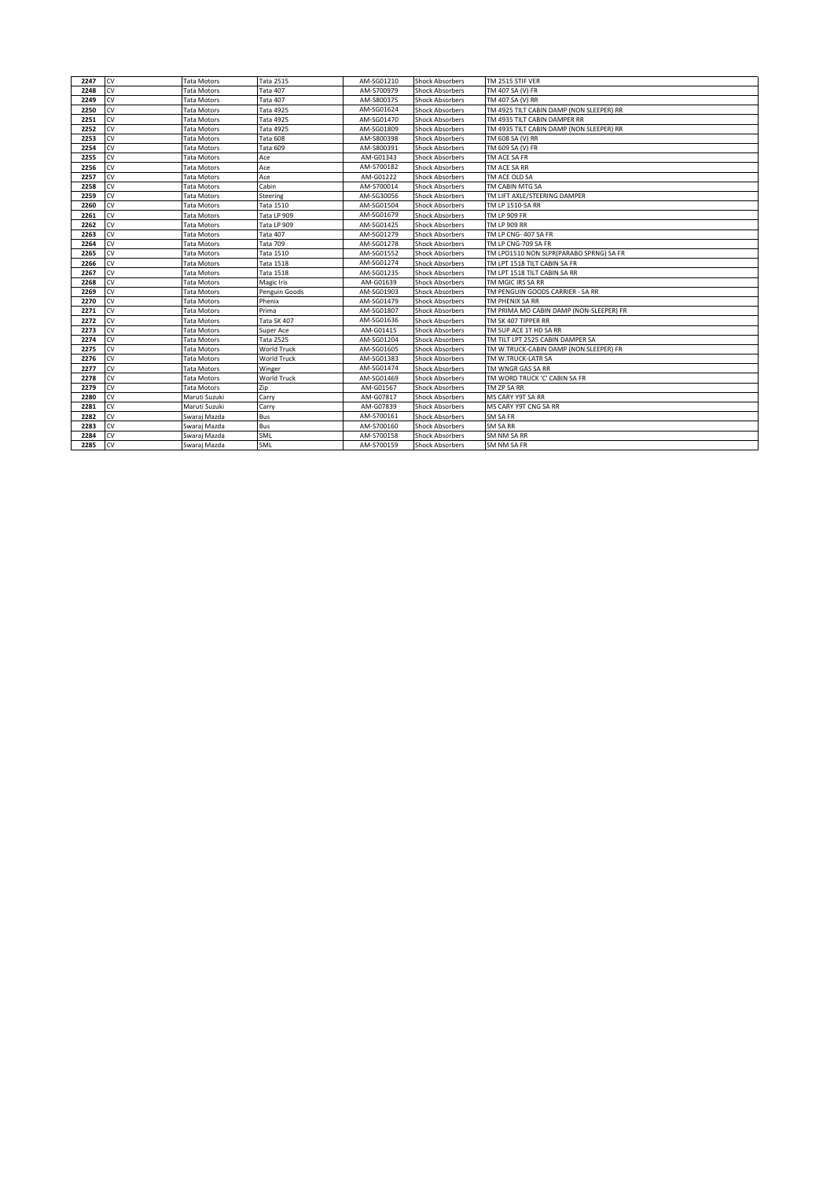| | | | | | | |
|---|---|---|---|---|---|---|
| 2247 | CV | Tata Motors | Tata 2515 | AM-SG01210 | Shock Absorbers | TM 2515 STIF VER |
| 2248 | CV | Tata Motors | Tata 407 | AM-S700979 | Shock Absorbers | TM 407 SA (V) FR |
| 2249 | CV | Tata Motors | Tata 407 | AM-S800375 | Shock Absorbers | TM 407 SA (V) RR |
| 2250 | CV | Tata Motors | Tata 4925 | AM-SG01624 | Shock Absorbers | TM 4925 TILT CABIN DAMP (NON SLEEPER) RR |
| 2251 | CV | Tata Motors | Tata 4925 | AM-SG01470 | Shock Absorbers | TM 4935 TILT CABIN DAMPER RR |
| 2252 | CV | Tata Motors | Tata 4925 | AM-SG01809 | Shock Absorbers | TM 4935 TILT CABIN DAMP (NON SLEEPER) RR |
| 2253 | CV | Tata Motors | Tata 608 | AM-S800398 | Shock Absorbers | TM 608 SA (V) RR |
| 2254 | CV | Tata Motors | Tata 609 | AM-S800391 | Shock Absorbers | TM 609 SA (V) FR |
| 2255 | CV | Tata Motors | Ace | AM-G01343 | Shock Absorbers | TM ACE SA FR |
| 2256 | CV | Tata Motors | Ace | AM-S700182 | Shock Absorbers | TM ACE SA RR |
| 2257 | CV | Tata Motors | Ace | AM-G01222 | Shock Absorbers | TM ACE OLD SA |
| 2258 | CV | Tata Motors | Cabin | AM-S700014 | Shock Absorbers | TM CABIN MTG SA |
| 2259 | CV | Tata Motors | Steering | AM-SG30056 | Shock Absorbers | TM LIFT AXLE/STEERING DAMPER |
| 2260 | CV | Tata Motors | Tata 1510 | AM-SG01504 | Shock Absorbers | TM LP 1510-SA RR |
| 2261 | CV | Tata Motors | Tata LP 909 | AM-SG01679 | Shock Absorbers | TM LP 909 FR |
| 2262 | CV | Tata Motors | Tata LP 909 | AM-SG01425 | Shock Absorbers | TM LP 909 RR |
| 2263 | CV | Tata Motors | Tata 407 | AM-SG01279 | Shock Absorbers | TM LP CNG- 407 SA FR |
| 2264 | CV | Tata Motors | Tata 709 | AM-SG01278 | Shock Absorbers | TM LP CNG-709 SA FR |
| 2265 | CV | Tata Motors | Tata 1510 | AM-SG01552 | Shock Absorbers | TM LPO1510 NON SLPR(PARABO SPRNG) SA FR |
| 2266 | CV | Tata Motors | Tata 1518 | AM-SG01274 | Shock Absorbers | TM LPT 1518 TILT CABIN SA FR |
| 2267 | CV | Tata Motors | Tata 1518 | AM-SG01235 | Shock Absorbers | TM LPT 1518 TILT CABIN SA RR |
| 2268 | CV | Tata Motors | Magic Iris | AM-G01639 | Shock Absorbers | TM MGIC IRS SA RR |
| 2269 | CV | Tata Motors | Penguin Goods | AM-SG01903 | Shock Absorbers | TM PENGUIN GOODS CARRIER - SA RR |
| 2270 | CV | Tata Motors | Phenix | AM-SG01479 | Shock Absorbers | TM PHENIX SA RR |
| 2271 | CV | Tata Motors | Prima | AM-SG01807 | Shock Absorbers | TM PRIMA MO CABIN DAMP (NON-SLEEPER) FR |
| 2272 | CV | Tata Motors | Tata SK 407 | AM-SG01636 | Shock Absorbers | TM SK 407 TIPPER RR |
| 2273 | CV | Tata Motors | Super Ace | AM-G01415 | Shock Absorbers | TM SUP ACE 1T HD SA RR |
| 2274 | CV | Tata Motors | Tata 2525 | AM-SG01204 | Shock Absorbers | TM TILT LPT 2525 CABIN DAMPER SA |
| 2275 | CV | Tata Motors | World Truck | AM-SG01605 | Shock Absorbers | TM W.TRUCK-CABIN DAMP (NON SLEEPER) FR |
| 2276 | CV | Tata Motors | World Truck | AM-SG01383 | Shock Absorbers | TM W.TRUCK-LATR SA |
| 2277 | CV | Tata Motors | Winger | AM-SG01474 | Shock Absorbers | TM WNGR GAS SA RR |
| 2278 | CV | Tata Motors | World Truck | AM-SG01469 | Shock Absorbers | TM WORD TRUCK 'C' CABIN SA FR |
| 2279 | CV | Tata Motors | Zip | AM-G01567 | Shock Absorbers | TM ZP SA RR |
| 2280 | CV | Maruti Suzuki | Carry | AM-G07817 | Shock Absorbers | MS CARY Y9T SA RR |
| 2281 | CV | Maruti Suzuki | Carry | AM-G07839 | Shock Absorbers | MS CARY Y9T CNG SA RR |
| 2282 | CV | Swaraj Mazda | Bus | AM-S700161 | Shock Absorbers | SM SA FR |
| 2283 | CV | Swaraj Mazda | Bus | AM-S700160 | Shock Absorbers | SM SA RR |
| 2284 | CV | Swaraj Mazda | SML | AM-S700158 | Shock Absorbers | SM NM SA RR |
| 2285 | CV | Swaraj Mazda | SML | AM-S700159 | Shock Absorbers | SM NM SA FR |